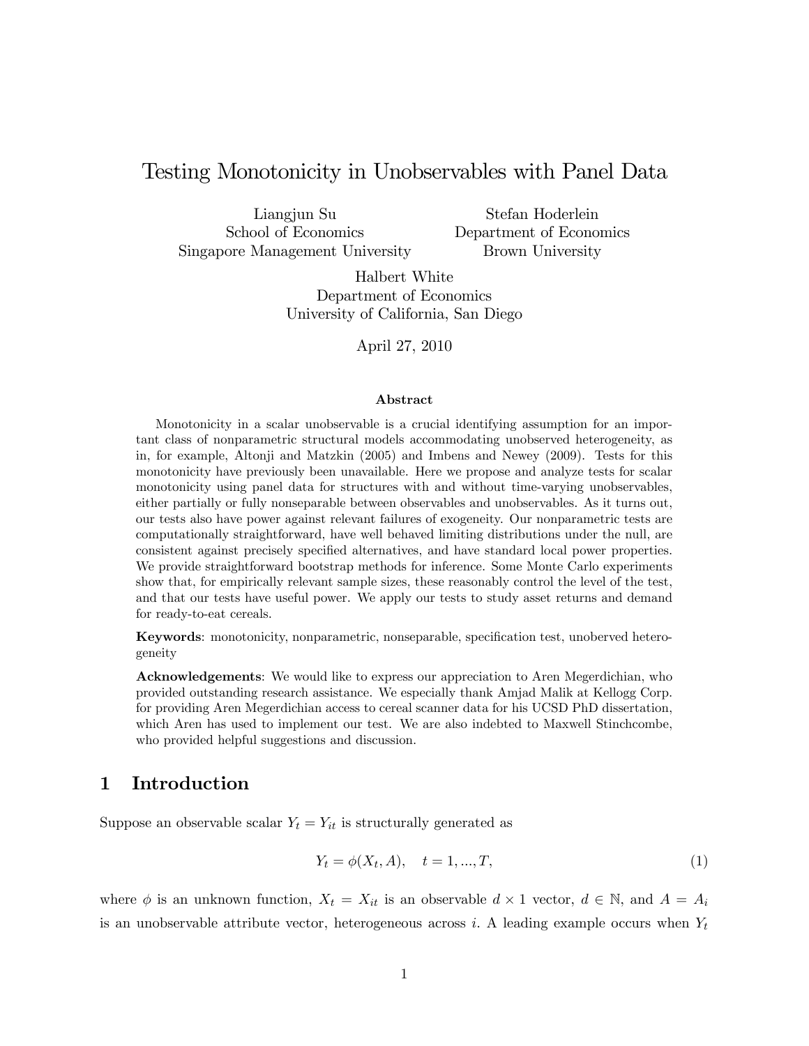# Testing Monotonicity in Unobservables with Panel Data

Liangjun Su
School of Economics
Singapore Management University

Stefan Hoderlein
Department of Economics
Brown University

Halbert White
Department of Economics
University of California, San Diego

April 27, 2010

**Abstract**

Monotonicity in a scalar unobservable is a crucial identifying assumption for an important class of nonparametric structural models accommodating unobserved heterogeneity, as in, for example, Altonji and Matzkin (2005) and Imbens and Newey (2009). Tests for this monotonicity have previously been unavailable. Here we propose and analyze tests for scalar monotonicity using panel data for structures with and without time-varying unobservables, either partially or fully nonseparable between observables and unobservables. As it turns out, our tests also have power against relevant failures of exogeneity. Our nonparametric tests are computationally straightforward, have well behaved limiting distributions under the null, are consistent against precisely specified alternatives, and have standard local power properties. We provide straightforward bootstrap methods for inference. Some Monte Carlo experiments show that, for empirically relevant sample sizes, these reasonably control the level of the test, and that our tests have useful power. We apply our tests to study asset returns and demand for ready-to-eat cereals.

**Keywords**: monotonicity, nonparametric, nonseparable, specification test, unoberved heterogeneity

**Acknowledgements**: We would like to express our appreciation to Aren Megerdichian, who provided outstanding research assistance. We especially thank Amjad Malik at Kellogg Corp. for providing Aren Megerdichian access to cereal scanner data for his UCSD PhD dissertation, which Aren has used to implement our test. We are also indebted to Maxwell Stinchcombe, who provided helpful suggestions and discussion.

## 1 Introduction

Suppose an observable scalar $Y_t = Y_{it}$ is structurally generated as

$$Y_t = \phi(X_t, A), \quad t = 1, ..., T, \tag{1}$$

where $\phi$ is an unknown function, $X_t = X_{it}$ is an observable $d \times 1$ vector, $d \in \mathbb{N}$, and $A = A_i$ is an unobservable attribute vector, heterogeneous across $i$. A leading example occurs when $Y_t$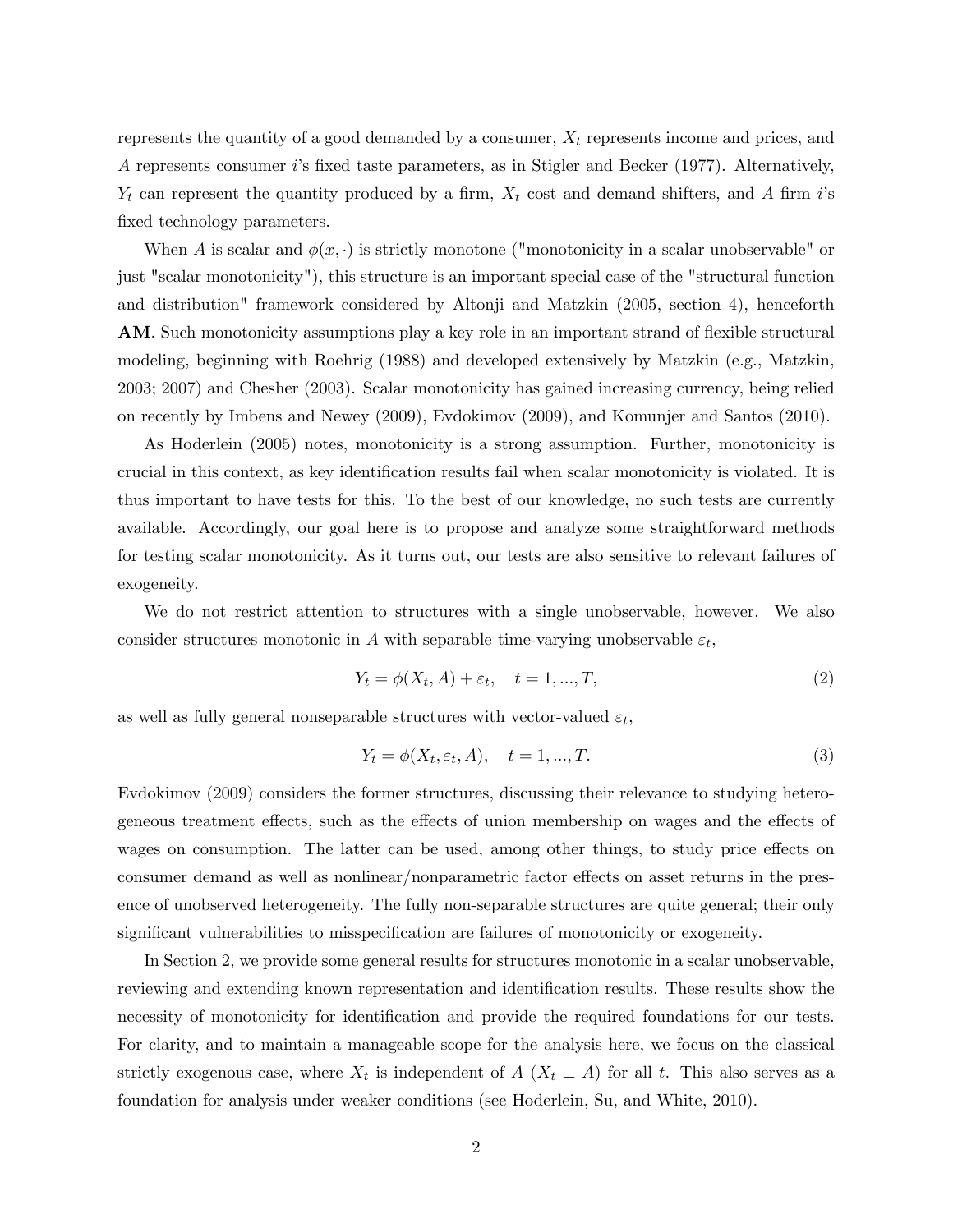represents the quantity of a good demanded by a consumer, $X_t$ represents income and prices, and $A$ represents consumer $i$'s fixed taste parameters, as in Stigler and Becker (1977). Alternatively, $Y_t$ can represent the quantity produced by a firm, $X_t$ cost and demand shifters, and $A$ firm $i$'s fixed technology parameters.

When $A$ is scalar and $\phi(x, \cdot)$ is strictly monotone ("monotonicity in a scalar unobservable" or just "scalar monotonicity"), this structure is an important special case of the "structural function and distribution" framework considered by Altonji and Matzkin (2005, section 4), henceforth **AM**. Such monotonicity assumptions play a key role in an important strand of flexible structural modeling, beginning with Roehrig (1988) and developed extensively by Matzkin (e.g., Matzkin, 2003; 2007) and Chesher (2003). Scalar monotonicity has gained increasing currency, being relied on recently by Imbens and Newey (2009), Evdokimov (2009), and Komunjer and Santos (2010).

As Hoderlein (2005) notes, monotonicity is a strong assumption. Further, monotonicity is crucial in this context, as key identification results fail when scalar monotonicity is violated. It is thus important to have tests for this. To the best of our knowledge, no such tests are currently available. Accordingly, our goal here is to propose and analyze some straightforward methods for testing scalar monotonicity. As it turns out, our tests are also sensitive to relevant failures of exogeneity.

We do not restrict attention to structures with a single unobservable, however. We also consider structures monotonic in $A$ with separable time-varying unobservable $\varepsilon_t$,

$$Y_t = \phi(X_t, A) + \varepsilon_t, \quad t = 1, ..., T, \tag{2}$$

as well as fully general nonseparable structures with vector-valued $\varepsilon_t$,

$$Y_t = \phi(X_t, \varepsilon_t, A), \quad t = 1, ..., T. \tag{3}$$

Evdokimov (2009) considers the former structures, discussing their relevance to studying heterogeneous treatment effects, such as the effects of union membership on wages and the effects of wages on consumption. The latter can be used, among other things, to study price effects on consumer demand as well as nonlinear/nonparametric factor effects on asset returns in the presence of unobserved heterogeneity. The fully non-separable structures are quite general; their only significant vulnerabilities to misspecification are failures of monotonicity or exogeneity.

In Section 2, we provide some general results for structures monotonic in a scalar unobservable, reviewing and extending known representation and identification results. These results show the necessity of monotonicity for identification and provide the required foundations for our tests. For clarity, and to maintain a manageable scope for the analysis here, we focus on the classical strictly exogenous case, where $X_t$ is independent of $A$ ($X_t \perp A$) for all $t$. This also serves as a foundation for analysis under weaker conditions (see Hoderlein, Su, and White, 2010).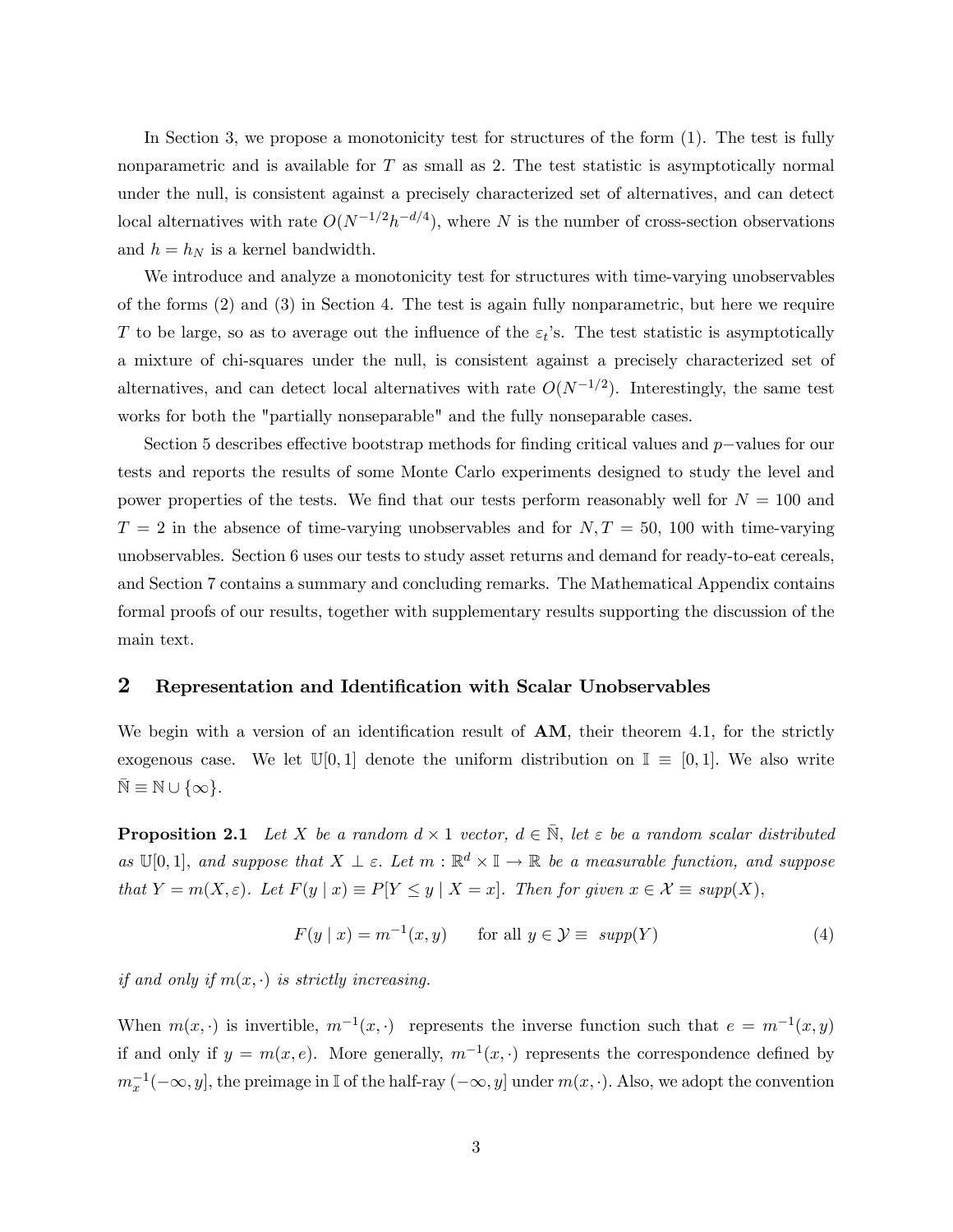In Section 3, we propose a monotonicity test for structures of the form (1). The test is fully nonparametric and is available for $T$ as small as 2. The test statistic is asymptotically normal under the null, is consistent against a precisely characterized set of alternatives, and can detect local alternatives with rate $O(N^{-1/2}h^{-d/4})$, where $N$ is the number of cross-section observations and $h = h_N$ is a kernel bandwidth.

We introduce and analyze a monotonicity test for structures with time-varying unobservables of the forms (2) and (3) in Section 4. The test is again fully nonparametric, but here we require $T$ to be large, so as to average out the influence of the $\varepsilon_t$'s. The test statistic is asymptotically a mixture of chi-squares under the null, is consistent against a precisely characterized set of alternatives, and can detect local alternatives with rate $O(N^{-1/2})$. Interestingly, the same test works for both the "partially nonseparable" and the fully nonseparable cases.

Section 5 describes effective bootstrap methods for finding critical values and $p-$values for our tests and reports the results of some Monte Carlo experiments designed to study the level and power properties of the tests. We find that our tests perform reasonably well for $N = 100$ and $T = 2$ in the absence of time-varying unobservables and for $N, T = 50$, 100 with time-varying unobservables. Section 6 uses our tests to study asset returns and demand for ready-to-eat cereals, and Section 7 contains a summary and concluding remarks. The Mathematical Appendix contains formal proofs of our results, together with supplementary results supporting the discussion of the main text.

## 2 Representation and Identification with Scalar Unobservables

We begin with a version of an identification result of **AM**, their theorem 4.1, for the strictly exogenous case. We let $\mathbb{U}[0,1]$ denote the uniform distribution on $\mathbb{I} \equiv [0,1]$. We also write $\bar{\mathbb{N}} \equiv \mathbb{N} \cup \{\infty\}$.

**Proposition 2.1** *Let $X$ be a random $d \times 1$ vector, $d \in \bar{\mathbb{N}}$, let $\varepsilon$ be a random scalar distributed as $\mathbb{U}[0,1]$, and suppose that $X \perp \varepsilon$. Let $m : \mathbb{R}^d \times \mathbb{I} \to \mathbb{R}$ be a measurable function, and suppose that $Y = m(X, \varepsilon)$. Let $F(y \mid x) \equiv P[Y \leq y \mid X = x]$. Then for given $x \in \mathcal{X} \equiv$ supp$(X)$,*

$$F(y \mid x) = m^{-1}(x, y) \qquad \text{for all } y \in \mathcal{Y} \equiv \text{ supp}(Y) \tag{4}$$

*if and only if $m(x, \cdot)$ is strictly increasing.*

When $m(x, \cdot)$ is invertible, $m^{-1}(x, \cdot)$ represents the inverse function such that $e = m^{-1}(x, y)$ if and only if $y = m(x, e)$. More generally, $m^{-1}(x, \cdot)$ represents the correspondence defined by $m_x^{-1}(-\infty, y]$, the preimage in $\mathbb{I}$ of the half-ray $(-\infty, y]$ under $m(x, \cdot)$. Also, we adopt the convention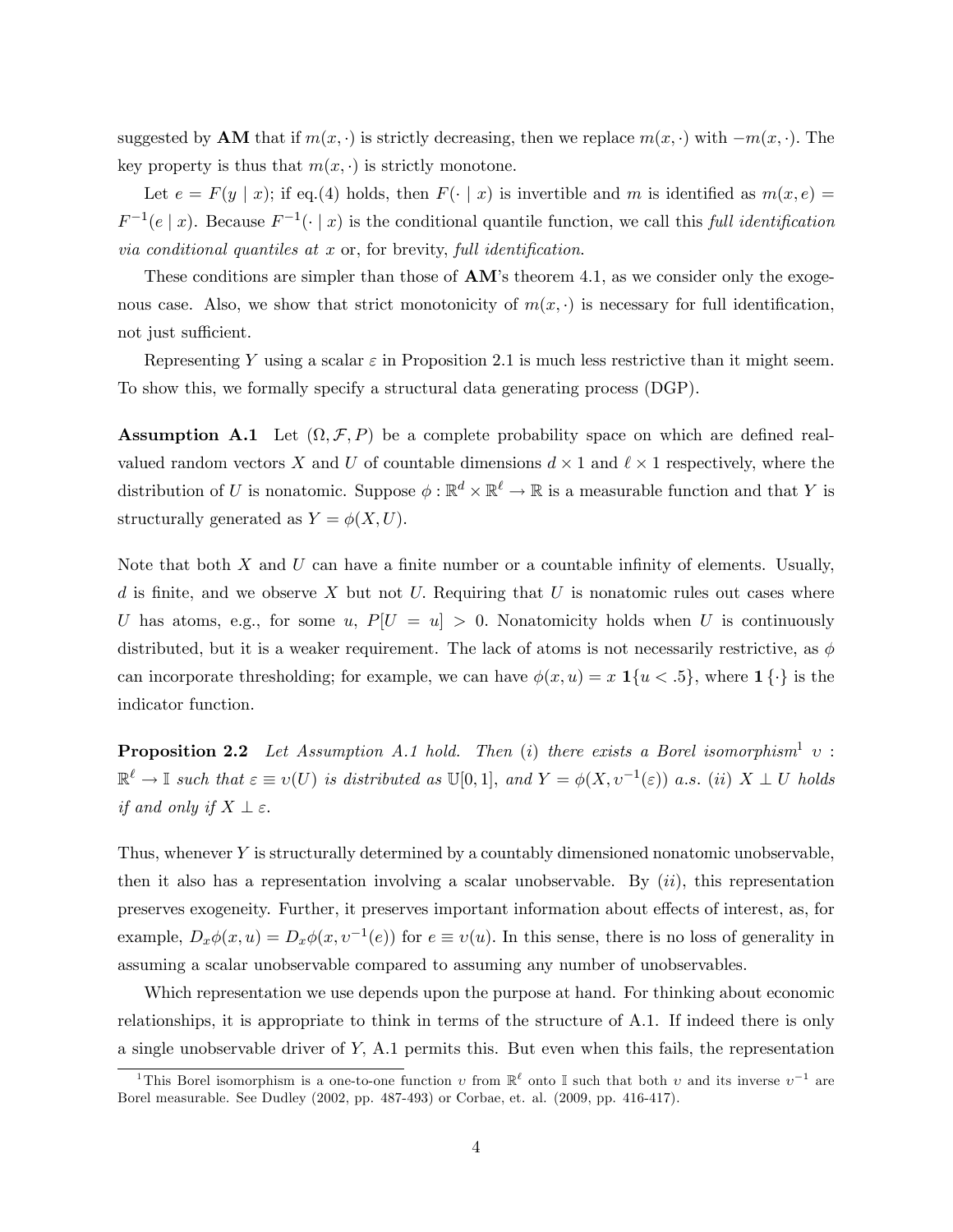suggested by **AM** that if $m(x, \cdot)$ is strictly decreasing, then we replace $m(x, \cdot)$ with $-m(x, \cdot)$. The key property is thus that $m(x, \cdot)$ is strictly monotone.

Let $e = F(y \mid x)$; if eq.(4) holds, then $F(\cdot \mid x)$ is invertible and $m$ is identified as $m(x, e) = F^{-1}(e \mid x)$. Because $F^{-1}(\cdot \mid x)$ is the conditional quantile function, we call this *full identification via conditional quantiles at* $x$ or, for brevity, *full identification*.

These conditions are simpler than those of **AM**'s theorem 4.1, as we consider only the exogenous case. Also, we show that strict monotonicity of $m(x, \cdot)$ is necessary for full identification, not just sufficient.

Representing $Y$ using a scalar $\varepsilon$ in Proposition 2.1 is much less restrictive than it might seem. To show this, we formally specify a structural data generating process (DGP).

**Assumption A.1** Let $(\Omega, \mathcal{F}, P)$ be a complete probability space on which are defined real-valued random vectors $X$ and $U$ of countable dimensions $d \times 1$ and $\ell \times 1$ respectively, where the distribution of $U$ is nonatomic. Suppose $\phi : \mathbb{R}^d \times \mathbb{R}^\ell \to \mathbb{R}$ is a measurable function and that $Y$ is structurally generated as $Y = \phi(X, U)$.

Note that both $X$ and $U$ can have a finite number or a countable infinity of elements. Usually, $d$ is finite, and we observe $X$ but not $U$. Requiring that $U$ is nonatomic rules out cases where $U$ has atoms, e.g., for some $u$, $P[U = u] > 0$. Nonatomicity holds when $U$ is continuously distributed, but it is a weaker requirement. The lack of atoms is not necessarily restrictive, as $\phi$ can incorporate thresholding; for example, we can have $\phi(x, u) = x \, \mathbf{1}\{u < .5\}$, where $\mathbf{1}\{\cdot\}$ is the indicator function.

**Proposition 2.2** *Let Assumption A.1 hold. Then (i) there exists a Borel isomorphism*[1] $\upsilon : \mathbb{R}^\ell \to \mathbb{I}$ *such that* $\varepsilon \equiv \upsilon(U)$ *is distributed as* $\mathbb{U}[0, 1]$, *and* $Y = \phi(X, \upsilon^{-1}(\varepsilon))$ *a.s. (ii)* $X \perp U$ *holds if and only if* $X \perp \varepsilon$.

Thus, whenever $Y$ is structurally determined by a countably dimensioned nonatomic unobservable, then it also has a representation involving a scalar unobservable. By $(ii)$, this representation preserves exogeneity. Further, it preserves important information about effects of interest, as, for example, $D_x\phi(x, u) = D_x\phi(x, \upsilon^{-1}(e))$ for $e \equiv \upsilon(u)$. In this sense, there is no loss of generality in assuming a scalar unobservable compared to assuming any number of unobservables.

Which representation we use depends upon the purpose at hand. For thinking about economic relationships, it is appropriate to think in terms of the structure of A.1. If indeed there is only a single unobservable driver of $Y$, A.1 permits this. But even when this fails, the representation

[1] This Borel isomorphism is a one-to-one function $\upsilon$ from $\mathbb{R}^\ell$ onto $\mathbb{I}$ such that both $\upsilon$ and its inverse $\upsilon^{-1}$ are Borel measurable. See Dudley (2002, pp. 487-493) or Corbae, et. al. (2009, pp. 416-417).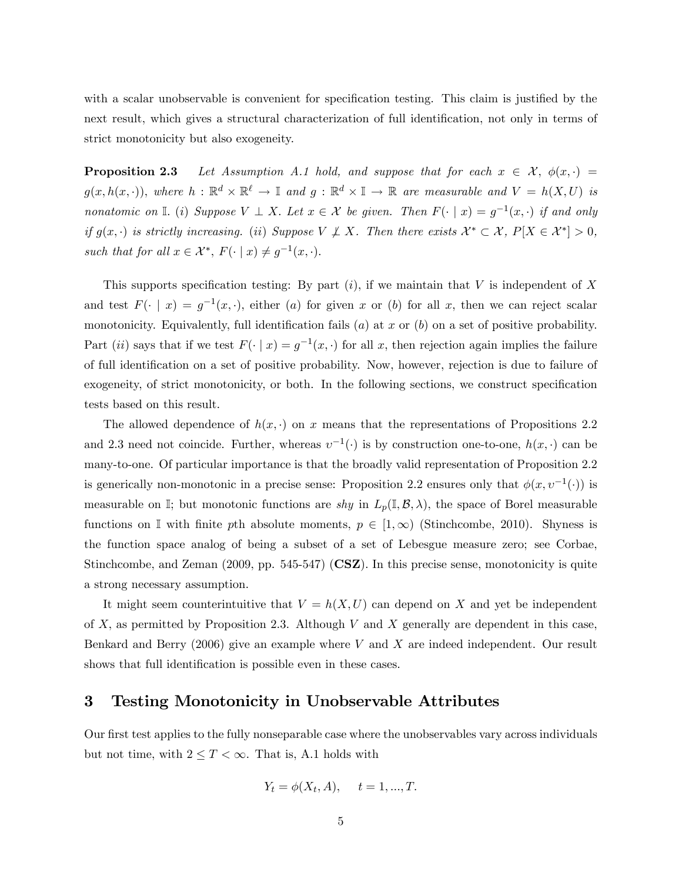with a scalar unobservable is convenient for specification testing. This claim is justified by the next result, which gives a structural characterization of full identification, not only in terms of strict monotonicity but also exogeneity.

**Proposition 2.3** *Let Assumption A.1 hold, and suppose that for each $x \in \mathcal{X}$, $\phi(x, \cdot) = g(x, h(x, \cdot))$, where $h : \mathbb{R}^d \times \mathbb{R}^\ell \to \mathbb{I}$ and $g : \mathbb{R}^d \times \mathbb{I} \to \mathbb{R}$ are measurable and $V = h(X, U)$ is nonatomic on $\mathbb{I}$. (i) Suppose $V \perp X$. Let $x \in \mathcal{X}$ be given. Then $F(\cdot \mid x) = g^{-1}(x, \cdot)$ if and only if $g(x, \cdot)$ is strictly increasing. (ii) Suppose $V \not\perp X$. Then there exists $\mathcal{X}^* \subset \mathcal{X}$, $P[X \in \mathcal{X}^*] > 0$, such that for all $x \in \mathcal{X}^*$, $F(\cdot \mid x) \neq g^{-1}(x, \cdot)$.*

This supports specification testing: By part $(i)$, if we maintain that $V$ is independent of $X$ and test $F(\cdot \mid x) = g^{-1}(x, \cdot)$, either $(a)$ for given $x$ or $(b)$ for all $x$, then we can reject scalar monotonicity. Equivalently, full identification fails $(a)$ at $x$ or $(b)$ on a set of positive probability. Part $(ii)$ says that if we test $F(\cdot \mid x) = g^{-1}(x, \cdot)$ for all $x$, then rejection again implies the failure of full identification on a set of positive probability. Now, however, rejection is due to failure of exogeneity, of strict monotonicity, or both. In the following sections, we construct specification tests based on this result.

The allowed dependence of $h(x, \cdot)$ on $x$ means that the representations of Propositions 2.2 and 2.3 need not coincide. Further, whereas $v^{-1}(\cdot)$ is by construction one-to-one, $h(x, \cdot)$ can be many-to-one. Of particular importance is that the broadly valid representation of Proposition 2.2 is generically non-monotonic in a precise sense: Proposition 2.2 ensures only that $\phi(x, v^{-1}(\cdot))$ is measurable on $\mathbb{I}$; but monotonic functions are *shy* in $L_p(\mathbb{I}, \mathcal{B}, \lambda)$, the space of Borel measurable functions on $\mathbb{I}$ with finite $p$th absolute moments, $p \in [1, \infty)$ (Stinchcombe, 2010). Shyness is the function space analog of being a subset of a set of Lebesgue measure zero; see Corbae, Stinchcombe, and Zeman (2009, pp. 545-547) (**CSZ**). In this precise sense, monotonicity is quite a strong necessary assumption.

It might seem counterintuitive that $V = h(X, U)$ can depend on $X$ and yet be independent of $X$, as permitted by Proposition 2.3. Although $V$ and $X$ generally are dependent in this case, Benkard and Berry (2006) give an example where $V$ and $X$ are indeed independent. Our result shows that full identification is possible even in these cases.

## 3 Testing Monotonicity in Unobservable Attributes

Our first test applies to the fully nonseparable case where the unobservables vary across individuals but not time, with $2 \leq T < \infty$. That is, A.1 holds with

$$Y_t = \phi(X_t, A), \quad t = 1, ..., T.$$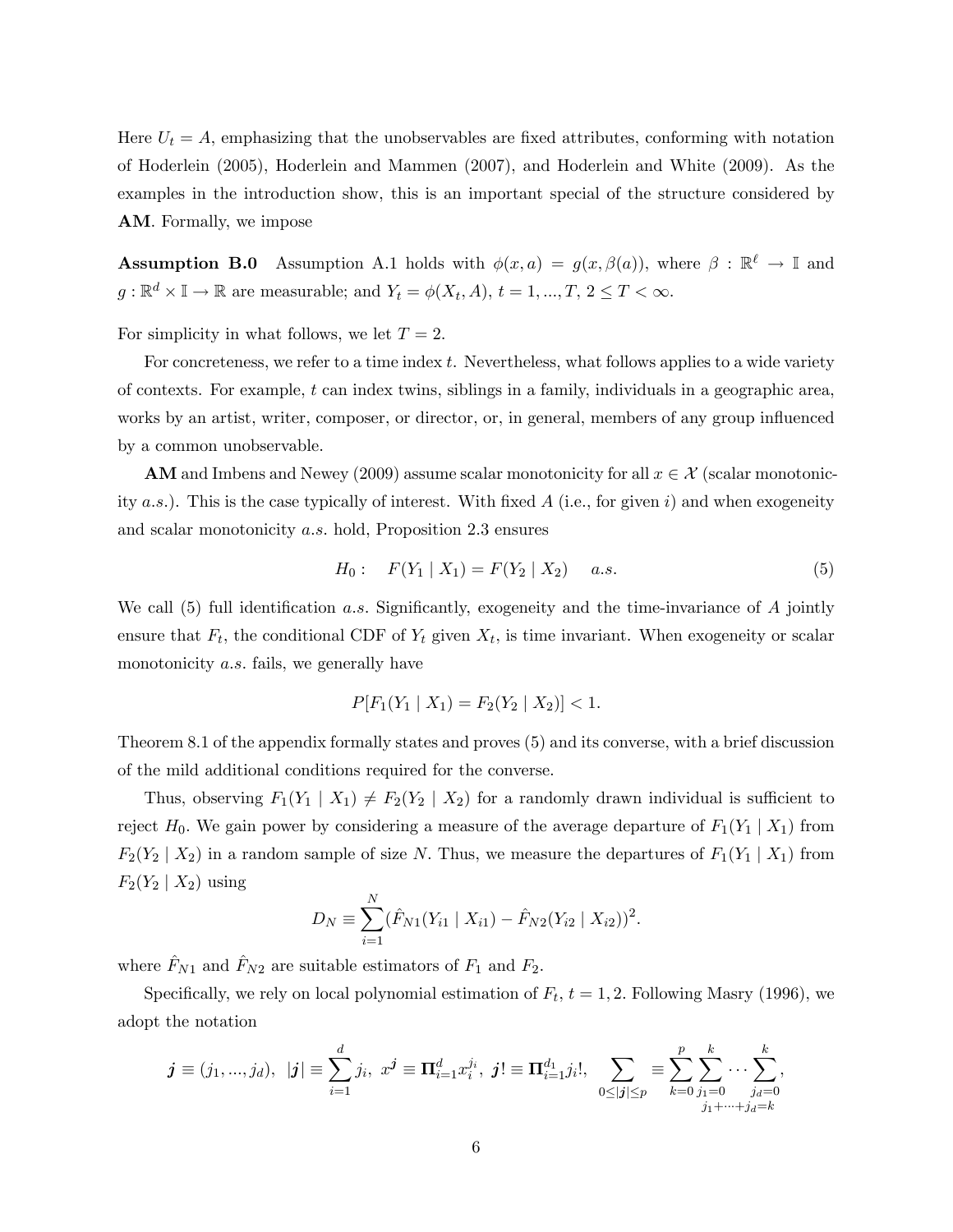Here $U_t = A$, emphasizing that the unobservables are fixed attributes, conforming with notation of Hoderlein (2005), Hoderlein and Mammen (2007), and Hoderlein and White (2009). As the examples in the introduction show, this is an important special of the structure considered by **AM**. Formally, we impose

**Assumption B.0** Assumption A.1 holds with $\phi(x, a) = g(x, \beta(a))$, where $\beta : \mathbb{R}^\ell \to \mathbb{I}$ and $g : \mathbb{R}^d \times \mathbb{I} \to \mathbb{R}$ are measurable; and $Y_t = \phi(X_t, A)$, $t = 1, ..., T$, $2 \leq T < \infty$.

For simplicity in what follows, we let $T = 2$.

For concreteness, we refer to a time index $t$. Nevertheless, what follows applies to a wide variety of contexts. For example, $t$ can index twins, siblings in a family, individuals in a geographic area, works by an artist, writer, composer, or director, or, in general, members of any group influenced by a common unobservable.

**AM** and Imbens and Newey (2009) assume scalar monotonicity for all $x \in \mathcal{X}$ (scalar monotonicity *a.s.*). This is the case typically of interest. With fixed $A$ (i.e., for given $i$) and when exogeneity and scalar monotonicity *a.s.* hold, Proposition 2.3 ensures

$$H_0 : \quad F(Y_1 \mid X_1) = F(Y_2 \mid X_2) \quad a.s. \tag{5}$$

We call (5) full identification *a.s.* Significantly, exogeneity and the time-invariance of $A$ jointly ensure that $F_t$, the conditional CDF of $Y_t$ given $X_t$, is time invariant. When exogeneity or scalar monotonicity *a.s.* fails, we generally have

$$P[F_1(Y_1 \mid X_1) = F_2(Y_2 \mid X_2)] < 1.$$

Theorem 8.1 of the appendix formally states and proves (5) and its converse, with a brief discussion of the mild additional conditions required for the converse.

Thus, observing $F_1(Y_1 \mid X_1) \neq F_2(Y_2 \mid X_2)$ for a randomly drawn individual is sufficient to reject $H_0$. We gain power by considering a measure of the average departure of $F_1(Y_1 \mid X_1)$ from $F_2(Y_2 \mid X_2)$ in a random sample of size $N$. Thus, we measure the departures of $F_1(Y_1 \mid X_1)$ from $F_2(Y_2 \mid X_2)$ using

$$D_N \equiv \sum_{i=1}^{N} (\hat{F}_{N1}(Y_{i1} \mid X_{i1}) - \hat{F}_{N2}(Y_{i2} \mid X_{i2}))^2.$$

where $\hat{F}_{N1}$ and $\hat{F}_{N2}$ are suitable estimators of $F_1$ and $F_2$.

Specifically, we rely on local polynomial estimation of $F_t$, $t = 1, 2$. Following Masry (1996), we adopt the notation

$$\boldsymbol{j} \equiv (j_1, ..., j_d), \ \ |\boldsymbol{j}| \equiv \sum_{i=1}^{d} j_i, \ \ x^{\boldsymbol{j}} \equiv \boldsymbol{\Pi}_{i=1}^{d} x_i^{j_i}, \ \ \boldsymbol{j}! \equiv \boldsymbol{\Pi}_{i=1}^{d_1} j_i!, \quad \sum_{0 \leq |\boldsymbol{j}| \leq p} \equiv \sum_{k=0}^{p} \sum_{j_1=0}^{k} \cdots \sum_{\substack{j_d=0 \\ j_1+\cdots+j_d=k}}^{k},$$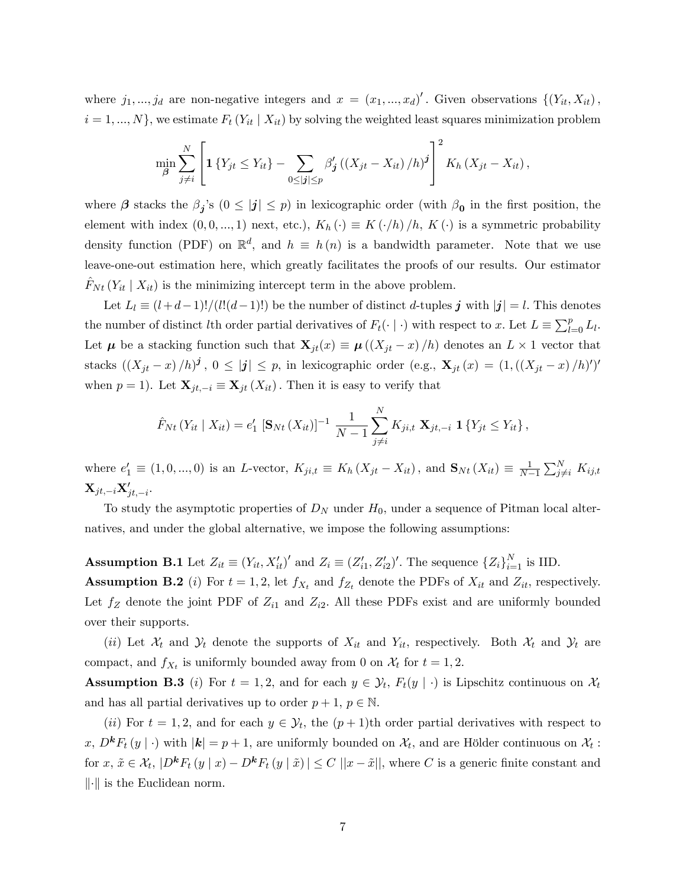where $j_1, ..., j_d$ are non-negative integers and $x = (x_1, ..., x_d)'$. Given observations $\{(Y_{it}, X_{it}), i = 1, ..., N\}$, we estimate $F_t(Y_{it} \mid X_{it})$ by solving the weighted least squares minimization problem

$$\min_{\boldsymbol{\beta}} \sum_{j \neq i}^{N} \left[ \mathbf{1}\{Y_{jt} \leq Y_{it}\} - \sum_{0 \leq |\boldsymbol{j}| \leq p} \beta'_{\boldsymbol{j}} \left( (X_{jt} - X_{it})/h \right)^{\boldsymbol{j}} \right]^2 K_h(X_{jt} - X_{it}),$$

where $\boldsymbol{\beta}$ stacks the $\beta_{\boldsymbol{j}}$'s $(0 \leq |\boldsymbol{j}| \leq p)$ in lexicographic order (with $\beta_{\mathbf{0}}$ in the first position, the element with index $(0, 0, ..., 1)$ next, etc.), $K_h(\cdot) \equiv K(\cdot/h)/h$, $K(\cdot)$ is a symmetric probability density function (PDF) on $\mathbb{R}^d$, and $h \equiv h(n)$ is a bandwidth parameter. Note that we use leave-one-out estimation here, which greatly facilitates the proofs of our results. Our estimator $\hat{F}_{Nt}(Y_{it} \mid X_{it})$ is the minimizing intercept term in the above problem.

Let $L_l \equiv (l+d-1)!/(l!(d-1)!)$ be the number of distinct $d$-tuples $\boldsymbol{j}$ with $|\boldsymbol{j}| = l$. This denotes the number of distinct $l$th order partial derivatives of $F_t(\cdot \mid \cdot)$ with respect to $x$. Let $L \equiv \sum_{l=0}^{p} L_l$. Let $\boldsymbol{\mu}$ be a stacking function such that $\mathbf{X}_{jt}(x) \equiv \boldsymbol{\mu}((X_{jt} - x)/h)$ denotes an $L \times 1$ vector that stacks $((X_{jt} - x)/h)^{\boldsymbol{j}}$, $0 \leq |\boldsymbol{j}| \leq p$, in lexicographic order (e.g., $\mathbf{X}_{jt}(x) = (1, ((X_{jt} - x)/h)')'$ when $p = 1$). Let $\mathbf{X}_{jt,-i} \equiv \mathbf{X}_{jt}(X_{it})$. Then it is easy to verify that

$$\hat{F}_{Nt}(Y_{it} \mid X_{it}) = e_1' \left[ \mathbf{S}_{Nt}(X_{it}) \right]^{-1} \frac{1}{N-1} \sum_{j \neq i}^{N} K_{ji,t} \, \mathbf{X}_{jt,-i} \, \mathbf{1}\{Y_{jt} \leq Y_{it}\},$$

where $e_1' \equiv (1, 0, ..., 0)$ is an $L$-vector, $K_{ji,t} \equiv K_h(X_{jt} - X_{it})$, and $\mathbf{S}_{Nt}(X_{it}) \equiv \frac{1}{N-1} \sum_{j \neq i}^{N} K_{ij,t} \mathbf{X}_{jt,-i} \mathbf{X}'_{jt,-i}$.

To study the asymptotic properties of $D_N$ under $H_0$, under a sequence of Pitman local alternatives, and under the global alternative, we impose the following assumptions:

**Assumption B.1** Let $Z_{it} \equiv (Y_{it}, X'_{it})'$ and $Z_i \equiv (Z'_{i1}, Z'_{i2})'$. The sequence $\{Z_i\}_{i=1}^{N}$ is IID.

**Assumption B.2** $(i)$ For $t = 1, 2$, let $f_{X_t}$ and $f_{Z_t}$ denote the PDFs of $X_{it}$ and $Z_{it}$, respectively. Let $f_Z$ denote the joint PDF of $Z_{i1}$ and $Z_{i2}$. All these PDFs exist and are uniformly bounded over their supports.

$(ii)$ Let $\mathcal{X}_t$ and $\mathcal{Y}_t$ denote the supports of $X_{it}$ and $Y_{it}$, respectively. Both $\mathcal{X}_t$ and $\mathcal{Y}_t$ are compact, and $f_{X_t}$ is uniformly bounded away from 0 on $\mathcal{X}_t$ for $t = 1, 2$.

**Assumption B.3** $(i)$ For $t = 1, 2$, and for each $y \in \mathcal{Y}_t$, $F_t(y \mid \cdot)$ is Lipschitz continuous on $\mathcal{X}_t$ and has all partial derivatives up to order $p + 1$, $p \in \mathbb{N}$.

$(ii)$ For $t = 1, 2$, and for each $y \in \mathcal{Y}_t$, the $(p+1)$th order partial derivatives with respect to $x$, $D^{\boldsymbol{k}} F_t(y \mid \cdot)$ with $|\boldsymbol{k}| = p + 1$, are uniformly bounded on $\mathcal{X}_t$, and are Hölder continuous on $\mathcal{X}_t$: for $x, \tilde{x} \in \mathcal{X}_t$, $|D^{\boldsymbol{k}} F_t(y \mid x) - D^{\boldsymbol{k}} F_t(y \mid \tilde{x})| \leq C \, ||x - \tilde{x}||$, where $C$ is a generic finite constant and $\|\cdot\|$ is the Euclidean norm.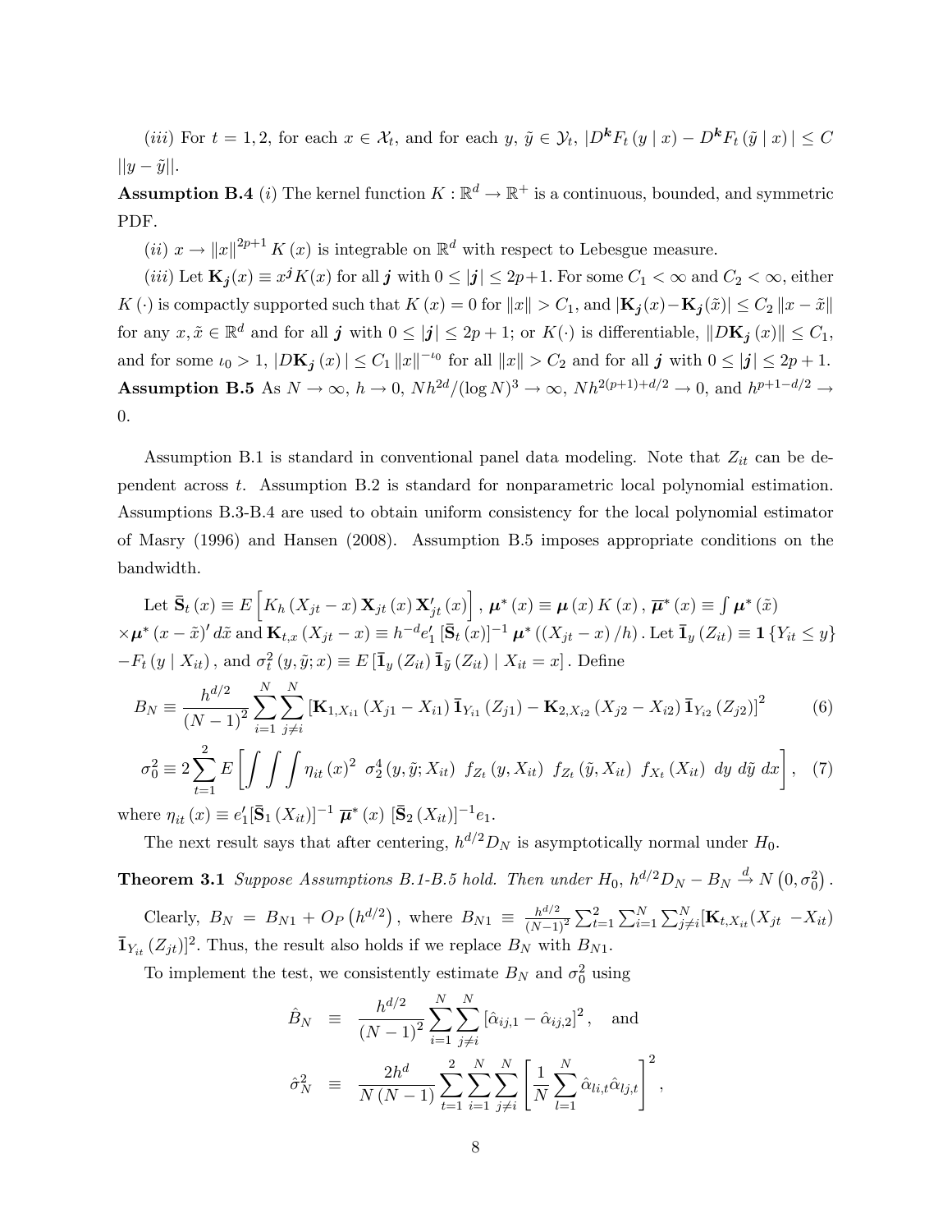(*iii*) For $t = 1, 2$, for each $x \in \mathcal{X}_t$, and for each $y$, $\tilde{y} \in \mathcal{Y}_t$, $|D^{\boldsymbol{k}} F_t(y \mid x) - D^{\boldsymbol{k}} F_t(\tilde{y} \mid x)| \leq C$ $||y - \tilde{y}||$.

**Assumption B.4** (*i*) The kernel function $K : \mathbb{R}^d \to \mathbb{R}^+$ is a continuous, bounded, and symmetric PDF.

(*ii*) $x \to \|x\|^{2p+1} K(x)$ is integrable on $\mathbb{R}^d$ with respect to Lebesgue measure.

(*iii*) Let $\mathbf{K}_{\boldsymbol{j}}(x) \equiv x^{\boldsymbol{j}} K(x)$ for all $\boldsymbol{j}$ with $0 \leq |\boldsymbol{j}| \leq 2p+1$. For some $C_1 < \infty$ and $C_2 < \infty$, either $K(\cdot)$ is compactly supported such that $K(x) = 0$ for $\|x\| > C_1$, and $|\mathbf{K}_{\boldsymbol{j}}(x) - \mathbf{K}_{\boldsymbol{j}}(\tilde{x})| \leq C_2 \|x - \tilde{x}\|$ for any $x, \tilde{x} \in \mathbb{R}^d$ and for all $\boldsymbol{j}$ with $0 \leq |\boldsymbol{j}| \leq 2p+1$; or $K(\cdot)$ is differentiable, $\|D\mathbf{K}_{\boldsymbol{j}}(x)\| \leq C_1$, and for some $\iota_0 > 1$, $|D\mathbf{K}_{\boldsymbol{j}}(x)| \leq C_1 \|x\|^{-\iota_0}$ for all $\|x\| > C_2$ and for all $\boldsymbol{j}$ with $0 \leq |\boldsymbol{j}| \leq 2p+1$.

**Assumption B.5** As $N \to \infty$, $h \to 0$, $Nh^{2d}/(\log N)^3 \to \infty$, $Nh^{2(p+1)+d/2} \to 0$, and $h^{p+1-d/2} \to 0$.

Assumption B.1 is standard in conventional panel data modeling. Note that $Z_{it}$ can be dependent across $t$. Assumption B.2 is standard for nonparametric local polynomial estimation. Assumptions B.3-B.4 are used to obtain uniform consistency for the local polynomial estimator of Masry (1996) and Hansen (2008). Assumption B.5 imposes appropriate conditions on the bandwidth.

Let $\bar{\mathbf{S}}_t(x) \equiv E\left[K_h(X_{jt} - x)\mathbf{X}_{jt}(x)\mathbf{X}'_{jt}(x)\right]$, $\boldsymbol{\mu}^*(x) \equiv \boldsymbol{\mu}(x) K(x)$, $\overline{\boldsymbol{\mu}}^*(x) \equiv \int \boldsymbol{\mu}^*(\tilde{x})$ $\times \boldsymbol{\mu}^*(x - \tilde{x})' d\tilde{x}$ and $\mathbf{K}_{t,x}(X_{jt} - x) \equiv h^{-d} e'_1 [\bar{\mathbf{S}}_t(x)]^{-1} \boldsymbol{\mu}^*((X_{jt} - x)/h)$. Let $\bar{\mathbf{1}}_y(Z_{it}) \equiv \mathbf{1}\{Y_{it} \leq y\}$ $-F_t(y \mid X_{it})$, and $\sigma_t^2(y, \tilde{y}; x) \equiv E[\bar{\mathbf{1}}_y(Z_{it})\bar{\mathbf{1}}_{\tilde{y}}(Z_{it}) \mid X_{it} = x]$. Define

$$B_N \equiv \frac{h^{d/2}}{(N-1)^2} \sum_{i=1}^{N} \sum_{j \neq i}^{N} \left[\mathbf{K}_{1,X_{i1}}(X_{j1} - X_{i1}) \bar{\mathbf{1}}_{Y_{i1}}(Z_{j1}) - \mathbf{K}_{2,X_{i2}}(X_{j2} - X_{i2}) \bar{\mathbf{1}}_{Y_{i2}}(Z_{j2})\right]^2 \tag{6}$$

$$\sigma_0^2 \equiv 2 \sum_{t=1}^{2} E\left[\int \int \int \eta_{it}(x)^2 \ \sigma_2^4(y, \tilde{y}; X_{it}) \ f_{Z_t}(y, X_{it}) \ f_{Z_t}(\tilde{y}, X_{it}) \ f_{X_t}(X_{it}) \ dy \ d\tilde{y} \ dx\right], \tag{7}$$

where $\eta_{it}(x) \equiv e'_1 [\bar{\mathbf{S}}_1(X_{it})]^{-1} \ \overline{\boldsymbol{\mu}}^*(x) \ [\bar{\mathbf{S}}_2(X_{it})]^{-1} e_1$.

The next result says that after centering, $h^{d/2} D_N$ is asymptotically normal under $H_0$.

**Theorem 3.1** *Suppose Assumptions B.1-B.5 hold. Then under* $H_0$, $h^{d/2} D_N - B_N \xrightarrow{d} N(0, \sigma_0^2)$.

Clearly, $B_N = B_{N1} + O_P(h^{d/2})$, where $B_{N1} \equiv \frac{h^{d/2}}{(N-1)^2} \sum_{t=1}^{2} \sum_{i=1}^{N} \sum_{j \neq i}^{N} [\mathbf{K}_{t,X_{it}}(X_{jt} - X_{it})$ $\bar{\mathbf{1}}_{Y_{it}}(Z_{jt})]^2$. Thus, the result also holds if we replace $B_N$ with $B_{N1}$.

To implement the test, we consistently estimate $B_N$ and $\sigma_0^2$ using

$$\hat{B}_N \equiv \frac{h^{d/2}}{(N-1)^2} \sum_{i=1}^{N} \sum_{j \neq i}^{N} [\hat{\alpha}_{ij,1} - \hat{\alpha}_{ij,2}]^2, \quad \text{and}$$

$$\hat{\sigma}_N^2 \equiv \frac{2h^d}{N(N-1)} \sum_{t=1}^{2} \sum_{i=1}^{N} \sum_{j \neq i}^{N} \left[\frac{1}{N} \sum_{l=1}^{N} \hat{\alpha}_{li,t} \hat{\alpha}_{lj,t}\right]^2,$$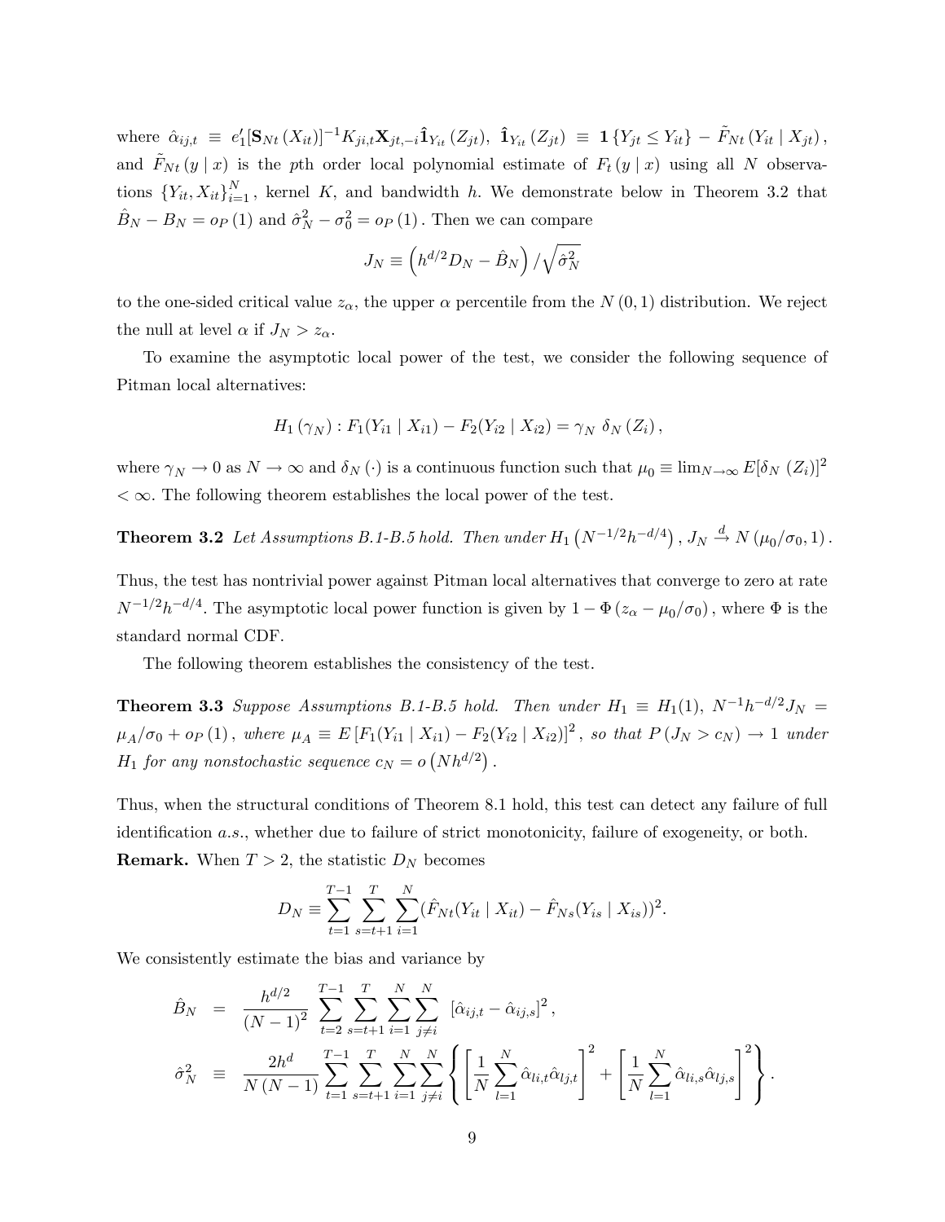where $\hat{\alpha}_{ij,t} \equiv e_1'[\mathbf{S}_{Nt}(X_{it})]^{-1} K_{ji,t} \mathbf{X}_{jt,-i} \hat{\mathbf{1}}_{Y_{it}}(Z_{jt})$, $\hat{\mathbf{1}}_{Y_{it}}(Z_{jt}) \equiv \mathbf{1}\{Y_{jt} \leq Y_{it}\} - \tilde{F}_{Nt}(Y_{it} \mid X_{jt})$, and $\tilde{F}_{Nt}(y \mid x)$ is the $p$th order local polynomial estimate of $F_t(y \mid x)$ using all $N$ observations $\{Y_{it}, X_{it}\}_{i=1}^{N}$, kernel $K$, and bandwidth $h$. We demonstrate below in Theorem 3.2 that $\hat{B}_N - B_N = o_P(1)$ and $\hat{\sigma}_N^2 - \sigma_0^2 = o_P(1)$. Then we can compare

$$J_N \equiv \left(h^{d/2} D_N - \hat{B}_N\right) / \sqrt{\hat{\sigma}_N^2}$$

to the one-sided critical value $z_\alpha$, the upper $\alpha$ percentile from the $N(0,1)$ distribution. We reject the null at level $\alpha$ if $J_N > z_\alpha$.

To examine the asymptotic local power of the test, we consider the following sequence of Pitman local alternatives:

$$H_1(\gamma_N) : F_1(Y_{i1} \mid X_{i1}) - F_2(Y_{i2} \mid X_{i2}) = \gamma_N \ \delta_N(Z_i),$$

where $\gamma_N \to 0$ as $N \to \infty$ and $\delta_N(\cdot)$ is a continuous function such that $\mu_0 \equiv \lim_{N\to\infty} E[\delta_N(Z_i)]^2 < \infty$. The following theorem establishes the local power of the test.

**Theorem 3.2** *Let Assumptions B.1-B.5 hold. Then under* $H_1\left(N^{-1/2}h^{-d/4}\right)$, $J_N \xrightarrow{d} N(\mu_0/\sigma_0, 1)$.

Thus, the test has nontrivial power against Pitman local alternatives that converge to zero at rate $N^{-1/2}h^{-d/4}$. The asymptotic local power function is given by $1 - \Phi(z_\alpha - \mu_0/\sigma_0)$, where $\Phi$ is the standard normal CDF.

The following theorem establishes the consistency of the test.

**Theorem 3.3** *Suppose Assumptions B.1-B.5 hold. Then under* $H_1 \equiv H_1(1)$, $N^{-1}h^{-d/2}J_N = \mu_A/\sigma_0 + o_P(1)$, *where* $\mu_A \equiv E[F_1(Y_{i1} \mid X_{i1}) - F_2(Y_{i2} \mid X_{i2})]^2$, *so that* $P(J_N > c_N) \to 1$ *under* $H_1$ *for any nonstochastic sequence* $c_N = o\left(Nh^{d/2}\right)$.

Thus, when the structural conditions of Theorem 8.1 hold, this test can detect any failure of full identification *a.s.*, whether due to failure of strict monotonicity, failure of exogeneity, or both.

**Remark.** When $T > 2$, the statistic $D_N$ becomes

$$D_N \equiv \sum_{t=1}^{T-1} \sum_{s=t+1}^{T} \sum_{i=1}^{N} (\hat{F}_{Nt}(Y_{it} \mid X_{it}) - \hat{F}_{Ns}(Y_{is} \mid X_{is}))^2.$$

We consistently estimate the bias and variance by

$$\hat{B}_N = \frac{h^{d/2}}{(N-1)^2} \sum_{t=2}^{T-1} \sum_{s=t+1}^{T} \sum_{i=1}^{N} \sum_{j \neq i}^{N} \left[\hat{\alpha}_{ij,t} - \hat{\alpha}_{ij,s}\right]^2,$$

$$\hat{\sigma}_N^2 \equiv \frac{2h^d}{N(N-1)} \sum_{t=1}^{T-1} \sum_{s=t+1}^{T} \sum_{i=1}^{N} \sum_{j \neq i}^{N} \left\{ \left[\frac{1}{N} \sum_{l=1}^{N} \hat{\alpha}_{li,t} \hat{\alpha}_{lj,t}\right]^2 + \left[\frac{1}{N} \sum_{l=1}^{N} \hat{\alpha}_{li,s} \hat{\alpha}_{lj,s}\right]^2 \right\}.$$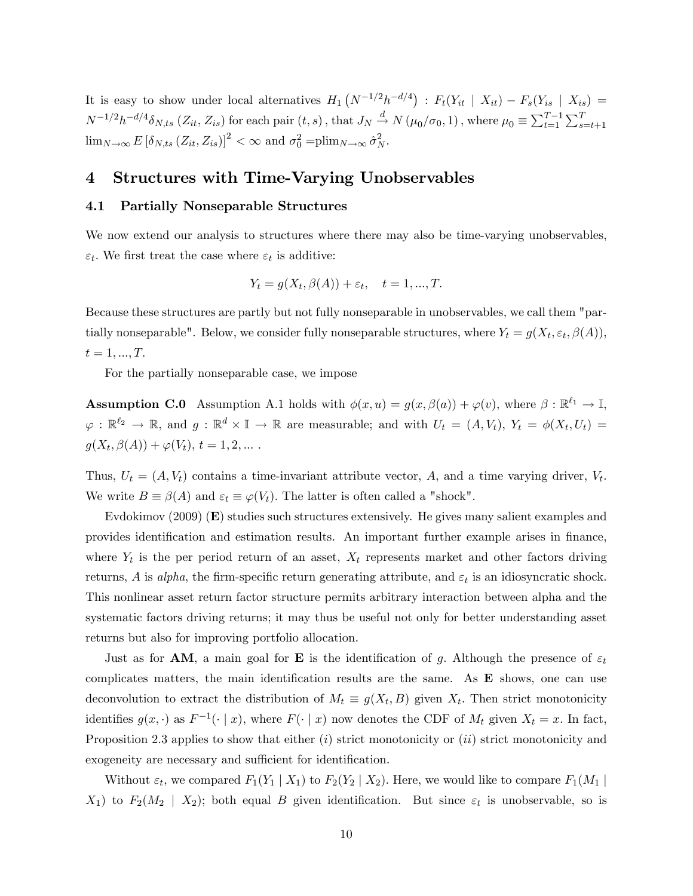It is easy to show under local alternatives $H_1\left(N^{-1/2}h^{-d/4}\right)$ : $F_t(Y_{it} \mid X_{it}) - F_s(Y_{is} \mid X_{is}) = N^{-1/2}h^{-d/4}\delta_{N,ts}\left(Z_{it}, Z_{is}\right)$ for each pair $(t,s)$, that $J_N \xrightarrow{d} N\left(\mu_0/\sigma_0, 1\right)$, where $\mu_0 \equiv \sum_{t=1}^{T-1}\sum_{s=t+1}^{T} \lim_{N\to\infty} E\left[\delta_{N,ts}\left(Z_{it}, Z_{is}\right)\right]^2 < \infty$ and $\sigma_0^2 = \text{plim}_{N\to\infty}\,\hat{\sigma}_N^2$.

# 4 Structures with Time-Varying Unobservables

## 4.1 Partially Nonseparable Structures

We now extend our analysis to structures where there may also be time-varying unobservables, $\varepsilon_t$. We first treat the case where $\varepsilon_t$ is additive:

$$Y_t = g(X_t, \beta(A)) + \varepsilon_t, \quad t = 1, ..., T.$$

Because these structures are partly but not fully nonseparable in unobservables, we call them "partially nonseparable". Below, we consider fully nonseparable structures, where $Y_t = g(X_t, \varepsilon_t, \beta(A))$, $t = 1, ..., T$.

For the partially nonseparable case, we impose

**Assumption C.0** Assumption A.1 holds with $\phi(x, u) = g(x, \beta(a)) + \varphi(v)$, where $\beta : \mathbb{R}^{\ell_1} \to \mathbb{I}$, $\varphi : \mathbb{R}^{\ell_2} \to \mathbb{R}$, and $g : \mathbb{R}^d \times \mathbb{I} \to \mathbb{R}$ are measurable; and with $U_t = (A, V_t)$, $Y_t = \phi(X_t, U_t) = g(X_t, \beta(A)) + \varphi(V_t)$, $t = 1, 2, ...$ .

Thus, $U_t = (A, V_t)$ contains a time-invariant attribute vector, $A$, and a time varying driver, $V_t$. We write $B \equiv \beta(A)$ and $\varepsilon_t \equiv \varphi(V_t)$. The latter is often called a "shock".

Evdokimov (2009) (**E**) studies such structures extensively. He gives many salient examples and provides identification and estimation results. An important further example arises in finance, where $Y_t$ is the per period return of an asset, $X_t$ represents market and other factors driving returns, $A$ is *alpha*, the firm-specific return generating attribute, and $\varepsilon_t$ is an idiosyncratic shock. This nonlinear asset return factor structure permits arbitrary interaction between alpha and the systematic factors driving returns; it may thus be useful not only for better understanding asset returns but also for improving portfolio allocation.

Just as for **AM**, a main goal for **E** is the identification of $g$. Although the presence of $\varepsilon_t$ complicates matters, the main identification results are the same. As **E** shows, one can use deconvolution to extract the distribution of $M_t \equiv g(X_t, B)$ given $X_t$. Then strict monotonicity identifies $g(x, \cdot)$ as $F^{-1}(\cdot \mid x)$, where $F(\cdot \mid x)$ now denotes the CDF of $M_t$ given $X_t = x$. In fact, Proposition 2.3 applies to show that either $(i)$ strict monotonicity or $(ii)$ strict monotonicity and exogeneity are necessary and sufficient for identification.

Without $\varepsilon_t$, we compared $F_1(Y_1 \mid X_1)$ to $F_2(Y_2 \mid X_2)$. Here, we would like to compare $F_1(M_1 \mid X_1)$ to $F_2(M_2 \mid X_2)$; both equal $B$ given identification. But since $\varepsilon_t$ is unobservable, so is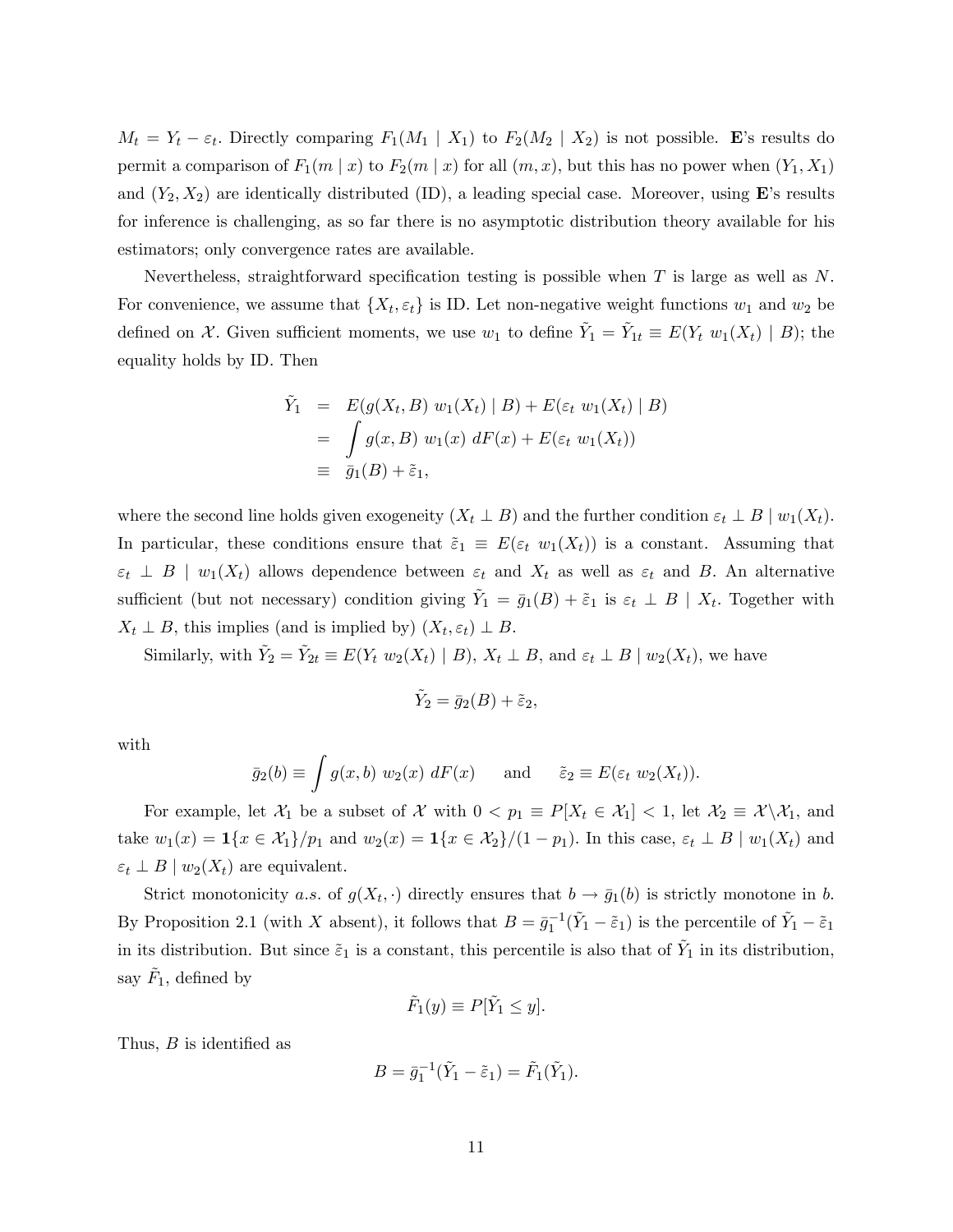$M_t = Y_t - \varepsilon_t$. Directly comparing $F_1(M_1 \mid X_1)$ to $F_2(M_2 \mid X_2)$ is not possible. **E**'s results do permit a comparison of $F_1(m \mid x)$ to $F_2(m \mid x)$ for all $(m, x)$, but this has no power when $(Y_1, X_1)$ and $(Y_2, X_2)$ are identically distributed (ID), a leading special case. Moreover, using **E**'s results for inference is challenging, as so far there is no asymptotic distribution theory available for his estimators; only convergence rates are available.

Nevertheless, straightforward specification testing is possible when $T$ is large as well as $N$. For convenience, we assume that $\{X_t, \varepsilon_t\}$ is ID. Let non-negative weight functions $w_1$ and $w_2$ be defined on $\mathcal{X}$. Given sufficient moments, we use $w_1$ to define $\tilde{Y}_1 = \tilde{Y}_{1t} \equiv E(Y_t \; w_1(X_t) \mid B)$; the equality holds by ID. Then

$$
\begin{aligned}
\tilde{Y}_1 &= E(g(X_t, B) \; w_1(X_t) \mid B) + E(\varepsilon_t \; w_1(X_t) \mid B) \\
&= \int g(x, B) \; w_1(x) \; dF(x) + E(\varepsilon_t \; w_1(X_t)) \\
&\equiv \bar{g}_1(B) + \tilde{\varepsilon}_1,
\end{aligned}
$$

where the second line holds given exogeneity ($X_t \perp B$) and the further condition $\varepsilon_t \perp B \mid w_1(X_t)$. In particular, these conditions ensure that $\tilde{\varepsilon}_1 \equiv E(\varepsilon_t \; w_1(X_t))$ is a constant. Assuming that $\varepsilon_t \perp B \mid w_1(X_t)$ allows dependence between $\varepsilon_t$ and $X_t$ as well as $\varepsilon_t$ and $B$. An alternative sufficient (but not necessary) condition giving $\tilde{Y}_1 = \bar{g}_1(B) + \tilde{\varepsilon}_1$ is $\varepsilon_t \perp B \mid X_t$. Together with $X_t \perp B$, this implies (and is implied by) $(X_t, \varepsilon_t) \perp B$.

Similarly, with $\tilde{Y}_2 = \tilde{Y}_{2t} \equiv E(Y_t \; w_2(X_t) \mid B)$, $X_t \perp B$, and $\varepsilon_t \perp B \mid w_2(X_t)$, we have

$$
\tilde{Y}_2 = \bar{g}_2(B) + \tilde{\varepsilon}_2,
$$

with

$$
\bar{g}_2(b) \equiv \int g(x, b) \; w_2(x) \; dF(x) \qquad \text{and} \qquad \tilde{\varepsilon}_2 \equiv E(\varepsilon_t \; w_2(X_t)).
$$

For example, let $\mathcal{X}_1$ be a subset of $\mathcal{X}$ with $0 < p_1 \equiv P[X_t \in \mathcal{X}_1] < 1$, let $\mathcal{X}_2 \equiv \mathcal{X} \backslash \mathcal{X}_1$, and take $w_1(x) = \mathbf{1}\{x \in \mathcal{X}_1\}/p_1$ and $w_2(x) = \mathbf{1}\{x \in \mathcal{X}_2\}/(1 - p_1)$. In this case, $\varepsilon_t \perp B \mid w_1(X_t)$ and $\varepsilon_t \perp B \mid w_2(X_t)$ are equivalent.

Strict monotonicity *a.s.* of $g(X_t, \cdot)$ directly ensures that $b \rightarrow \bar{g}_1(b)$ is strictly monotone in $b$. By Proposition 2.1 (with $X$ absent), it follows that $B = \bar{g}_1^{-1}(\tilde{Y}_1 - \tilde{\varepsilon}_1)$ is the percentile of $\tilde{Y}_1 - \tilde{\varepsilon}_1$ in its distribution. But since $\tilde{\varepsilon}_1$ is a constant, this percentile is also that of $\tilde{Y}_1$ in its distribution, say $\tilde{F}_1$, defined by

$$
\tilde{F}_1(y) \equiv P[\tilde{Y}_1 \leq y].
$$

Thus, $B$ is identified as

$$
B = \bar{g}_1^{-1}(\tilde{Y}_1 - \tilde{\varepsilon}_1) = \tilde{F}_1(\tilde{Y}_1).
$$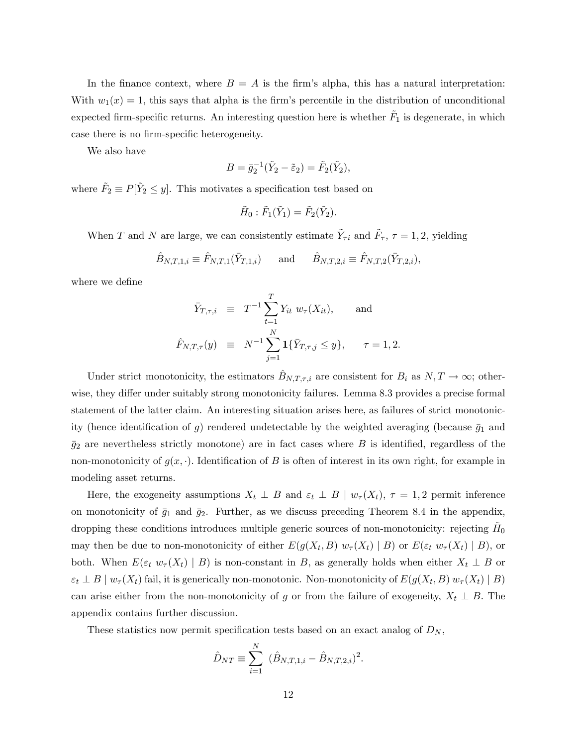In the finance context, where $B = A$ is the firm's alpha, this has a natural interpretation: With $w_1(x) = 1$, this says that alpha is the firm's percentile in the distribution of unconditional expected firm-specific returns. An interesting question here is whether $\tilde{F}_1$ is degenerate, in which case there is no firm-specific heterogeneity.

We also have

$$B = \bar{g}_2^{-1}(\tilde{Y}_2 - \tilde{\varepsilon}_2) = \tilde{F}_2(\tilde{Y}_2),$$

where $\tilde{F}_2 \equiv P[\tilde{Y}_2 \leq y]$. This motivates a specification test based on

$$\tilde{H}_0 : \tilde{F}_1(\tilde{Y}_1) = \tilde{F}_2(\tilde{Y}_2).$$

When $T$ and $N$ are large, we can consistently estimate $\tilde{Y}_{\tau i}$ and $\tilde{F}_\tau$, $\tau = 1, 2$, yielding

$$\hat{B}_{N,T,1,i} \equiv \hat{F}_{N,T,1}(\bar{Y}_{T,1,i}) \qquad \text{and} \qquad \hat{B}_{N,T,2,i} \equiv \hat{F}_{N,T,2}(\bar{Y}_{T,2,i}),$$

where we define

$$\begin{aligned}
\bar{Y}_{T,\tau,i} &\equiv T^{-1} \sum_{t=1}^{T} Y_{it}\, w_\tau(X_{it}), \qquad \text{and} \\
\hat{F}_{N,T,\tau}(y) &\equiv N^{-1} \sum_{j=1}^{N} \mathbf{1}\{\bar{Y}_{T,\tau,j} \leq y\}, \qquad \tau = 1, 2.
\end{aligned}$$

Under strict monotonicity, the estimators $\hat{B}_{N,T,\tau,i}$ are consistent for $B_i$ as $N, T \to \infty$; otherwise, they differ under suitably strong monotonicity failures. Lemma 8.3 provides a precise formal statement of the latter claim. An interesting situation arises here, as failures of strict monotonicity (hence identification of $g$) rendered undetectable by the weighted averaging (because $\bar{g}_1$ and $\bar{g}_2$ are nevertheless strictly monotone) are in fact cases where $B$ is identified, regardless of the non-monotonicity of $g(x, \cdot)$. Identification of $B$ is often of interest in its own right, for example in modeling asset returns.

Here, the exogeneity assumptions $X_t \perp B$ and $\varepsilon_t \perp B \mid w_\tau(X_t)$, $\tau = 1, 2$ permit inference on monotonicity of $\bar{g}_1$ and $\bar{g}_2$. Further, as we discuss preceding Theorem 8.4 in the appendix, dropping these conditions introduces multiple generic sources of non-monotonicity: rejecting $\tilde{H}_0$ may then be due to non-monotonicity of either $E(g(X_t, B)\, w_\tau(X_t) \mid B)$ or $E(\varepsilon_t\, w_\tau(X_t) \mid B)$, or both. When $E(\varepsilon_t\, w_\tau(X_t) \mid B)$ is non-constant in $B$, as generally holds when either $X_t \perp B$ or $\varepsilon_t \perp B \mid w_\tau(X_t)$ fail, it is generically non-monotonic. Non-monotonicity of $E(g(X_t, B)\, w_\tau(X_t) \mid B)$ can arise either from the non-monotonicity of $g$ or from the failure of exogeneity, $X_t \perp B$. The appendix contains further discussion.

These statistics now permit specification tests based on an exact analog of $D_N$,

$$\hat{D}_{NT} \equiv \sum_{i=1}^{N} (\hat{B}_{N,T,1,i} - \hat{B}_{N,T,2,i})^2.$$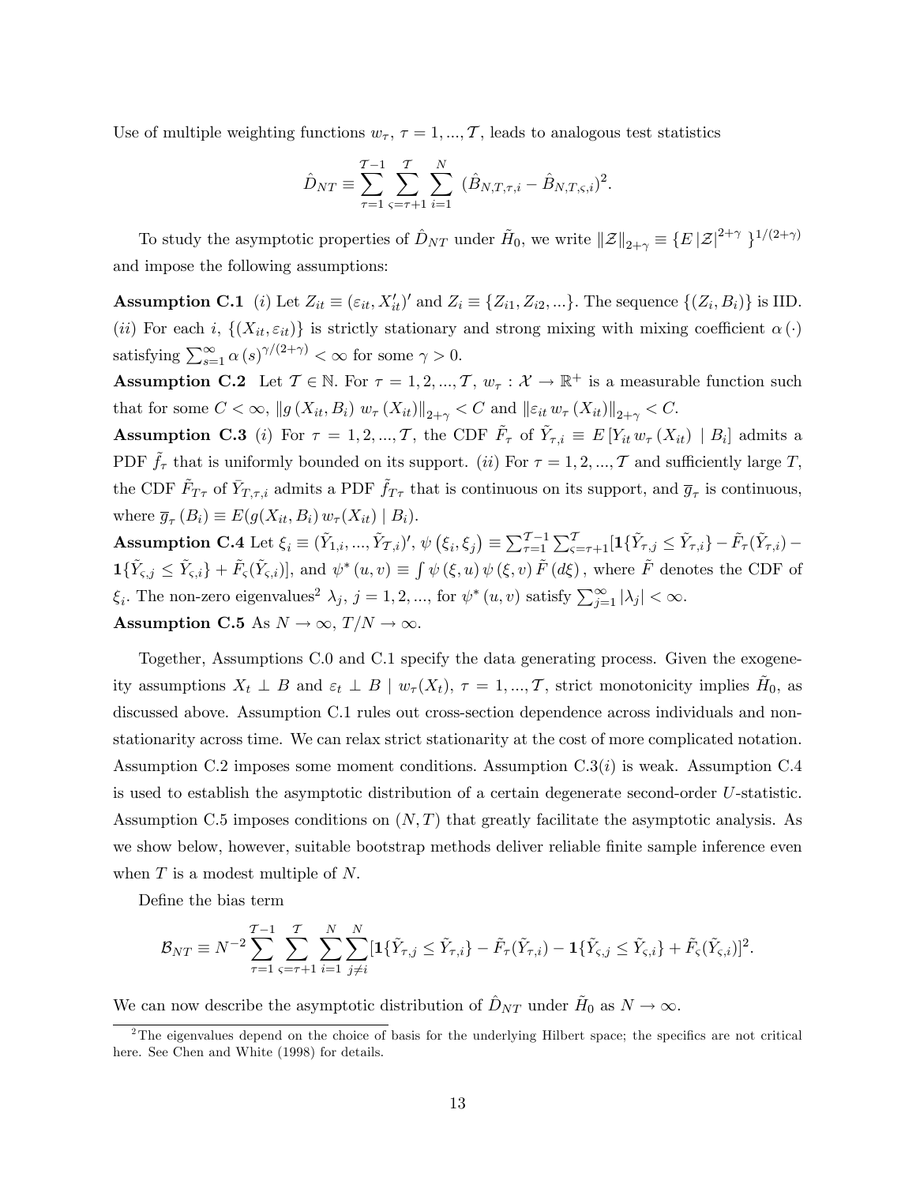Use of multiple weighting functions $w_\tau$, $\tau = 1, ..., \mathcal{T}$, leads to analogous test statistics

$$\hat{D}_{NT} \equiv \sum_{\tau=1}^{\mathcal{T}-1} \sum_{\varsigma=\tau+1}^{\mathcal{T}} \sum_{i=1}^{N} (\hat{B}_{N,T,\tau,i} - \hat{B}_{N,T,\varsigma,i})^2.$$

To study the asymptotic properties of $\hat{D}_{NT}$ under $\tilde{H}_0$, we write $\|\mathcal{Z}\|_{2+\gamma} \equiv \{E|\mathcal{Z}|^{2+\gamma}\}^{1/(2+\gamma)}$ and impose the following assumptions:

**Assumption C.1** $(i)$ Let $Z_{it} \equiv (\varepsilon_{it}, X'_{it})'$ and $Z_i \equiv \{Z_{i1}, Z_{i2}, ...\}$. The sequence $\{(Z_i, B_i)\}$ is IID. $(ii)$ For each $i$, $\{(X_{it}, \varepsilon_{it})\}$ is strictly stationary and strong mixing with mixing coefficient $\alpha(\cdot)$ satisfying $\sum_{s=1}^{\infty} \alpha(s)^{\gamma/(2+\gamma)} < \infty$ for some $\gamma > 0$.

**Assumption C.2** Let $\mathcal{T} \in \mathbb{N}$. For $\tau = 1, 2, ..., \mathcal{T}$, $w_\tau : \mathcal{X} \to \mathbb{R}^+$ is a measurable function such that for some $C < \infty$, $\|g(X_{it}, B_i)\, w_\tau(X_{it})\|_{2+\gamma} < C$ and $\|\varepsilon_{it}\, w_\tau(X_{it})\|_{2+\gamma} < C$.

**Assumption C.3** $(i)$ For $\tau = 1, 2, ..., \mathcal{T}$, the CDF $\tilde{F}_\tau$ of $\tilde{Y}_{\tau,i} \equiv E[Y_{it}\, w_\tau(X_{it}) \mid B_i]$ admits a PDF $\tilde{f}_\tau$ that is uniformly bounded on its support. $(ii)$ For $\tau = 1, 2, ..., \mathcal{T}$ and sufficiently large $T$, the CDF $\tilde{F}_{T\tau}$ of $\bar{Y}_{T,\tau,i}$ admits a PDF $\tilde{f}_{T\tau}$ that is continuous on its support, and $\overline{g}_\tau$ is continuous, where $\overline{g}_\tau(B_i) \equiv E(g(X_{it}, B_i)\, w_\tau(X_{it}) \mid B_i)$.

**Assumption C.4** Let $\xi_i \equiv (\tilde{Y}_{1,i}, ..., \tilde{Y}_{\mathcal{T},i})'$, $\psi(\xi_i, \xi_j) \equiv \sum_{\tau=1}^{\mathcal{T}-1} \sum_{\varsigma=\tau+1}^{\mathcal{T}} [\mathbf{1}\{\tilde{Y}_{\tau,j} \leq \tilde{Y}_{\tau,i}\} - \tilde{F}_\tau(\tilde{Y}_{\tau,i}) - \mathbf{1}\{\tilde{Y}_{\varsigma,j} \leq \tilde{Y}_{\varsigma,i}\} + \tilde{F}_\varsigma(\tilde{Y}_{\varsigma,i})]$, and $\psi^*(u, v) \equiv \int \psi(\xi, u)\, \psi(\xi, v)\, \tilde{F}(d\xi)$, where $\tilde{F}$ denotes the CDF of $\xi_i$. The non-zero eigenvalues[2] $\lambda_j$, $j = 1, 2, ...$, for $\psi^*(u, v)$ satisfy $\sum_{j=1}^{\infty} |\lambda_j| < \infty$.

**Assumption C.5** As $N \to \infty$, $T/N \to \infty$.

Together, Assumptions C.0 and C.1 specify the data generating process. Given the exogeneity assumptions $X_t \perp B$ and $\varepsilon_t \perp B \mid w_\tau(X_t)$, $\tau = 1, ..., \mathcal{T}$, strict monotonicity implies $\tilde{H}_0$, as discussed above. Assumption C.1 rules out cross-section dependence across individuals and non-stationarity across time. We can relax strict stationarity at the cost of more complicated notation. Assumption C.2 imposes some moment conditions. Assumption C.3$(i)$ is weak. Assumption C.4 is used to establish the asymptotic distribution of a certain degenerate second-order $U$-statistic. Assumption C.5 imposes conditions on $(N, T)$ that greatly facilitate the asymptotic analysis. As we show below, however, suitable bootstrap methods deliver reliable finite sample inference even when $T$ is a modest multiple of $N$.

Define the bias term

$$\mathcal{B}_{NT} \equiv N^{-2} \sum_{\tau=1}^{\mathcal{T}-1} \sum_{\varsigma=\tau+1}^{\mathcal{T}} \sum_{i=1}^{N} \sum_{j \neq i}^{N} [\mathbf{1}\{\tilde{Y}_{\tau,j} \leq \tilde{Y}_{\tau,i}\} - \tilde{F}_\tau(\tilde{Y}_{\tau,i}) - \mathbf{1}\{\tilde{Y}_{\varsigma,j} \leq \tilde{Y}_{\varsigma,i}\} + \tilde{F}_\varsigma(\tilde{Y}_{\varsigma,i})]^2.$$

We can now describe the asymptotic distribution of $\hat{D}_{NT}$ under $\tilde{H}_0$ as $N \to \infty$.

[2] The eigenvalues depend on the choice of basis for the underlying Hilbert space; the specifics are not critical here. See Chen and White (1998) for details.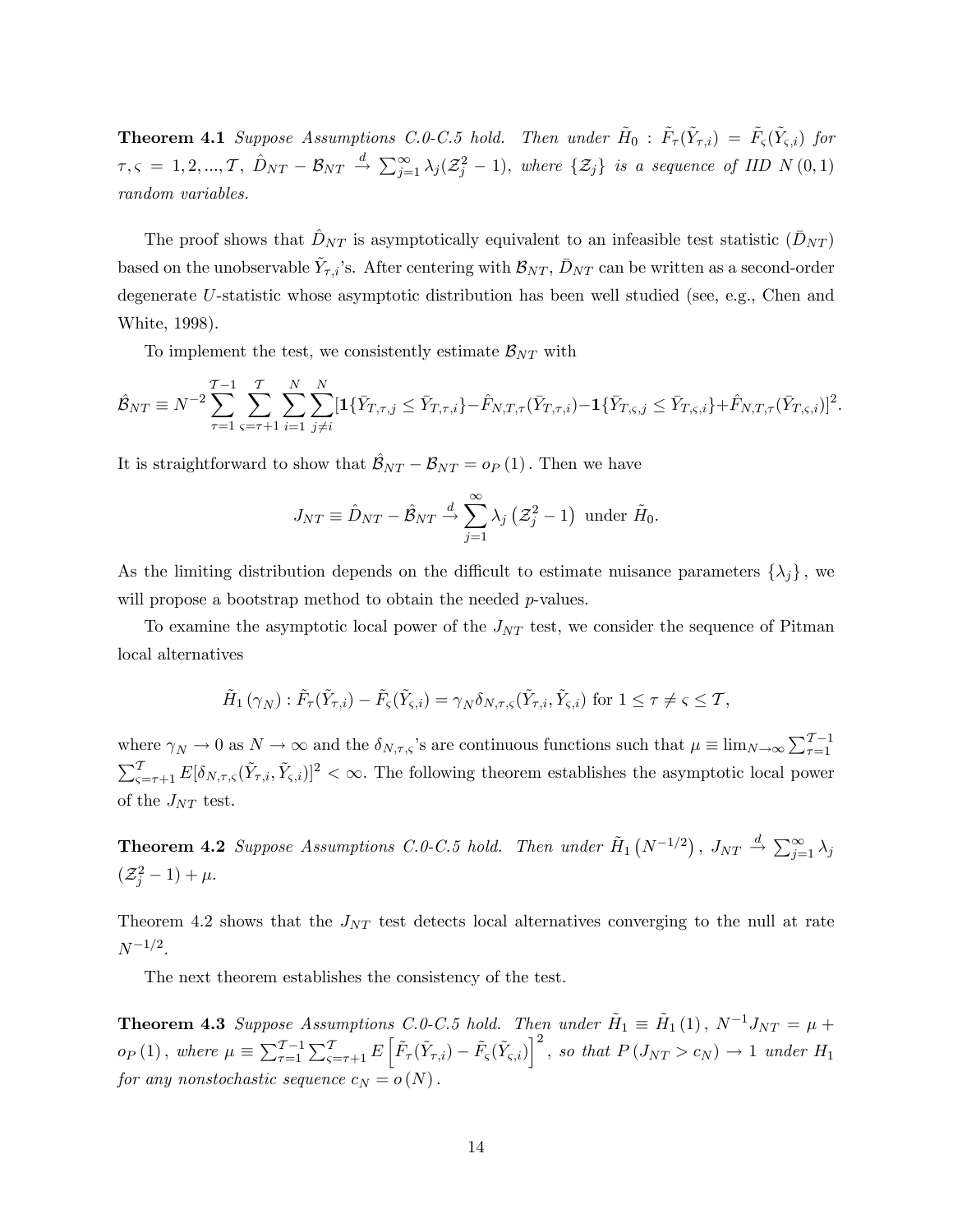**Theorem 4.1** *Suppose Assumptions C.0-C.5 hold. Then under $\tilde{H}_0 : \tilde{F}_\tau(\tilde{Y}_{\tau,i}) = \tilde{F}_\varsigma(\tilde{Y}_{\varsigma,i})$ for $\tau, \varsigma = 1, 2, ..., \mathcal{T}$, $\hat{D}_{NT} - \mathcal{B}_{NT} \xrightarrow{d} \sum_{j=1}^{\infty} \lambda_j (\mathcal{Z}_j^2 - 1)$, where $\{\mathcal{Z}_j\}$ is a sequence of IID $N(0,1)$ random variables.*

The proof shows that $\hat{D}_{NT}$ is asymptotically equivalent to an infeasible test statistic ($\bar{D}_{NT}$) based on the unobservable $\tilde{Y}_{\tau,i}$'s. After centering with $\mathcal{B}_{NT}$, $\bar{D}_{NT}$ can be written as a second-order degenerate $U$-statistic whose asymptotic distribution has been well studied (see, e.g., Chen and White, 1998).

To implement the test, we consistently estimate $\mathcal{B}_{NT}$ with

$$\hat{\mathcal{B}}_{NT} \equiv N^{-2} \sum_{\tau=1}^{\mathcal{T}-1} \sum_{\varsigma=\tau+1}^{\mathcal{T}} \sum_{i=1}^{N} \sum_{j \neq i}^{N} [\mathbf{1}\{\bar{Y}_{T,\tau,j} \leq \bar{Y}_{T,\tau,i}\} - \hat{F}_{N,T,\tau}(\bar{Y}_{T,\tau,i}) - \mathbf{1}\{\bar{Y}_{T,\varsigma,j} \leq \bar{Y}_{T,\varsigma,i}\} + \hat{F}_{N,T,\tau}(\bar{Y}_{T,\varsigma,i})]^2.$$

It is straightforward to show that $\hat{\mathcal{B}}_{NT} - \mathcal{B}_{NT} = o_P(1)$. Then we have

$$J_{NT} \equiv \hat{D}_{NT} - \hat{\mathcal{B}}_{NT} \xrightarrow{d} \sum_{j=1}^{\infty} \lambda_j \left(\mathcal{Z}_j^2 - 1\right) \text{ under } \tilde{H}_0.$$

As the limiting distribution depends on the difficult to estimate nuisance parameters $\{\lambda_j\}$, we will propose a bootstrap method to obtain the needed $p$-values.

To examine the asymptotic local power of the $J_{NT}$ test, we consider the sequence of Pitman local alternatives

$$\tilde{H}_1(\gamma_N) : \tilde{F}_\tau(\tilde{Y}_{\tau,i}) - \tilde{F}_\varsigma(\tilde{Y}_{\varsigma,i}) = \gamma_N \delta_{N,\tau,\varsigma}(\tilde{Y}_{\tau,i}, \tilde{Y}_{\varsigma,i}) \text{ for } 1 \leq \tau \neq \varsigma \leq \mathcal{T},$$

where $\gamma_N \to 0$ as $N \to \infty$ and the $\delta_{N,\tau,\varsigma}$'s are continuous functions such that $\mu \equiv \lim_{N\to\infty} \sum_{\tau=1}^{\mathcal{T}-1} \sum_{\varsigma=\tau+1}^{\mathcal{T}} E[\delta_{N,\tau,\varsigma}(\tilde{Y}_{\tau,i}, \tilde{Y}_{\varsigma,i})]^2 < \infty$. The following theorem establishes the asymptotic local power of the $J_{NT}$ test.

**Theorem 4.2** *Suppose Assumptions C.0-C.5 hold. Then under $\tilde{H}_1\left(N^{-1/2}\right)$, $J_{NT} \xrightarrow{d} \sum_{j=1}^{\infty} \lambda_j (\mathcal{Z}_j^2 - 1) + \mu$.*

Theorem 4.2 shows that the $J_{NT}$ test detects local alternatives converging to the null at rate $N^{-1/2}$.

The next theorem establishes the consistency of the test.

**Theorem 4.3** *Suppose Assumptions C.0-C.5 hold. Then under $\tilde{H}_1 \equiv \tilde{H}_1(1)$, $N^{-1} J_{NT} = \mu + o_P(1)$, where $\mu \equiv \sum_{\tau=1}^{\mathcal{T}-1} \sum_{\varsigma=\tau+1}^{\mathcal{T}} E\left[\tilde{F}_\tau(\tilde{Y}_{\tau,i}) - \tilde{F}_\varsigma(\tilde{Y}_{\varsigma,i})\right]^2$, so that $P(J_{NT} > c_N) \to 1$ under $H_1$ for any nonstochastic sequence $c_N = o(N)$.*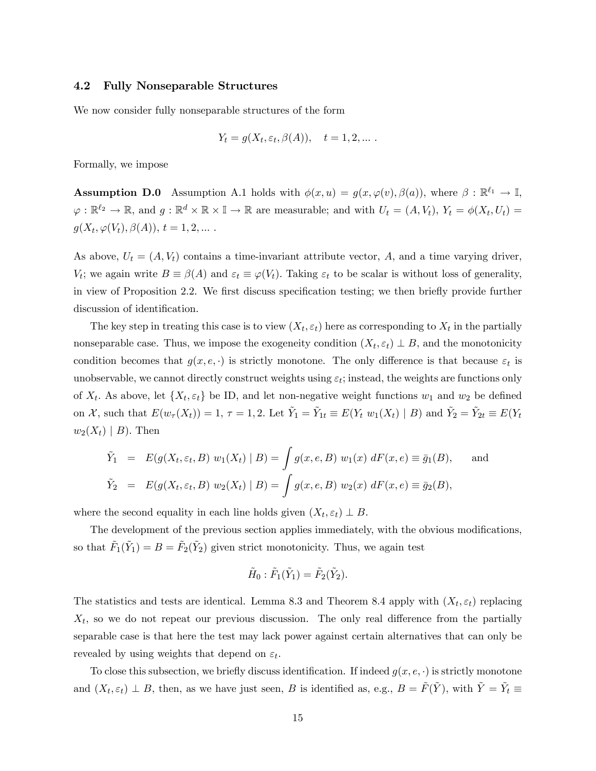### 4.2 Fully Nonseparable Structures

We now consider fully nonseparable structures of the form

$$Y_t = g(X_t, \varepsilon_t, \beta(A)), \quad t = 1, 2, \ldots .$$

Formally, we impose

**Assumption D.0** Assumption A.1 holds with $\phi(x, u) = g(x, \varphi(v), \beta(a))$, where $\beta : \mathbb{R}^{\ell_1} \to \mathbb{I}$, $\varphi : \mathbb{R}^{\ell_2} \to \mathbb{R}$, and $g : \mathbb{R}^d \times \mathbb{R} \times \mathbb{I} \to \mathbb{R}$ are measurable; and with $U_t = (A, V_t)$, $Y_t = \phi(X_t, U_t) = g(X_t, \varphi(V_t), \beta(A))$, $t = 1, 2, \ldots$ .

As above, $U_t = (A, V_t)$ contains a time-invariant attribute vector, $A$, and a time varying driver, $V_t$; we again write $B \equiv \beta(A)$ and $\varepsilon_t \equiv \varphi(V_t)$. Taking $\varepsilon_t$ to be scalar is without loss of generality, in view of Proposition 2.2. We first discuss specification testing; we then briefly provide further discussion of identification.

The key step in treating this case is to view $(X_t, \varepsilon_t)$ here as corresponding to $X_t$ in the partially nonseparable case. Thus, we impose the exogeneity condition $(X_t, \varepsilon_t) \perp B$, and the monotonicity condition becomes that $g(x, e, \cdot)$ is strictly monotone. The only difference is that because $\varepsilon_t$ is unobservable, we cannot directly construct weights using $\varepsilon_t$; instead, the weights are functions only of $X_t$. As above, let $\{X_t, \varepsilon_t\}$ be ID, and let non-negative weight functions $w_1$ and $w_2$ be defined on $\mathcal{X}$, such that $E(w_\tau(X_t)) = 1$, $\tau = 1, 2$. Let $\tilde{Y}_1 = \tilde{Y}_{1t} \equiv E(Y_t \; w_1(X_t) \mid B)$ and $\tilde{Y}_2 = \tilde{Y}_{2t} \equiv E(Y_t \; w_2(X_t) \mid B)$. Then

$$\begin{aligned}
\tilde{Y}_1 &= E(g(X_t, \varepsilon_t, B) \; w_1(X_t) \mid B) = \int g(x, e, B) \; w_1(x) \; dF(x, e) \equiv \bar{g}_1(B), \qquad \text{and} \\
\tilde{Y}_2 &= E(g(X_t, \varepsilon_t, B) \; w_2(X_t) \mid B) = \int g(x, e, B) \; w_2(x) \; dF(x, e) \equiv \bar{g}_2(B),
\end{aligned}$$

where the second equality in each line holds given $(X_t, \varepsilon_t) \perp B$.

The development of the previous section applies immediately, with the obvious modifications, so that $\tilde{F}_1(\tilde{Y}_1) = B = \tilde{F}_2(\tilde{Y}_2)$ given strict monotonicity. Thus, we again test

$$\tilde{H}_0 : \tilde{F}_1(\tilde{Y}_1) = \tilde{F}_2(\tilde{Y}_2).$$

The statistics and tests are identical. Lemma 8.3 and Theorem 8.4 apply with $(X_t, \varepsilon_t)$ replacing $X_t$, so we do not repeat our previous discussion. The only real difference from the partially separable case is that here the test may lack power against certain alternatives that can only be revealed by using weights that depend on $\varepsilon_t$.

To close this subsection, we briefly discuss identification. If indeed $g(x, e, \cdot)$ is strictly monotone and $(X_t, \varepsilon_t) \perp B$, then, as we have just seen, $B$ is identified as, e.g., $B = \tilde{F}(\tilde{Y})$, with $\tilde{Y} = \tilde{Y}_t \equiv$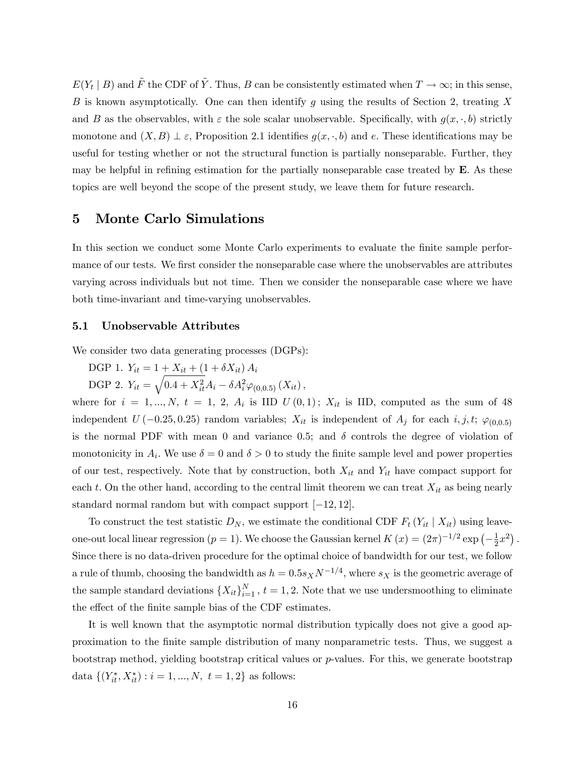$E(Y_t \mid B)$ and $\tilde{F}$ the CDF of $\tilde{Y}$. Thus, $B$ can be consistently estimated when $T \to \infty$; in this sense, $B$ is known asymptotically. One can then identify $g$ using the results of Section 2, treating $X$ and $B$ as the observables, with $\varepsilon$ the sole scalar unobservable. Specifically, with $g(x, \cdot, b)$ strictly monotone and $(X, B) \perp \varepsilon$, Proposition 2.1 identifies $g(x, \cdot, b)$ and $e$. These identifications may be useful for testing whether or not the structural function is partially nonseparable. Further, they may be helpful in refining estimation for the partially nonseparable case treated by **E**. As these topics are well beyond the scope of the present study, we leave them for future research.

# 5 Monte Carlo Simulations

In this section we conduct some Monte Carlo experiments to evaluate the finite sample performance of our tests. We first consider the nonseparable case where the unobservables are attributes varying across individuals but not time. Then we consider the nonseparable case where we have both time-invariant and time-varying unobservables.

## 5.1 Unobservable Attributes

We consider two data generating processes (DGPs):

DGP 1. $Y_{it} = 1 + X_{it} + (1 + \delta X_{it}) A_i$

DGP 2. $Y_{it} = \sqrt{0.4 + X_{it}^2} A_i - \delta A_i^2 \varphi_{(0,0.5)}(X_{it})$,

where for $i = 1, ..., N$, $t = 1, 2$, $A_i$ is IID $U(0, 1)$; $X_{it}$ is IID, computed as the sum of 48 independent $U(-0.25, 0.25)$ random variables; $X_{it}$ is independent of $A_j$ for each $i, j, t$; $\varphi_{(0,0.5)}$ is the normal PDF with mean 0 and variance 0.5; and $\delta$ controls the degree of violation of monotonicity in $A_i$. We use $\delta = 0$ and $\delta > 0$ to study the finite sample level and power properties of our test, respectively. Note that by construction, both $X_{it}$ and $Y_{it}$ have compact support for each $t$. On the other hand, according to the central limit theorem we can treat $X_{it}$ as being nearly standard normal random but with compact support $[-12, 12]$.

To construct the test statistic $D_N$, we estimate the conditional CDF $F_t(Y_{it} \mid X_{it})$ using leave-one-out local linear regression ($p = 1$). We choose the Gaussian kernel $K(x) = (2\pi)^{-1/2} \exp\left(-\frac{1}{2}x^2\right)$. Since there is no data-driven procedure for the optimal choice of bandwidth for our test, we follow a rule of thumb, choosing the bandwidth as $h = 0.5 s_X N^{-1/4}$, where $s_X$ is the geometric average of the sample standard deviations $\{X_{it}\}_{i=1}^{N}$, $t = 1, 2$. Note that we use undersmoothing to eliminate the effect of the finite sample bias of the CDF estimates.

It is well known that the asymptotic normal distribution typically does not give a good approximation to the finite sample distribution of many nonparametric tests. Thus, we suggest a bootstrap method, yielding bootstrap critical values or $p$-values. For this, we generate bootstrap data $\{(Y_{it}^*, X_{it}^*) : i = 1, ..., N, \ t = 1, 2\}$ as follows: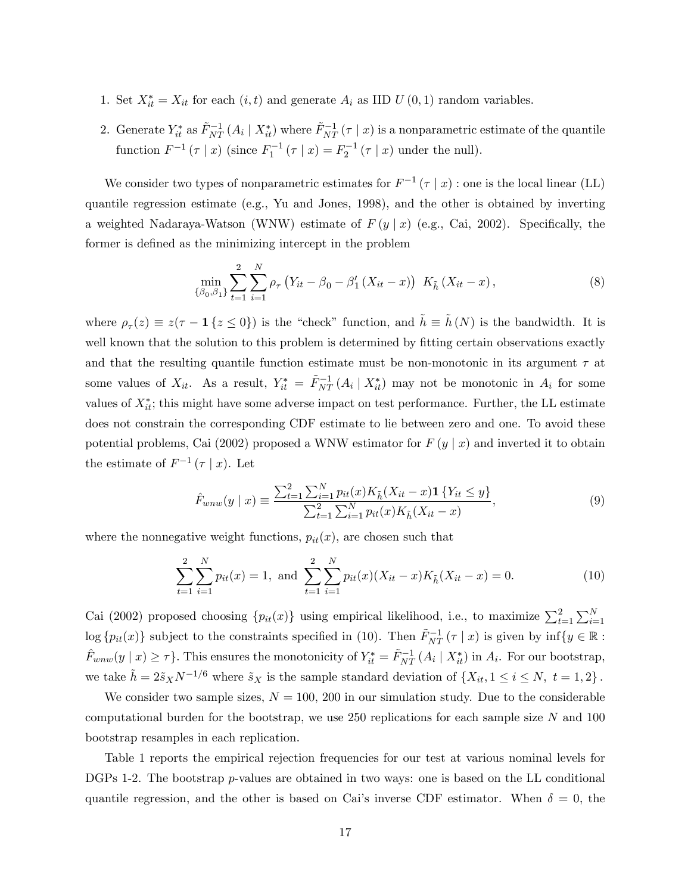1. Set $X_{it}^* = X_{it}$ for each $(i, t)$ and generate $A_i$ as IID $U(0, 1)$ random variables.

2. Generate $Y_{it}^*$ as $\tilde{F}_{NT}^{-1}(A_i \mid X_{it}^*)$ where $\tilde{F}_{NT}^{-1}(\tau \mid x)$ is a nonparametric estimate of the quantile function $F^{-1}(\tau \mid x)$ (since $F_1^{-1}(\tau \mid x) = F_2^{-1}(\tau \mid x)$ under the null).

We consider two types of nonparametric estimates for $F^{-1}(\tau \mid x)$ : one is the local linear (LL) quantile regression estimate (e.g., Yu and Jones, 1998), and the other is obtained by inverting a weighted Nadaraya-Watson (WNW) estimate of $F(y \mid x)$ (e.g., Cai, 2002). Specifically, the former is defined as the minimizing intercept in the problem

$$\min_{\{\beta_0, \beta_1\}} \sum_{t=1}^{2} \sum_{i=1}^{N} \rho_\tau \left( Y_{it} - \beta_0 - \beta_1' (X_{it} - x) \right) \ K_{\tilde{h}}(X_{it} - x), \tag{8}$$

where $\rho_\tau(z) \equiv z(\tau - \mathbf{1}\{z \leq 0\})$ is the "check" function, and $\tilde{h} \equiv \tilde{h}(N)$ is the bandwidth. It is well known that the solution to this problem is determined by fitting certain observations exactly and that the resulting quantile function estimate must be non-monotonic in its argument $\tau$ at some values of $X_{it}$. As a result, $Y_{it}^* = \tilde{F}_{NT}^{-1}(A_i \mid X_{it}^*)$ may not be monotonic in $A_i$ for some values of $X_{it}^*$; this might have some adverse impact on test performance. Further, the LL estimate does not constrain the corresponding CDF estimate to lie between zero and one. To avoid these potential problems, Cai (2002) proposed a WNW estimator for $F(y \mid x)$ and inverted it to obtain the estimate of $F^{-1}(\tau \mid x)$. Let

$$\hat{F}_{wnw}(y \mid x) \equiv \frac{\sum_{t=1}^{2} \sum_{i=1}^{N} p_{it}(x) K_{\tilde{h}}(X_{it} - x) \mathbf{1}\{Y_{it} \leq y\}}{\sum_{t=1}^{2} \sum_{i=1}^{N} p_{it}(x) K_{\tilde{h}}(X_{it} - x)}, \tag{9}$$

where the nonnegative weight functions, $p_{it}(x)$, are chosen such that

$$\sum_{t=1}^{2} \sum_{i=1}^{N} p_{it}(x) = 1, \text{ and } \sum_{t=1}^{2} \sum_{i=1}^{N} p_{it}(x)(X_{it} - x) K_{\tilde{h}}(X_{it} - x) = 0. \tag{10}$$

Cai (2002) proposed choosing $\{p_{it}(x)\}$ using empirical likelihood, i.e., to maximize $\sum_{t=1}^{2} \sum_{i=1}^{N} \log\{p_{it}(x)\}$ subject to the constraints specified in (10). Then $\tilde{F}_{NT}^{-1}(\tau \mid x)$ is given by $\inf\{y \in \mathbb{R} : \hat{F}_{wnw}(y \mid x) \geq \tau\}$. This ensures the monotonicity of $Y_{it}^* = \tilde{F}_{NT}^{-1}(A_i \mid X_{it}^*)$ in $A_i$. For our bootstrap, we take $\tilde{h} = 2\tilde{s}_X N^{-1/6}$ where $\tilde{s}_X$ is the sample standard deviation of $\{X_{it}, 1 \leq i \leq N, \ t = 1, 2\}$.

We consider two sample sizes, $N = 100, 200$ in our simulation study. Due to the considerable computational burden for the bootstrap, we use 250 replications for each sample size $N$ and 100 bootstrap resamples in each replication.

Table 1 reports the empirical rejection frequencies for our test at various nominal levels for DGPs 1-2. The bootstrap $p$-values are obtained in two ways: one is based on the LL conditional quantile regression, and the other is based on Cai's inverse CDF estimator. When $\delta = 0$, the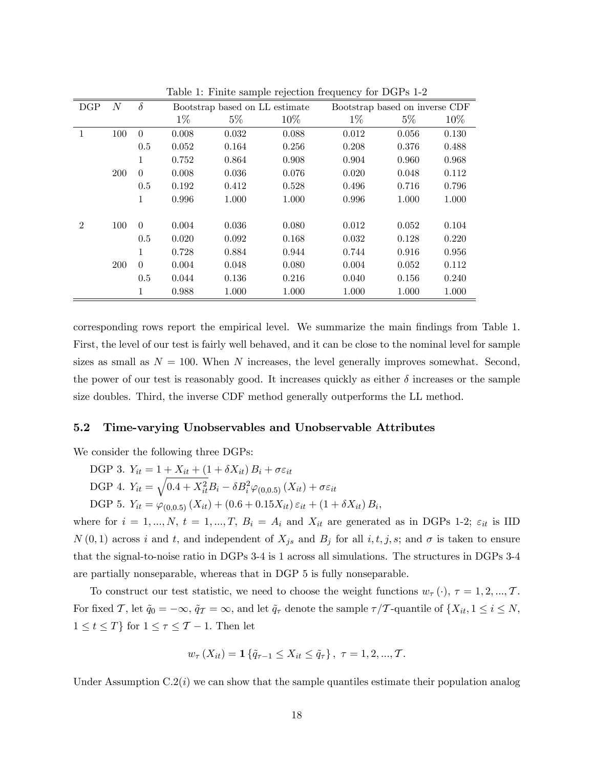Table 1: Finite sample rejection frequency for DGPs 1-2

| DGP | $N$ | $\delta$ | Bootstrap based on LL estimate | | | Bootstrap based on inverse CDF | | |
|---|---|---|---|---|---|---|---|---|
| | | | 1% | 5% | 10% | 1% | 5% | 10% |
| 1 | 100 | 0 | 0.008 | 0.032 | 0.088 | 0.012 | 0.056 | 0.130 |
| | | 0.5 | 0.052 | 0.164 | 0.256 | 0.208 | 0.376 | 0.488 |
| | | 1 | 0.752 | 0.864 | 0.908 | 0.904 | 0.960 | 0.968 |
| | 200 | 0 | 0.008 | 0.036 | 0.076 | 0.020 | 0.048 | 0.112 |
| | | 0.5 | 0.192 | 0.412 | 0.528 | 0.496 | 0.716 | 0.796 |
| | | 1 | 0.996 | 1.000 | 1.000 | 0.996 | 1.000 | 1.000 |
| 2 | 100 | 0 | 0.004 | 0.036 | 0.080 | 0.012 | 0.052 | 0.104 |
| | | 0.5 | 0.020 | 0.092 | 0.168 | 0.032 | 0.128 | 0.220 |
| | | 1 | 0.728 | 0.884 | 0.944 | 0.744 | 0.916 | 0.956 |
| | 200 | 0 | 0.004 | 0.048 | 0.080 | 0.004 | 0.052 | 0.112 |
| | | 0.5 | 0.044 | 0.136 | 0.216 | 0.040 | 0.156 | 0.240 |
| | | 1 | 0.988 | 1.000 | 1.000 | 1.000 | 1.000 | 1.000 |

corresponding rows report the empirical level. We summarize the main findings from Table 1. First, the level of our test is fairly well behaved, and it can be close to the nominal level for sample sizes as small as $N = 100$. When $N$ increases, the level generally improves somewhat. Second, the power of our test is reasonably good. It increases quickly as either $\delta$ increases or the sample size doubles. Third, the inverse CDF method generally outperforms the LL method.

### 5.2 Time-varying Unobservables and Unobservable Attributes

We consider the following three DGPs:

DGP 3. $Y_{it} = 1 + X_{it} + (1 + \delta X_{it}) B_i + \sigma\varepsilon_{it}$

DGP 4. $Y_{it} = \sqrt{0.4 + X_{it}^2} B_i - \delta B_i^2 \varphi_{(0,0.5)}(X_{it}) + \sigma\varepsilon_{it}$

DGP 5. $Y_{it} = \varphi_{(0,0.5)}(X_{it}) + (0.6 + 0.15X_{it})\varepsilon_{it} + (1 + \delta X_{it}) B_i$,

where for $i = 1, ..., N$, $t = 1, ..., T$, $B_i = A_i$ and $X_{it}$ are generated as in DGPs 1-2; $\varepsilon_{it}$ is IID $N(0, 1)$ across $i$ and $t$, and independent of $X_{js}$ and $B_j$ for all $i, t, j, s$; and $\sigma$ is taken to ensure that the signal-to-noise ratio in DGPs 3-4 is 1 across all simulations. The structures in DGPs 3-4 are partially nonseparable, whereas that in DGP 5 is fully nonseparable.

To construct our test statistic, we need to choose the weight functions $w_\tau(\cdot)$, $\tau = 1, 2, ..., \mathcal{T}$. For fixed $\mathcal{T}$, let $\tilde{q}_0 = -\infty$, $\tilde{q}_{\mathcal{T}} = \infty$, and let $\tilde{q}_\tau$ denote the sample $\tau/\mathcal{T}$-quantile of $\{X_{it}, 1 \leq i \leq N, 1 \leq t \leq T\}$ for $1 \leq \tau \leq \mathcal{T} - 1$. Then let

$$w_\tau(X_{it}) = \mathbf{1}\{\tilde{q}_{\tau-1} \leq X_{it} \leq \tilde{q}_\tau\}, \ \tau = 1, 2, ..., \mathcal{T}.$$

Under Assumption C.2($i$) we can show that the sample quantiles estimate their population analog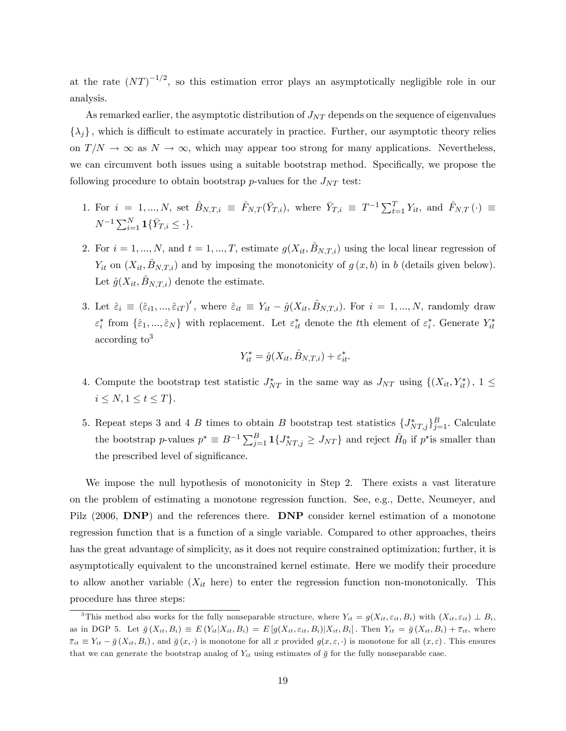at the rate $(NT)^{-1/2}$, so this estimation error plays an asymptotically negligible role in our analysis.

As remarked earlier, the asymptotic distribution of $J_{NT}$ depends on the sequence of eigenvalues $\{\lambda_j\}$, which is difficult to estimate accurately in practice. Further, our asymptotic theory relies on $T/N \to \infty$ as $N \to \infty$, which may appear too strong for many applications. Nevertheless, we can circumvent both issues using a suitable bootstrap method. Specifically, we propose the following procedure to obtain bootstrap $p$-values for the $J_{NT}$ test:

1. For $i = 1, ..., N$, set $\hat{B}_{N,T,i} \equiv \hat{F}_{N,T}(\bar{Y}_{T,i})$, where $\bar{Y}_{T,i} \equiv T^{-1}\sum_{t=1}^{T} Y_{it}$, and $\hat{F}_{N,T}(\cdot) \equiv N^{-1}\sum_{i=1}^{N} \mathbf{1}\{\bar{Y}_{T,i} \leq \cdot\}$.

2. For $i = 1, ..., N$, and $t = 1, ..., T$, estimate $g(X_{it}, \hat{B}_{N,T,i})$ using the local linear regression of $Y_{it}$ on $(X_{it}, \hat{B}_{N,T,i})$ and by imposing the monotonicity of $g(x, b)$ in $b$ (details given below). Let $\hat{g}(X_{it}, \hat{B}_{N,T,i})$ denote the estimate.

3. Let $\hat{\varepsilon}_i \equiv (\hat{\varepsilon}_{i1}, ..., \hat{\varepsilon}_{iT})'$, where $\hat{\varepsilon}_{it} \equiv Y_{it} - \hat{g}(X_{it}, \hat{B}_{N,T,i})$. For $i = 1, ..., N$, randomly draw $\varepsilon_i^*$ from $\{\hat{\varepsilon}_1, ..., \hat{\varepsilon}_N\}$ with replacement. Let $\varepsilon_{it}^*$ denote the $t$th element of $\varepsilon_i^*$. Generate $Y_{it}^*$ according to[3]
$$Y_{it}^* = \hat{g}(X_{it}, \hat{B}_{N,T,i}) + \varepsilon_{it}^*.$$

4. Compute the bootstrap test statistic $J_{NT}^*$ in the same way as $J_{NT}$ using $\{(X_{it}, Y_{it}^*),\ 1 \leq i \leq N, 1 \leq t \leq T\}$.

5. Repeat steps 3 and 4 $B$ times to obtain $B$ bootstrap test statistics $\{J_{NT,j}^*\}_{j=1}^{B}$. Calculate the bootstrap $p$-values $p^* \equiv B^{-1}\sum_{j=1}^{B} \mathbf{1}\{J_{NT,j}^* \geq J_{NT}\}$ and reject $\tilde{H}_0$ if $p^*$is smaller than the prescribed level of significance.

We impose the null hypothesis of monotonicity in Step 2. There exists a vast literature on the problem of estimating a monotone regression function. See, e.g., Dette, Neumeyer, and Pilz (2006, **DNP**) and the references there. **DNP** consider kernel estimation of a monotone regression function that is a function of a single variable. Compared to other approaches, theirs has the great advantage of simplicity, as it does not require constrained optimization; further, it is asymptotically equivalent to the unconstrained kernel estimate. Here we modify their procedure to allow another variable ($X_{it}$ here) to enter the regression function non-monotonically. This procedure has three steps:

[3] This method also works for the fully nonseparable structure, where $Y_{it} = g(X_{it}, \varepsilon_{it}, B_i)$ with $(X_{it}, \varepsilon_{it}) \perp B_i$, as in DGP 5. Let $\bar{g}(X_{it}, B_i) \equiv E(Y_{it}|X_{it}, B_i) = E[g(X_{it}, \varepsilon_{it}, B_i)|X_{it}, B_i]$. Then $Y_{it} = \bar{g}(X_{it}, B_i) + \bar{\varepsilon}_{it}$, where $\bar{\varepsilon}_{it} \equiv Y_{it} - \bar{g}(X_{it}, B_i)$, and $\bar{g}(x, \cdot)$ is monotone for all $x$ provided $g(x, \varepsilon, \cdot)$ is monotone for all $(x, \varepsilon)$. This ensures that we can generate the bootstrap analog of $Y_{it}$ using estimates of $\bar{g}$ for the fully nonseparable case.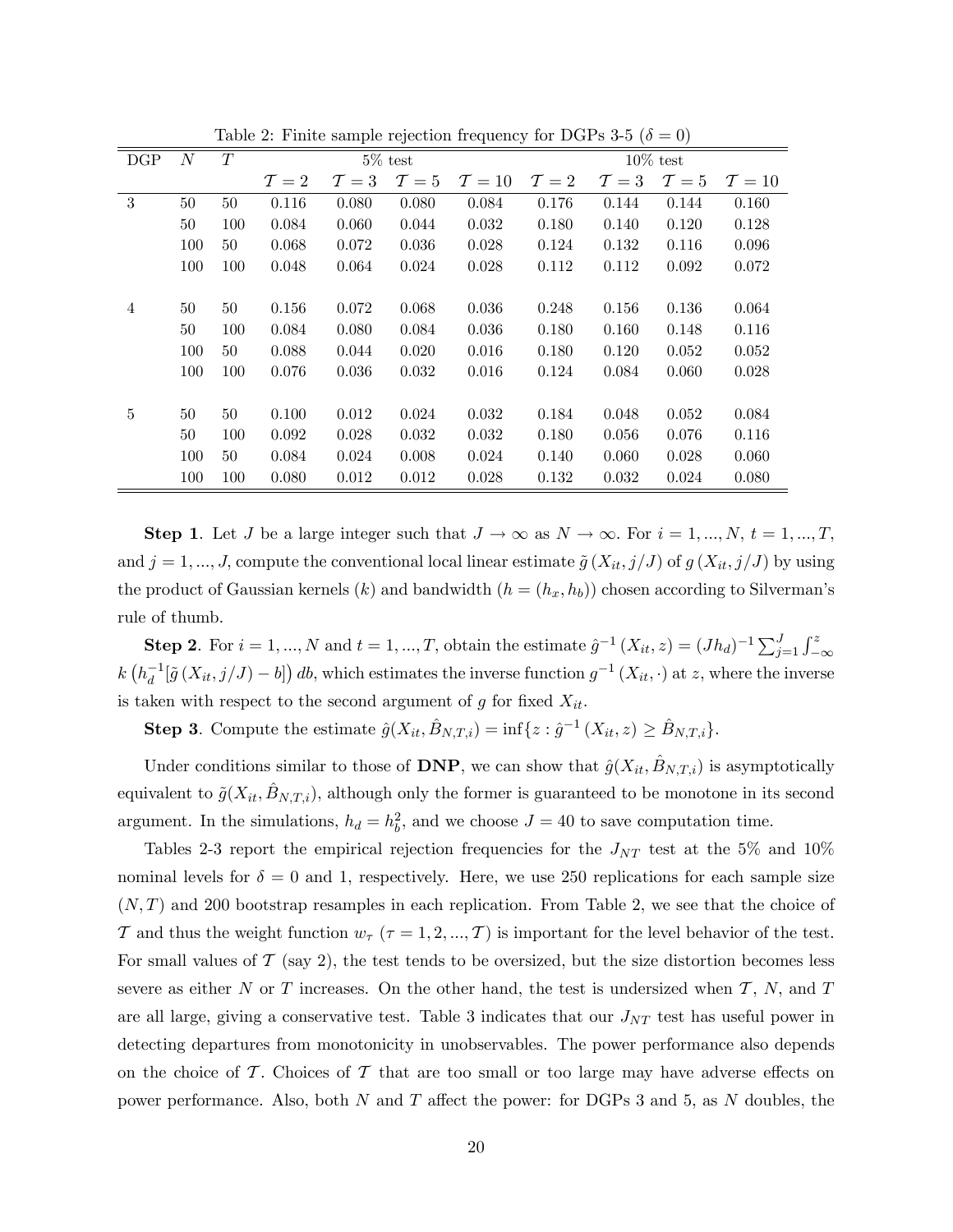Table 2: Finite sample rejection frequency for DGPs 3-5 ($\delta = 0$)

| DGP | $N$ | $T$ | 5% test | | | | 10% test | | | |
|---|---|---|---|---|---|---|---|---|---|---|
| | | | $\mathcal{T}=2$ | $\mathcal{T}=3$ | $\mathcal{T}=5$ | $\mathcal{T}=10$ | $\mathcal{T}=2$ | $\mathcal{T}=3$ | $\mathcal{T}=5$ | $\mathcal{T}=10$ |
| 3 | 50 | 50 | 0.116 | 0.080 | 0.080 | 0.084 | 0.176 | 0.144 | 0.144 | 0.160 |
| | 50 | 100 | 0.084 | 0.060 | 0.044 | 0.032 | 0.180 | 0.140 | 0.120 | 0.128 |
| | 100 | 50 | 0.068 | 0.072 | 0.036 | 0.028 | 0.124 | 0.132 | 0.116 | 0.096 |
| | 100 | 100 | 0.048 | 0.064 | 0.024 | 0.028 | 0.112 | 0.112 | 0.092 | 0.072 |
| 4 | 50 | 50 | 0.156 | 0.072 | 0.068 | 0.036 | 0.248 | 0.156 | 0.136 | 0.064 |
| | 50 | 100 | 0.084 | 0.080 | 0.084 | 0.036 | 0.180 | 0.160 | 0.148 | 0.116 |
| | 100 | 50 | 0.088 | 0.044 | 0.020 | 0.016 | 0.180 | 0.120 | 0.052 | 0.052 |
| | 100 | 100 | 0.076 | 0.036 | 0.032 | 0.016 | 0.124 | 0.084 | 0.060 | 0.028 |
| 5 | 50 | 50 | 0.100 | 0.012 | 0.024 | 0.032 | 0.184 | 0.048 | 0.052 | 0.084 |
| | 50 | 100 | 0.092 | 0.028 | 0.032 | 0.032 | 0.180 | 0.056 | 0.076 | 0.116 |
| | 100 | 50 | 0.084 | 0.024 | 0.008 | 0.024 | 0.140 | 0.060 | 0.028 | 0.060 |
| | 100 | 100 | 0.080 | 0.012 | 0.012 | 0.028 | 0.132 | 0.032 | 0.024 | 0.080 |

**Step 1**. Let $J$ be a large integer such that $J \to \infty$ as $N \to \infty$. For $i = 1, ..., N$, $t = 1, ..., T$, and $j = 1, ..., J$, compute the conventional local linear estimate $\tilde{g}(X_{it}, j/J)$ of $g(X_{it}, j/J)$ by using the product of Gaussian kernels ($k$) and bandwidth ($h = (h_x, h_b)$) chosen according to Silverman's rule of thumb.

**Step 2**. For $i = 1, ..., N$ and $t = 1, ..., T$, obtain the estimate $\hat{g}^{-1}(X_{it}, z) = (Jh_d)^{-1} \sum_{j=1}^{J} \int_{-\infty}^{z} k\left(h_d^{-1}[\tilde{g}(X_{it}, j/J) - b]\right) db$, which estimates the inverse function $g^{-1}(X_{it}, \cdot)$ at $z$, where the inverse is taken with respect to the second argument of $g$ for fixed $X_{it}$.

**Step 3**. Compute the estimate $\hat{g}(X_{it}, \hat{B}_{N,T,i}) = \inf\{z : \hat{g}^{-1}(X_{it}, z) \geq \hat{B}_{N,T,i}\}$.

Under conditions similar to those of **DNP**, we can show that $\hat{g}(X_{it}, \hat{B}_{N,T,i})$ is asymptotically equivalent to $\tilde{g}(X_{it}, \hat{B}_{N,T,i})$, although only the former is guaranteed to be monotone in its second argument. In the simulations, $h_d = h_b^2$, and we choose $J = 40$ to save computation time.

Tables 2-3 report the empirical rejection frequencies for the $J_{NT}$ test at the 5% and 10% nominal levels for $\delta = 0$ and 1, respectively. Here, we use 250 replications for each sample size $(N, T)$ and 200 bootstrap resamples in each replication. From Table 2, we see that the choice of $\mathcal{T}$ and thus the weight function $w_\tau$ ($\tau = 1, 2, ..., \mathcal{T}$) is important for the level behavior of the test. For small values of $\mathcal{T}$ (say 2), the test tends to be oversized, but the size distortion becomes less severe as either $N$ or $T$ increases. On the other hand, the test is undersized when $\mathcal{T}$, $N$, and $T$ are all large, giving a conservative test. Table 3 indicates that our $J_{NT}$ test has useful power in detecting departures from monotonicity in unobservables. The power performance also depends on the choice of $\mathcal{T}$. Choices of $\mathcal{T}$ that are too small or too large may have adverse effects on power performance. Also, both $N$ and $T$ affect the power: for DGPs 3 and 5, as $N$ doubles, the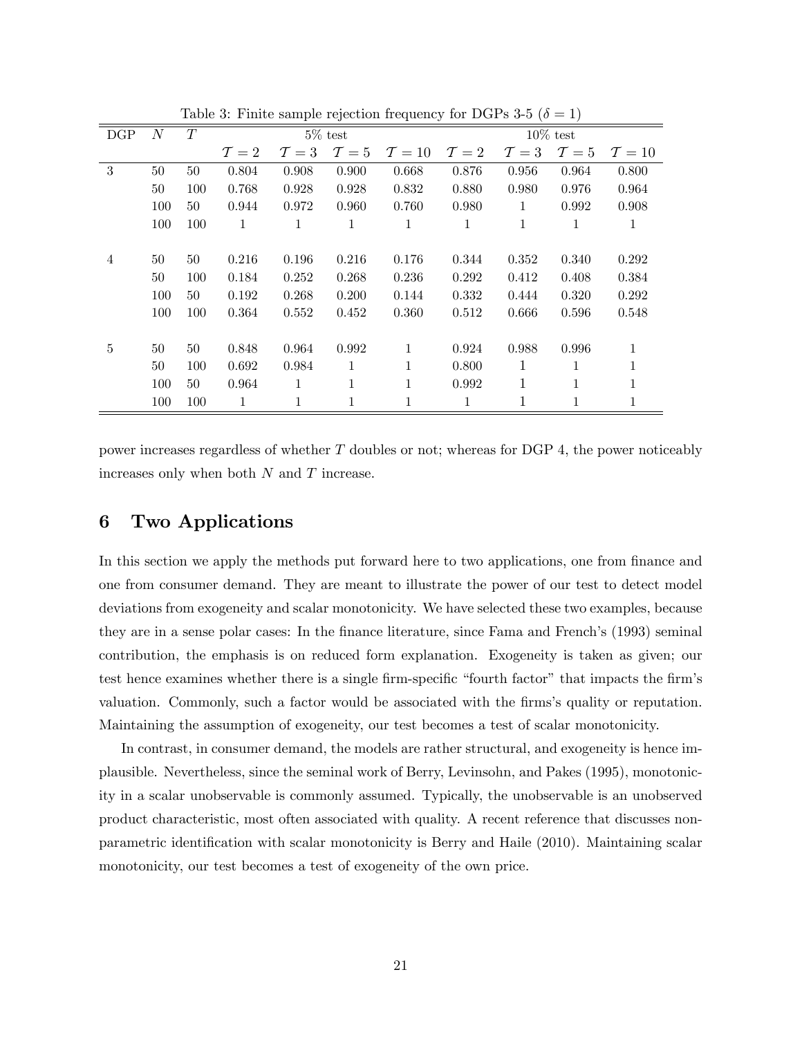Table 3: Finite sample rejection frequency for DGPs 3-5 ($\delta = 1$)

| DGP | $N$ | $T$ | 5% test | | | | 10% test | | | |
|---|---|---|---|---|---|---|---|---|---|---|
| | | | $\mathcal{T} = 2$ | $\mathcal{T} = 3$ | $\mathcal{T} = 5$ | $\mathcal{T} = 10$ | $\mathcal{T} = 2$ | $\mathcal{T} = 3$ | $\mathcal{T} = 5$ | $\mathcal{T} = 10$ |
| 3 | 50 | 50 | 0.804 | 0.908 | 0.900 | 0.668 | 0.876 | 0.956 | 0.964 | 0.800 |
| | 50 | 100 | 0.768 | 0.928 | 0.928 | 0.832 | 0.880 | 0.980 | 0.976 | 0.964 |
| | 100 | 50 | 0.944 | 0.972 | 0.960 | 0.760 | 0.980 | 1 | 0.992 | 0.908 |
| | 100 | 100 | 1 | 1 | 1 | 1 | 1 | 1 | 1 | 1 |
| 4 | 50 | 50 | 0.216 | 0.196 | 0.216 | 0.176 | 0.344 | 0.352 | 0.340 | 0.292 |
| | 50 | 100 | 0.184 | 0.252 | 0.268 | 0.236 | 0.292 | 0.412 | 0.408 | 0.384 |
| | 100 | 50 | 0.192 | 0.268 | 0.200 | 0.144 | 0.332 | 0.444 | 0.320 | 0.292 |
| | 100 | 100 | 0.364 | 0.552 | 0.452 | 0.360 | 0.512 | 0.666 | 0.596 | 0.548 |
| 5 | 50 | 50 | 0.848 | 0.964 | 0.992 | 1 | 0.924 | 0.988 | 0.996 | 1 |
| | 50 | 100 | 0.692 | 0.984 | 1 | 1 | 0.800 | 1 | 1 | 1 |
| | 100 | 50 | 0.964 | 1 | 1 | 1 | 0.992 | 1 | 1 | 1 |
| | 100 | 100 | 1 | 1 | 1 | 1 | 1 | 1 | 1 | 1 |

power increases regardless of whether $T$ doubles or not; whereas for DGP 4, the power noticeably increases only when both $N$ and $T$ increase.

## 6 Two Applications

In this section we apply the methods put forward here to two applications, one from finance and one from consumer demand. They are meant to illustrate the power of our test to detect model deviations from exogeneity and scalar monotonicity. We have selected these two examples, because they are in a sense polar cases: In the finance literature, since Fama and French's (1993) seminal contribution, the emphasis is on reduced form explanation. Exogeneity is taken as given; our test hence examines whether there is a single firm-specific "fourth factor" that impacts the firm's valuation. Commonly, such a factor would be associated with the firms's quality or reputation. Maintaining the assumption of exogeneity, our test becomes a test of scalar monotonicity.

In contrast, in consumer demand, the models are rather structural, and exogeneity is hence implausible. Nevertheless, since the seminal work of Berry, Levinsohn, and Pakes (1995), monotonicity in a scalar unobservable is commonly assumed. Typically, the unobservable is an unobserved product characteristic, most often associated with quality. A recent reference that discusses nonparametric identification with scalar monotonicity is Berry and Haile (2010). Maintaining scalar monotonicity, our test becomes a test of exogeneity of the own price.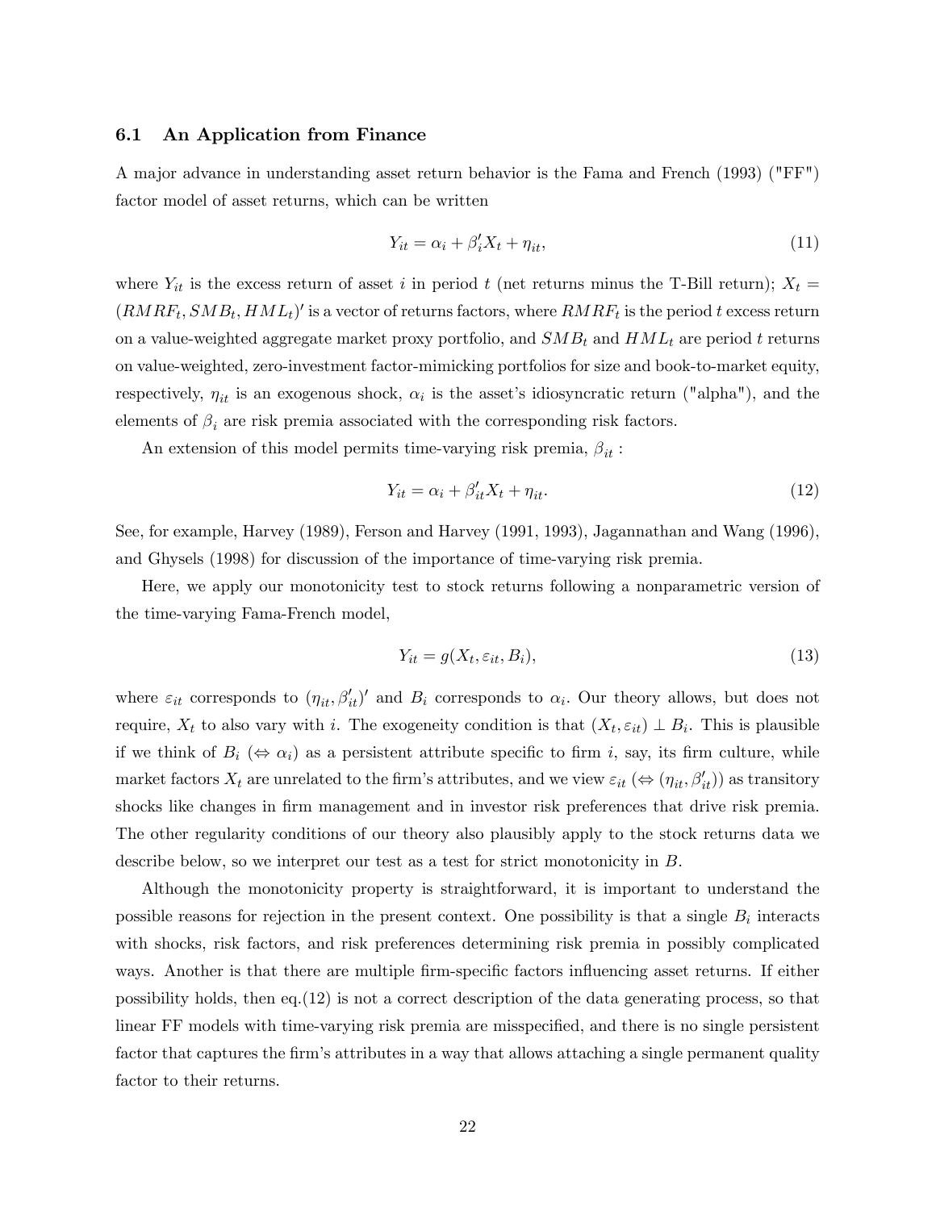### 6.1 An Application from Finance

A major advance in understanding asset return behavior is the Fama and French (1993) ("FF") factor model of asset returns, which can be written

$$Y_{it} = \alpha_i + \beta_i' X_t + \eta_{it}, \tag{11}$$

where $Y_{it}$ is the excess return of asset $i$ in period $t$ (net returns minus the T-Bill return); $X_t = (RMRF_t, SMB_t, HML_t)'$ is a vector of returns factors, where $RMRF_t$ is the period $t$ excess return on a value-weighted aggregate market proxy portfolio, and $SMB_t$ and $HML_t$ are period $t$ returns on value-weighted, zero-investment factor-mimicking portfolios for size and book-to-market equity, respectively, $\eta_{it}$ is an exogenous shock, $\alpha_i$ is the asset's idiosyncratic return ("alpha"), and the elements of $\beta_i$ are risk premia associated with the corresponding risk factors.

An extension of this model permits time-varying risk premia, $\beta_{it}$ :

$$Y_{it} = \alpha_i + \beta_{it}' X_t + \eta_{it}. \tag{12}$$

See, for example, Harvey (1989), Ferson and Harvey (1991, 1993), Jagannathan and Wang (1996), and Ghysels (1998) for discussion of the importance of time-varying risk premia.

Here, we apply our monotonicity test to stock returns following a nonparametric version of the time-varying Fama-French model,

$$Y_{it} = g(X_t, \varepsilon_{it}, B_i), \tag{13}$$

where $\varepsilon_{it}$ corresponds to $(\eta_{it}, \beta_{it}')'$ and $B_i$ corresponds to $\alpha_i$. Our theory allows, but does not require, $X_t$ to also vary with $i$. The exogeneity condition is that $(X_t, \varepsilon_{it}) \perp B_i$. This is plausible if we think of $B_i$ ($\Leftrightarrow \alpha_i$) as a persistent attribute specific to firm $i$, say, its firm culture, while market factors $X_t$ are unrelated to the firm's attributes, and we view $\varepsilon_{it}$ ($\Leftrightarrow (\eta_{it}, \beta_{it}')$) as transitory shocks like changes in firm management and in investor risk preferences that drive risk premia. The other regularity conditions of our theory also plausibly apply to the stock returns data we describe below, so we interpret our test as a test for strict monotonicity in $B$.

Although the monotonicity property is straightforward, it is important to understand the possible reasons for rejection in the present context. One possibility is that a single $B_i$ interacts with shocks, risk factors, and risk preferences determining risk premia in possibly complicated ways. Another is that there are multiple firm-specific factors influencing asset returns. If either possibility holds, then eq.(12) is not a correct description of the data generating process, so that linear FF models with time-varying risk premia are misspecified, and there is no single persistent factor that captures the firm's attributes in a way that allows attaching a single permanent quality factor to their returns.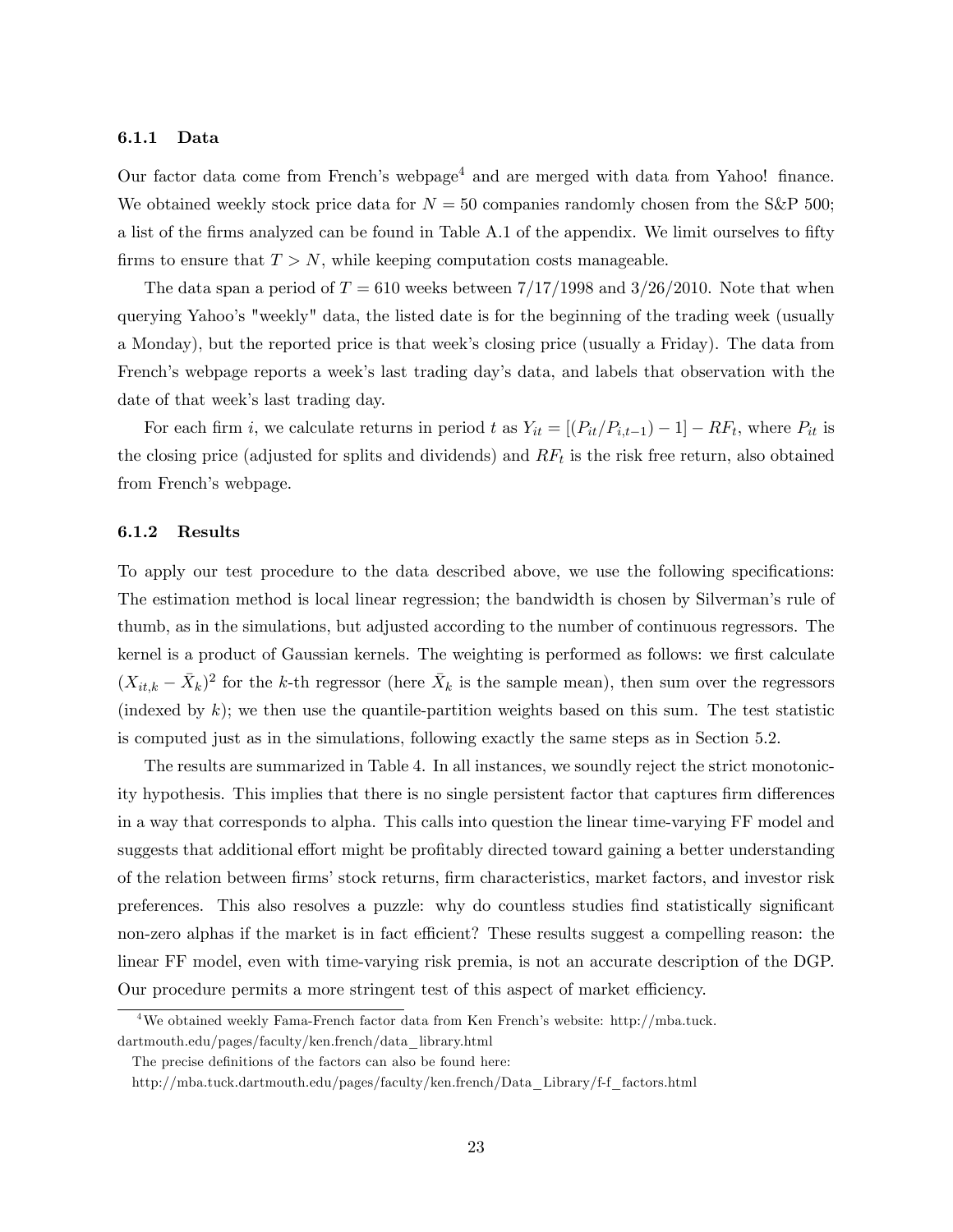### 6.1.1 Data

Our factor data come from French's webpage[4] and are merged with data from Yahoo! finance. We obtained weekly stock price data for $N = 50$ companies randomly chosen from the S&P 500; a list of the firms analyzed can be found in Table A.1 of the appendix. We limit ourselves to fifty firms to ensure that $T > N$, while keeping computation costs manageable.

The data span a period of $T = 610$ weeks between 7/17/1998 and 3/26/2010. Note that when querying Yahoo's "weekly" data, the listed date is for the beginning of the trading week (usually a Monday), but the reported price is that week's closing price (usually a Friday). The data from French's webpage reports a week's last trading day's data, and labels that observation with the date of that week's last trading day.

For each firm $i$, we calculate returns in period $t$ as $Y_{it} = [(P_{it}/P_{i,t-1}) - 1] - RF_t$, where $P_{it}$ is the closing price (adjusted for splits and dividends) and $RF_t$ is the risk free return, also obtained from French's webpage.

### 6.1.2 Results

To apply our test procedure to the data described above, we use the following specifications: The estimation method is local linear regression; the bandwidth is chosen by Silverman's rule of thumb, as in the simulations, but adjusted according to the number of continuous regressors. The kernel is a product of Gaussian kernels. The weighting is performed as follows: we first calculate $(X_{it,k} - \bar{X}_k)^2$ for the $k$-th regressor (here $\bar{X}_k$ is the sample mean), then sum over the regressors (indexed by $k$); we then use the quantile-partition weights based on this sum. The test statistic is computed just as in the simulations, following exactly the same steps as in Section 5.2.

The results are summarized in Table 4. In all instances, we soundly reject the strict monotonicity hypothesis. This implies that there is no single persistent factor that captures firm differences in a way that corresponds to alpha. This calls into question the linear time-varying FF model and suggests that additional effort might be profitably directed toward gaining a better understanding of the relation between firms' stock returns, firm characteristics, market factors, and investor risk preferences. This also resolves a puzzle: why do countless studies find statistically significant non-zero alphas if the market is in fact efficient? These results suggest a compelling reason: the linear FF model, even with time-varying risk premia, is not an accurate description of the DGP. Our procedure permits a more stringent test of this aspect of market efficiency.

[4] We obtained weekly Fama-French factor data from Ken French's website: http://mba.tuck.dartmouth.edu/pages/faculty/ken.french/data_library.html

The precise definitions of the factors can also be found here:

http://mba.tuck.dartmouth.edu/pages/faculty/ken.french/Data_Library/f-f_factors.html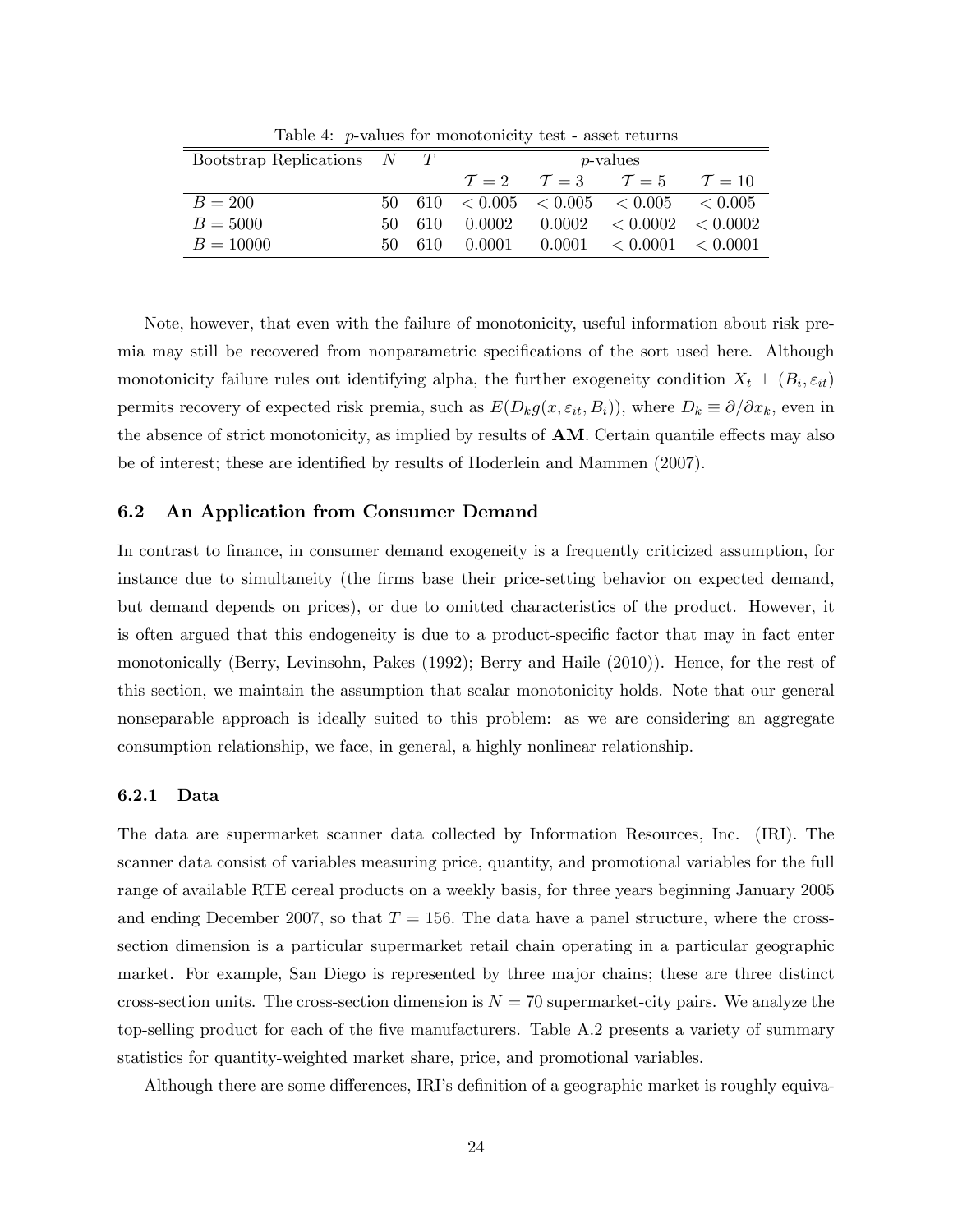Table 4: $p$-values for monotonicity test - asset returns

| Bootstrap Replications | $N$ | $T$ | $p$-values | | | |
|---|---|---|---|---|---|---|
| | | | $\mathcal{T}=2$ | $\mathcal{T}=3$ | $\mathcal{T}=5$ | $\mathcal{T}=10$ |
| $B=200$ | 50 | 610 | $<0.005$ | $<0.005$ | $<0.005$ | $<0.005$ |
| $B=5000$ | 50 | 610 | 0.0002 | 0.0002 | $<0.0002$ | $<0.0002$ |
| $B=10000$ | 50 | 610 | 0.0001 | 0.0001 | $<0.0001$ | $<0.0001$ |

Note, however, that even with the failure of monotonicity, useful information about risk premia may still be recovered from nonparametric specifications of the sort used here. Although monotonicity failure rules out identifying alpha, the further exogeneity condition $X_t \perp (B_i, \varepsilon_{it})$ permits recovery of expected risk premia, such as $E(D_k g(x, \varepsilon_{it}, B_i))$, where $D_k \equiv \partial/\partial x_k$, even in the absence of strict monotonicity, as implied by results of **AM**. Certain quantile effects may also be of interest; these are identified by results of Hoderlein and Mammen (2007).

### 6.2 An Application from Consumer Demand

In contrast to finance, in consumer demand exogeneity is a frequently criticized assumption, for instance due to simultaneity (the firms base their price-setting behavior on expected demand, but demand depends on prices), or due to omitted characteristics of the product. However, it is often argued that this endogeneity is due to a product-specific factor that may in fact enter monotonically (Berry, Levinsohn, Pakes (1992); Berry and Haile (2010)). Hence, for the rest of this section, we maintain the assumption that scalar monotonicity holds. Note that our general nonseparable approach is ideally suited to this problem: as we are considering an aggregate consumption relationship, we face, in general, a highly nonlinear relationship.

#### 6.2.1 Data

The data are supermarket scanner data collected by Information Resources, Inc. (IRI). The scanner data consist of variables measuring price, quantity, and promotional variables for the full range of available RTE cereal products on a weekly basis, for three years beginning January 2005 and ending December 2007, so that $T = 156$. The data have a panel structure, where the cross-section dimension is a particular supermarket retail chain operating in a particular geographic market. For example, San Diego is represented by three major chains; these are three distinct cross-section units. The cross-section dimension is $N = 70$ supermarket-city pairs. We analyze the top-selling product for each of the five manufacturers. Table A.2 presents a variety of summary statistics for quantity-weighted market share, price, and promotional variables.

Although there are some differences, IRI's definition of a geographic market is roughly equiva-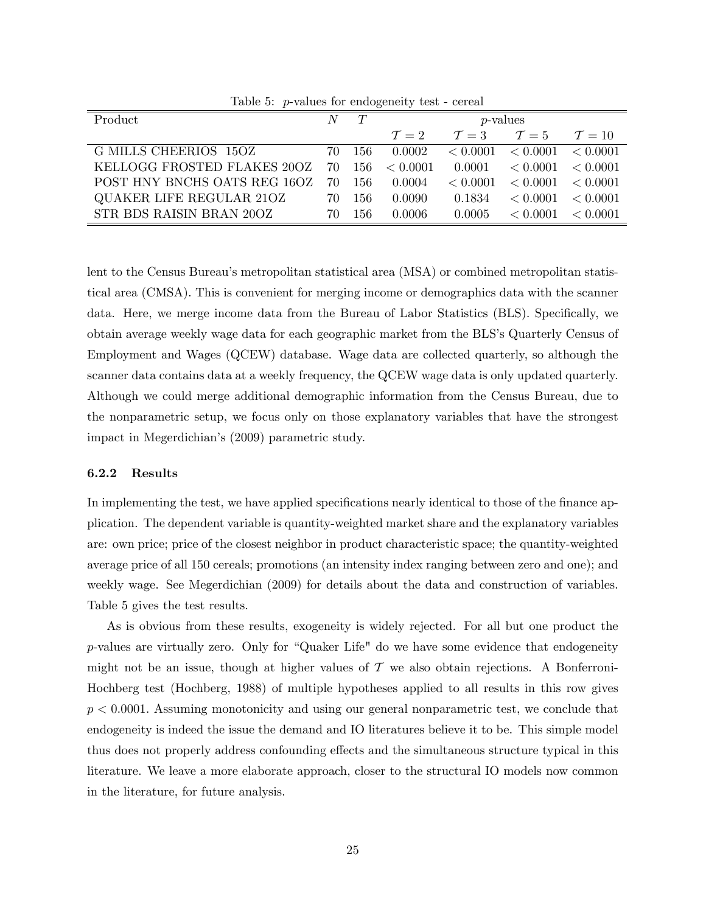Table 5: $p$-values for endogeneity test - cereal

| Product | $N$ | $T$ | $p$-values | | | |
|---|---|---|---|---|---|---|
| | | | $\mathcal{T}=2$ | $\mathcal{T}=3$ | $\mathcal{T}=5$ | $\mathcal{T}=10$ |
| G MILLS CHEERIOS 15OZ | 70 | 156 | 0.0002 | $<0.0001$ | $<0.0001$ | $<0.0001$ |
| KELLOGG FROSTED FLAKES 20OZ | 70 | 156 | $<0.0001$ | 0.0001 | $<0.0001$ | $<0.0001$ |
| POST HNY BNCHS OATS REG 16OZ | 70 | 156 | 0.0004 | $<0.0001$ | $<0.0001$ | $<0.0001$ |
| QUAKER LIFE REGULAR 21OZ | 70 | 156 | 0.0090 | 0.1834 | $<0.0001$ | $<0.0001$ |
| STR BDS RAISIN BRAN 20OZ | 70 | 156 | 0.0006 | 0.0005 | $<0.0001$ | $<0.0001$ |

lent to the Census Bureau's metropolitan statistical area (MSA) or combined metropolitan statistical area (CMSA). This is convenient for merging income or demographics data with the scanner data. Here, we merge income data from the Bureau of Labor Statistics (BLS). Specifically, we obtain average weekly wage data for each geographic market from the BLS's Quarterly Census of Employment and Wages (QCEW) database. Wage data are collected quarterly, so although the scanner data contains data at a weekly frequency, the QCEW wage data is only updated quarterly. Although we could merge additional demographic information from the Census Bureau, due to the nonparametric setup, we focus only on those explanatory variables that have the strongest impact in Megerdichian's (2009) parametric study.

### 6.2.2 Results

In implementing the test, we have applied specifications nearly identical to those of the finance application. The dependent variable is quantity-weighted market share and the explanatory variables are: own price; price of the closest neighbor in product characteristic space; the quantity-weighted average price of all 150 cereals; promotions (an intensity index ranging between zero and one); and weekly wage. See Megerdichian (2009) for details about the data and construction of variables. Table 5 gives the test results.

As is obvious from these results, exogeneity is widely rejected. For all but one product the $p$-values are virtually zero. Only for "Quaker Life" do we have some evidence that endogeneity might not be an issue, though at higher values of $\mathcal{T}$ we also obtain rejections. A Bonferroni-Hochberg test (Hochberg, 1988) of multiple hypotheses applied to all results in this row gives $p < 0.0001$. Assuming monotonicity and using our general nonparametric test, we conclude that endogeneity is indeed the issue the demand and IO literatures believe it to be. This simple model thus does not properly address confounding effects and the simultaneous structure typical in this literature. We leave a more elaborate approach, closer to the structural IO models now common in the literature, for future analysis.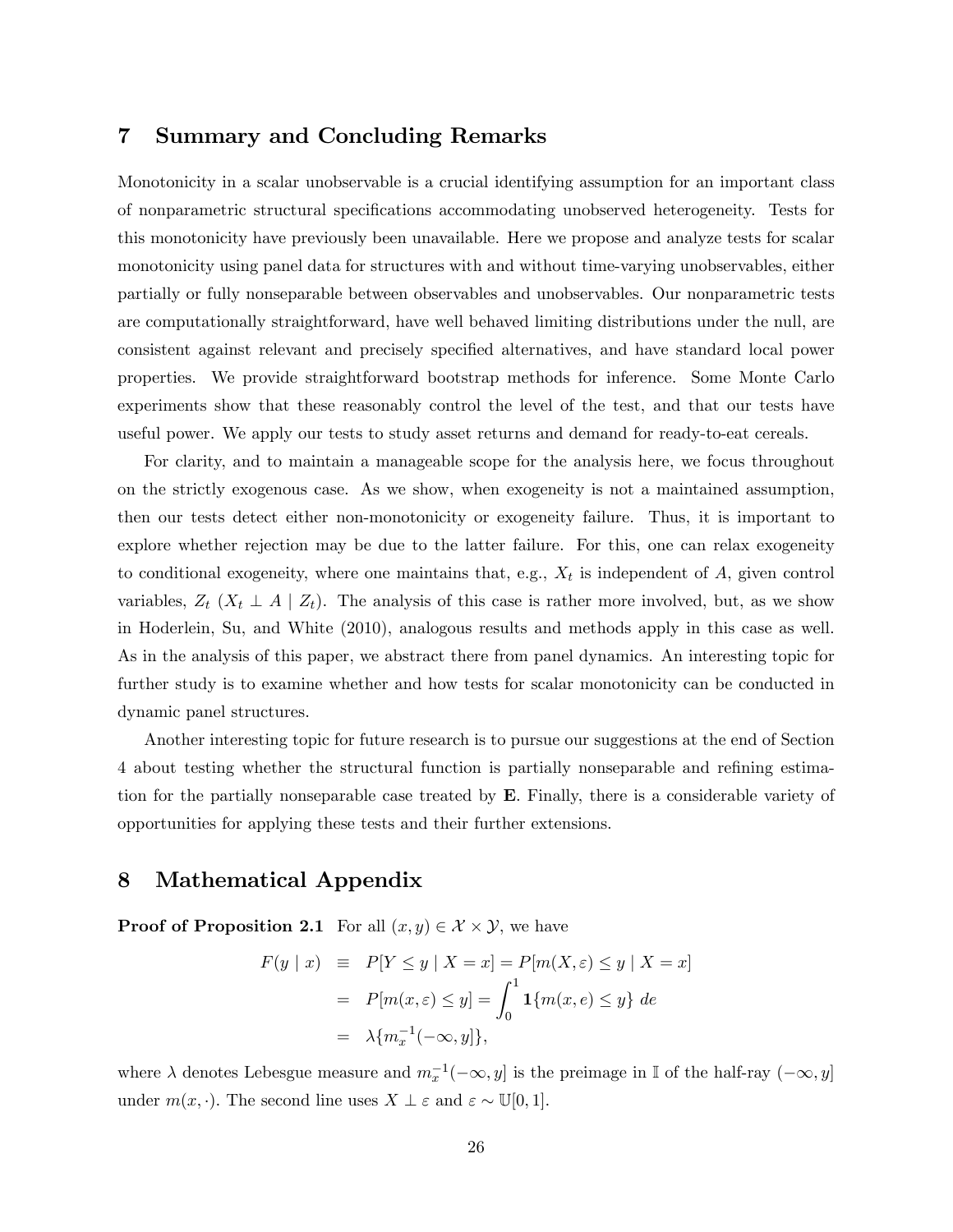## 7 Summary and Concluding Remarks

Monotonicity in a scalar unobservable is a crucial identifying assumption for an important class of nonparametric structural specifications accommodating unobserved heterogeneity. Tests for this monotonicity have previously been unavailable. Here we propose and analyze tests for scalar monotonicity using panel data for structures with and without time-varying unobservables, either partially or fully nonseparable between observables and unobservables. Our nonparametric tests are computationally straightforward, have well behaved limiting distributions under the null, are consistent against relevant and precisely specified alternatives, and have standard local power properties. We provide straightforward bootstrap methods for inference. Some Monte Carlo experiments show that these reasonably control the level of the test, and that our tests have useful power. We apply our tests to study asset returns and demand for ready-to-eat cereals.

For clarity, and to maintain a manageable scope for the analysis here, we focus throughout on the strictly exogenous case. As we show, when exogeneity is not a maintained assumption, then our tests detect either non-monotonicity or exogeneity failure. Thus, it is important to explore whether rejection may be due to the latter failure. For this, one can relax exogeneity to conditional exogeneity, where one maintains that, e.g., $X_t$ is independent of $A$, given control variables, $Z_t$ ($X_t \perp A \mid Z_t$). The analysis of this case is rather more involved, but, as we show in Hoderlein, Su, and White (2010), analogous results and methods apply in this case as well. As in the analysis of this paper, we abstract there from panel dynamics. An interesting topic for further study is to examine whether and how tests for scalar monotonicity can be conducted in dynamic panel structures.

Another interesting topic for future research is to pursue our suggestions at the end of Section 4 about testing whether the structural function is partially nonseparable and refining estimation for the partially nonseparable case treated by **E**. Finally, there is a considerable variety of opportunities for applying these tests and their further extensions.

## 8 Mathematical Appendix

**Proof of Proposition 2.1** For all $(x, y) \in \mathcal{X} \times \mathcal{Y}$, we have

$$
\begin{aligned}
F(y \mid x) &\equiv P[Y \le y \mid X = x] = P[m(X, \varepsilon) \le y \mid X = x] \\
&= P[m(x, \varepsilon) \le y] = \int_0^1 \mathbf{1}\{m(x, e) \le y\} \, de \\
&= \lambda\{m_x^{-1}(-\infty, y]\},
\end{aligned}
$$

where $\lambda$ denotes Lebesgue measure and $m_x^{-1}(-\infty, y]$ is the preimage in $\mathbb{I}$ of the half-ray $(-\infty, y]$ under $m(x, \cdot)$. The second line uses $X \perp \varepsilon$ and $\varepsilon \sim \mathbb{U}[0, 1]$.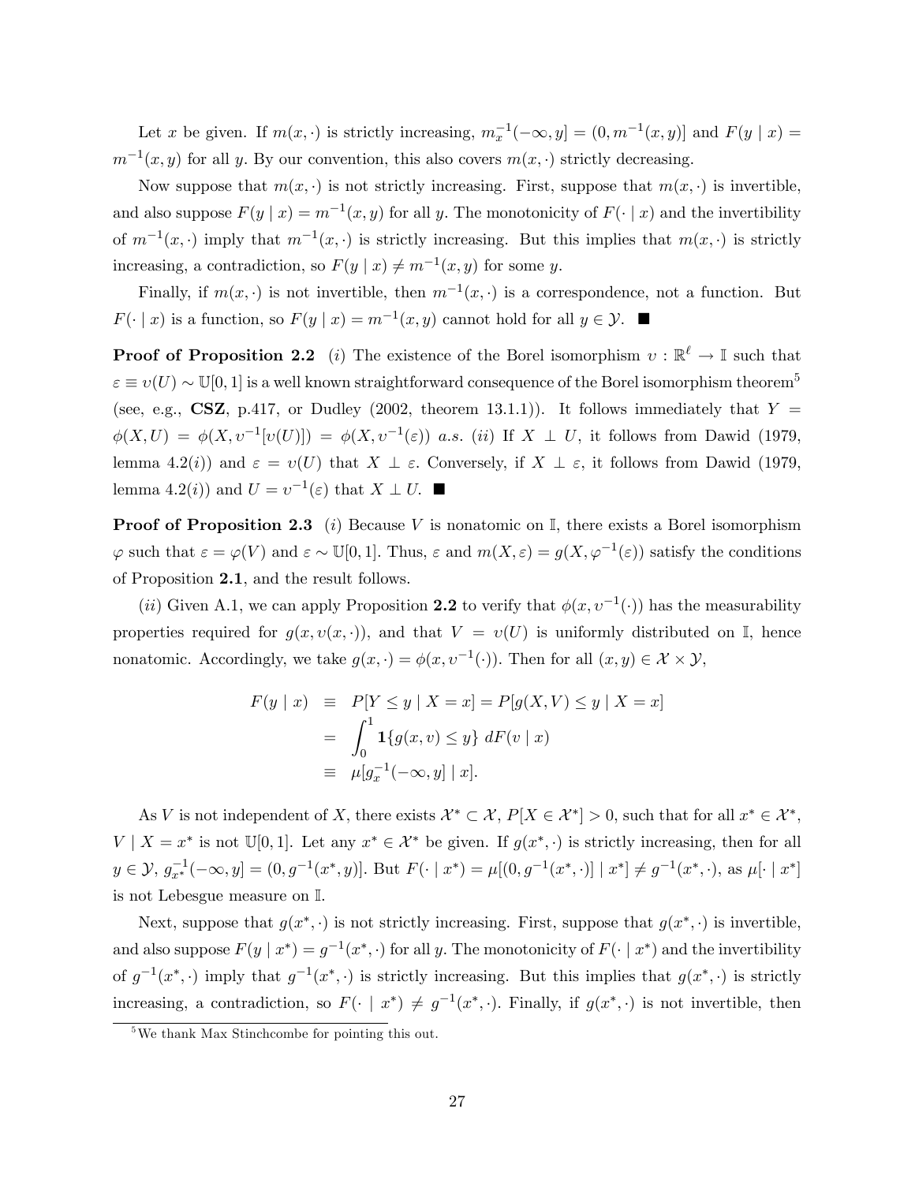Let $x$ be given. If $m(x,\cdot)$ is strictly increasing, $m_x^{-1}(-\infty, y] = (0, m^{-1}(x,y)]$ and $F(y \mid x) = m^{-1}(x,y)$ for all $y$. By our convention, this also covers $m(x,\cdot)$ strictly decreasing.

Now suppose that $m(x,\cdot)$ is not strictly increasing. First, suppose that $m(x,\cdot)$ is invertible, and also suppose $F(y \mid x) = m^{-1}(x,y)$ for all $y$. The monotonicity of $F(\cdot \mid x)$ and the invertibility of $m^{-1}(x,\cdot)$ imply that $m^{-1}(x,\cdot)$ is strictly increasing. But this implies that $m(x,\cdot)$ is strictly increasing, a contradiction, so $F(y \mid x) \neq m^{-1}(x,y)$ for some $y$.

Finally, if $m(x,\cdot)$ is not invertible, then $m^{-1}(x,\cdot)$ is a correspondence, not a function. But $F(\cdot \mid x)$ is a function, so $F(y \mid x) = m^{-1}(x,y)$ cannot hold for all $y \in \mathcal{Y}$. ■

**Proof of Proposition 2.2** (*i*) The existence of the Borel isomorphism $\upsilon : \mathbb{R}^{\ell} \to \mathbb{I}$ such that $\varepsilon \equiv \upsilon(U) \sim \mathbb{U}[0,1]$ is a well known straightforward consequence of the Borel isomorphism theorem[5] (see, e.g., **CSZ**, p.417, or Dudley (2002, theorem 13.1.1)). It follows immediately that $Y = \phi(X,U) = \phi(X, \upsilon^{-1}[\upsilon(U)]) = \phi(X, \upsilon^{-1}(\varepsilon))$ *a.s.* (*ii*) If $X \perp U$, it follows from Dawid (1979, lemma 4.2(*i*)) and $\varepsilon = \upsilon(U)$ that $X \perp \varepsilon$. Conversely, if $X \perp \varepsilon$, it follows from Dawid (1979, lemma 4.2(*i*)) and $U = \upsilon^{-1}(\varepsilon)$ that $X \perp U$. ■

**Proof of Proposition 2.3** (*i*) Because $V$ is nonatomic on $\mathbb{I}$, there exists a Borel isomorphism $\varphi$ such that $\varepsilon = \varphi(V)$ and $\varepsilon \sim \mathbb{U}[0,1]$. Thus, $\varepsilon$ and $m(X,\varepsilon) = g(X, \varphi^{-1}(\varepsilon))$ satisfy the conditions of Proposition **2.1**, and the result follows.

(*ii*) Given A.1, we can apply Proposition **2.2** to verify that $\phi(x, \upsilon^{-1}(\cdot))$ has the measurability properties required for $g(x, v(x,\cdot))$, and that $V = \upsilon(U)$ is uniformly distributed on $\mathbb{I}$, hence nonatomic. Accordingly, we take $g(x,\cdot) = \phi(x, \upsilon^{-1}(\cdot))$. Then for all $(x,y) \in \mathcal{X} \times \mathcal{Y}$,

$$
\begin{aligned}
F(y \mid x) &\equiv P[Y \leq y \mid X = x] = P[g(X,V) \leq y \mid X = x] \\
&= \int_0^1 \mathbf{1}\{g(x,v) \leq y\} \, dF(v \mid x) \\
&\equiv \mu[g_x^{-1}(-\infty, y] \mid x].
\end{aligned}
$$

As $V$ is not independent of $X$, there exists $\mathcal{X}^* \subset \mathcal{X}$, $P[X \in \mathcal{X}^*] > 0$, such that for all $x^* \in \mathcal{X}^*$, $V \mid X = x^*$ is not $\mathbb{U}[0,1]$. Let any $x^* \in \mathcal{X}^*$ be given. If $g(x^*,\cdot)$ is strictly increasing, then for all $y \in \mathcal{Y}$, $g_{x^*}^{-1}(-\infty, y] = (0, g^{-1}(x^*,y)]$. But $F(\cdot \mid x^*) = \mu[(0, g^{-1}(x^*,\cdot)] \mid x^*] \neq g^{-1}(x^*,\cdot)$, as $\mu[\cdot \mid x^*]$ is not Lebesgue measure on $\mathbb{I}$.

Next, suppose that $g(x^*,\cdot)$ is not strictly increasing. First, suppose that $g(x^*,\cdot)$ is invertible, and also suppose $F(y \mid x^*) = g^{-1}(x^*,\cdot)$ for all $y$. The monotonicity of $F(\cdot \mid x^*)$ and the invertibility of $g^{-1}(x^*,\cdot)$ imply that $g^{-1}(x^*,\cdot)$ is strictly increasing. But this implies that $g(x^*,\cdot)$ is strictly increasing, a contradiction, so $F(\cdot \mid x^*) \neq g^{-1}(x^*,\cdot)$. Finally, if $g(x^*,\cdot)$ is not invertible, then

[5] We thank Max Stinchcombe for pointing this out.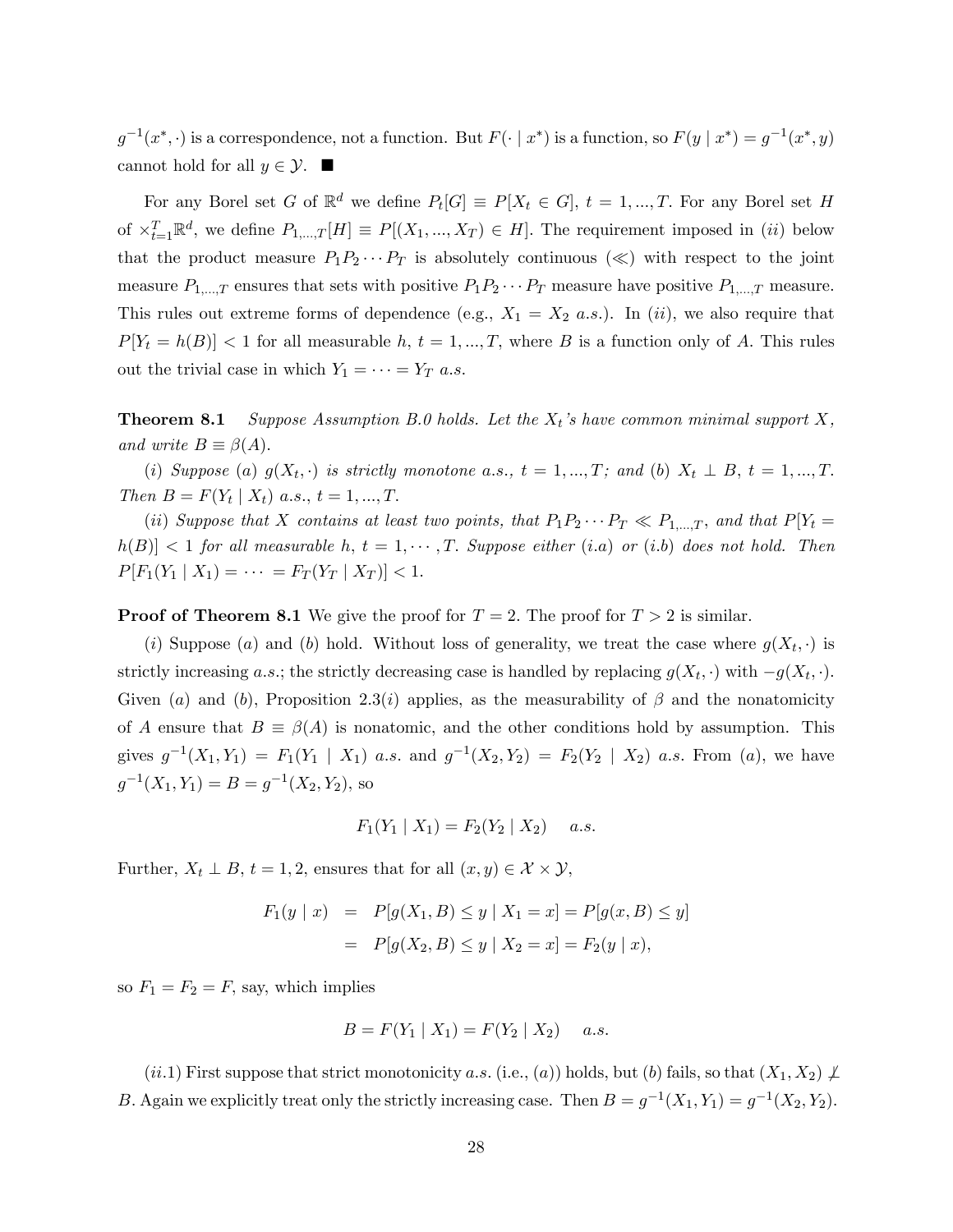$g^{-1}(x^*, \cdot)$ is a correspondence, not a function. But $F(\cdot \mid x^*)$ is a function, so $F(y \mid x^*) = g^{-1}(x^*, y)$ cannot hold for all $y \in \mathcal{Y}$. ■

For any Borel set $G$ of $\mathbb{R}^d$ we define $P_t[G] \equiv P[X_t \in G]$, $t = 1, ..., T$. For any Borel set $H$ of $\times_{t=1}^{T} \mathbb{R}^d$, we define $P_{1,...,T}[H] \equiv P[(X_1, ..., X_T) \in H]$. The requirement imposed in $(ii)$ below that the product measure $P_1 P_2 \cdots P_T$ is absolutely continuous ($\ll$) with respect to the joint measure $P_{1,...,T}$ ensures that sets with positive $P_1 P_2 \cdots P_T$ measure have positive $P_{1,...,T}$ measure. This rules out extreme forms of dependence (e.g., $X_1 = X_2$ *a.s.*). In $(ii)$, we also require that $P[Y_t = h(B)] < 1$ for all measurable $h$, $t = 1, ..., T$, where $B$ is a function only of $A$. This rules out the trivial case in which $Y_1 = \cdots = Y_T$ *a.s.*

**Theorem 8.1** *Suppose Assumption B.0 holds. Let the $X_t$'s have common minimal support $X$, and write $B \equiv \beta(A)$.*

*$(i)$ Suppose $(a)$ $g(X_t, \cdot)$ is strictly monotone a.s., $t = 1, ..., T$; and $(b)$ $X_t \perp B$, $t = 1, ..., T$. Then $B = F(Y_t \mid X_t)$ a.s., $t = 1, ..., T$.*

*$(ii)$ Suppose that $X$ contains at least two points, that $P_1 P_2 \cdots P_T \ll P_{1,...,T}$, and that $P[Y_t = h(B)] < 1$ for all measurable $h$, $t = 1, \cdots, T$. Suppose either $(i.a)$ or $(i.b)$ does not hold. Then $P[F_1(Y_1 \mid X_1) = \cdots = F_T(Y_T \mid X_T)] < 1$.*

**Proof of Theorem 8.1** We give the proof for $T = 2$. The proof for $T > 2$ is similar.

$(i)$ Suppose $(a)$ and $(b)$ hold. Without loss of generality, we treat the case where $g(X_t, \cdot)$ is strictly increasing *a.s.*; the strictly decreasing case is handled by replacing $g(X_t, \cdot)$ with $-g(X_t, \cdot)$. Given $(a)$ and $(b)$, Proposition 2.3$(i)$ applies, as the measurability of $\beta$ and the nonatomicity of $A$ ensure that $B \equiv \beta(A)$ is nonatomic, and the other conditions hold by assumption. This gives $g^{-1}(X_1, Y_1) = F_1(Y_1 \mid X_1)$ *a.s.* and $g^{-1}(X_2, Y_2) = F_2(Y_2 \mid X_2)$ *a.s.* From $(a)$, we have $g^{-1}(X_1, Y_1) = B = g^{-1}(X_2, Y_2)$, so

$$F_1(Y_1 \mid X_1) = F_2(Y_2 \mid X_2) \quad a.s.$$

Further, $X_t \perp B$, $t = 1, 2$, ensures that for all $(x, y) \in \mathcal{X} \times \mathcal{Y}$,

$$\begin{aligned} F_1(y \mid x) &= P[g(X_1, B) \leq y \mid X_1 = x] = P[g(x, B) \leq y] \\ &= P[g(X_2, B) \leq y \mid X_2 = x] = F_2(y \mid x), \end{aligned}$$

so $F_1 = F_2 = F$, say, which implies

$$B = F(Y_1 \mid X_1) = F(Y_2 \mid X_2) \quad a.s.$$

$(ii.1)$ First suppose that strict monotonicity *a.s.* (i.e., $(a)$) holds, but $(b)$ fails, so that $(X_1, X_2) \not\perp B$. Again we explicitly treat only the strictly increasing case. Then $B = g^{-1}(X_1, Y_1) = g^{-1}(X_2, Y_2)$.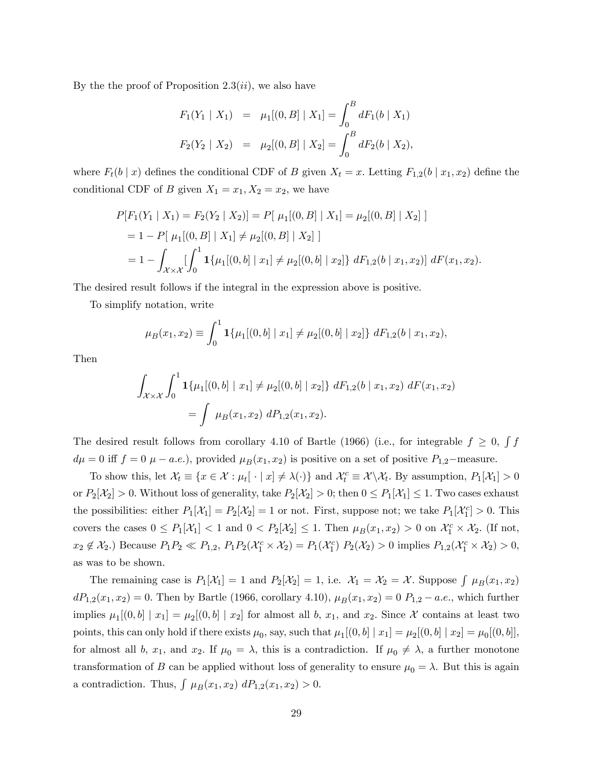By the the proof of Proposition 2.3($ii$), we also have

$$
\begin{aligned}
F_1(Y_1 \mid X_1) &= \mu_1[(0,B] \mid X_1] = \int_0^B dF_1(b \mid X_1) \\
F_2(Y_2 \mid X_2) &= \mu_2[(0,B] \mid X_2] = \int_0^B dF_2(b \mid X_2),
\end{aligned}
$$

where $F_t(b \mid x)$ defines the conditional CDF of $B$ given $X_t = x$. Letting $F_{1,2}(b \mid x_1, x_2)$ define the conditional CDF of $B$ given $X_1 = x_1, X_2 = x_2$, we have

$$
\begin{aligned}
P[F_1(Y_1 \mid X_1) = F_2(Y_2 \mid X_2)] &= P[\ \mu_1[(0,B] \mid X_1] = \mu_2[(0,B] \mid X_2]\ ] \\
&= 1 - P[\ \mu_1[(0,B] \mid X_1] \neq \mu_2[(0,B] \mid X_2]\ ] \\
&= 1 - \int_{\mathcal{X}\times\mathcal{X}} [\int_0^1 \mathbf{1}\{\mu_1[(0,b] \mid x_1] \neq \mu_2[(0,b] \mid x_2]\}\ dF_{1,2}(b \mid x_1, x_2)]\ dF(x_1, x_2).
\end{aligned}
$$

The desired result follows if the integral in the expression above is positive.

To simplify notation, write

$$
\mu_B(x_1, x_2) \equiv \int_0^1 \mathbf{1}\{\mu_1[(0,b] \mid x_1] \neq \mu_2[(0,b] \mid x_2]\}\ dF_{1,2}(b \mid x_1, x_2),
$$

Then

$$
\begin{aligned}
\int_{\mathcal{X}\times\mathcal{X}} \int_0^1 \mathbf{1}\{\mu_1[(0,b] \mid x_1] \neq \mu_2[(0,b] \mid x_2]\}\ dF_{1,2}(b \mid x_1, x_2)\ dF(x_1, x_2) \\
= \int\ \mu_B(x_1, x_2)\ dP_{1,2}(x_1, x_2).
\end{aligned}
$$

The desired result follows from corollary 4.10 of Bartle (1966) (i.e., for integrable $f \geq 0$, $\int f\, d\mu = 0$ iff $f = 0$ $\mu - a.e.$), provided $\mu_B(x_1, x_2)$ is positive on a set of positive $P_{1,2}-$measure.

To show this, let $\mathcal{X}_t \equiv \{x \in \mathcal{X} : \mu_t[\ \cdot \mid x] \neq \lambda(\cdot)\}$ and $\mathcal{X}_t^c \equiv \mathcal{X} \backslash \mathcal{X}_t$. By assumption, $P_1[\mathcal{X}_1] > 0$ or $P_2[\mathcal{X}_2] > 0$. Without loss of generality, take $P_2[\mathcal{X}_2] > 0$; then $0 \leq P_1[\mathcal{X}_1] \leq 1$. Two cases exhaust the possibilities: either $P_1[\mathcal{X}_1] = P_2[\mathcal{X}_2] = 1$ or not. First, suppose not; we take $P_1[\mathcal{X}_1^c] > 0$. This covers the cases $0 \leq P_1[\mathcal{X}_1] < 1$ and $0 < P_2[\mathcal{X}_2] \leq 1$. Then $\mu_B(x_1, x_2) > 0$ on $\mathcal{X}_1^c \times \mathcal{X}_2$. (If not, $x_2 \notin \mathcal{X}_2$.) Because $P_1P_2 \ll P_{1,2}$, $P_1P_2(\mathcal{X}_1^c \times \mathcal{X}_2) = P_1(\mathcal{X}_1^c)\ P_2(\mathcal{X}_2) > 0$ implies $P_{1,2}(\mathcal{X}_1^c \times \mathcal{X}_2) > 0$, as was to be shown.

The remaining case is $P_1[\mathcal{X}_1] = 1$ and $P_2[\mathcal{X}_2] = 1$, i.e. $\mathcal{X}_1 = \mathcal{X}_2 = \mathcal{X}$. Suppose $\int\ \mu_B(x_1, x_2)\ dP_{1,2}(x_1, x_2) = 0$. Then by Bartle (1966, corollary 4.10), $\mu_B(x_1, x_2) = 0$ $P_{1,2} - a.e.$, which further implies $\mu_1[(0,b] \mid x_1] = \mu_2[(0,b] \mid x_2]$ for almost all $b$, $x_1$, and $x_2$. Since $\mathcal{X}$ contains at least two points, this can only hold if there exists $\mu_0$, say, such that $\mu_1[(0,b] \mid x_1] = \mu_2[(0,b] \mid x_2] = \mu_0[(0,b]]$, for almost all $b$, $x_1$, and $x_2$. If $\mu_0 = \lambda$, this is a contradiction. If $\mu_0 \neq \lambda$, a further monotone transformation of $B$ can be applied without loss of generality to ensure $\mu_0 = \lambda$. But this is again a contradiction. Thus, $\int\ \mu_B(x_1, x_2)\ dP_{1,2}(x_1, x_2) > 0$.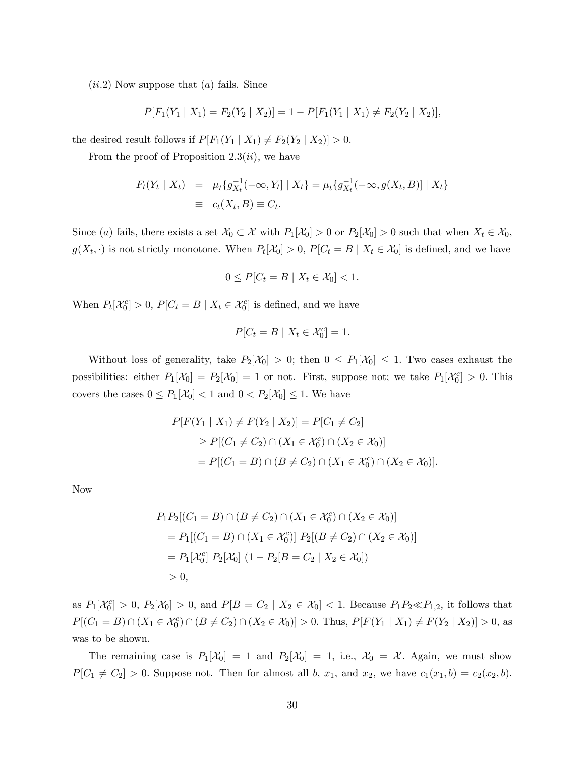$(ii.2)$ Now suppose that $(a)$ fails. Since

$$P[F_1(Y_1 \mid X_1) = F_2(Y_2 \mid X_2)] = 1 - P[F_1(Y_1 \mid X_1) \neq F_2(Y_2 \mid X_2)],$$

the desired result follows if $P[F_1(Y_1 \mid X_1) \neq F_2(Y_2 \mid X_2)] > 0$.

From the proof of Proposition 2.3$(ii)$, we have

$$\begin{aligned} F_t(Y_t \mid X_t) &= \mu_t\{g_{X_t}^{-1}(-\infty, Y_t] \mid X_t\} = \mu_t\{g_{X_t}^{-1}(-\infty, g(X_t, B)] \mid X_t\} \\ &\equiv c_t(X_t, B) \equiv C_t. \end{aligned}$$

Since $(a)$ fails, there exists a set $\mathcal{X}_0 \subset \mathcal{X}$ with $P_1[\mathcal{X}_0] > 0$ or $P_2[\mathcal{X}_0] > 0$ such that when $X_t \in \mathcal{X}_0$, $g(X_t, \cdot)$ is not strictly monotone. When $P_t[\mathcal{X}_0] > 0$, $P[C_t = B \mid X_t \in \mathcal{X}_0]$ is defined, and we have

$$0 \leq P[C_t = B \mid X_t \in \mathcal{X}_0] < 1.$$

When $P_t[\mathcal{X}_0^c] > 0$, $P[C_t = B \mid X_t \in \mathcal{X}_0^c]$ is defined, and we have

$$P[C_t = B \mid X_t \in \mathcal{X}_0^c] = 1.$$

Without loss of generality, take $P_2[\mathcal{X}_0] > 0$; then $0 \leq P_1[\mathcal{X}_0] \leq 1$. Two cases exhaust the possibilities: either $P_1[\mathcal{X}_0] = P_2[\mathcal{X}_0] = 1$ or not. First, suppose not; we take $P_1[\mathcal{X}_0^c] > 0$. This covers the cases $0 \leq P_1[\mathcal{X}_0] < 1$ and $0 < P_2[\mathcal{X}_0] \leq 1$. We have

$$\begin{aligned} P[F(Y_1 \mid X_1) \neq F(Y_2 \mid X_2)] &= P[C_1 \neq C_2] \\ &\geq P[(C_1 \neq C_2) \cap (X_1 \in \mathcal{X}_0^c) \cap (X_2 \in \mathcal{X}_0)] \\ &= P[(C_1 = B) \cap (B \neq C_2) \cap (X_1 \in \mathcal{X}_0^c) \cap (X_2 \in \mathcal{X}_0)]. \end{aligned}$$

Now

$$\begin{aligned} &P_1P_2[(C_1 = B) \cap (B \neq C_2) \cap (X_1 \in \mathcal{X}_0^c) \cap (X_2 \in \mathcal{X}_0)] \\ &= P_1[(C_1 = B) \cap (X_1 \in \mathcal{X}_0^c)]\ P_2[(B \neq C_2) \cap (X_2 \in \mathcal{X}_0)] \\ &= P_1[\mathcal{X}_0^c]\ P_2[\mathcal{X}_0]\ (1 - P_2[B = C_2 \mid X_2 \in \mathcal{X}_0]) \\ &> 0, \end{aligned}$$

as $P_1[\mathcal{X}_0^c] > 0$, $P_2[\mathcal{X}_0] > 0$, and $P[B = C_2 \mid X_2 \in \mathcal{X}_0] < 1$. Because $P_1P_2 \ll P_{1,2}$, it follows that $P[(C_1 = B) \cap (X_1 \in \mathcal{X}_0^c) \cap (B \neq C_2) \cap (X_2 \in \mathcal{X}_0)] > 0$. Thus, $P[F(Y_1 \mid X_1) \neq F(Y_2 \mid X_2)] > 0$, as was to be shown.

The remaining case is $P_1[\mathcal{X}_0] = 1$ and $P_2[\mathcal{X}_0] = 1$, i.e., $\mathcal{X}_0 = \mathcal{X}$. Again, we must show $P[C_1 \neq C_2] > 0$. Suppose not. Then for almost all $b$, $x_1$, and $x_2$, we have $c_1(x_1, b) = c_2(x_2, b)$.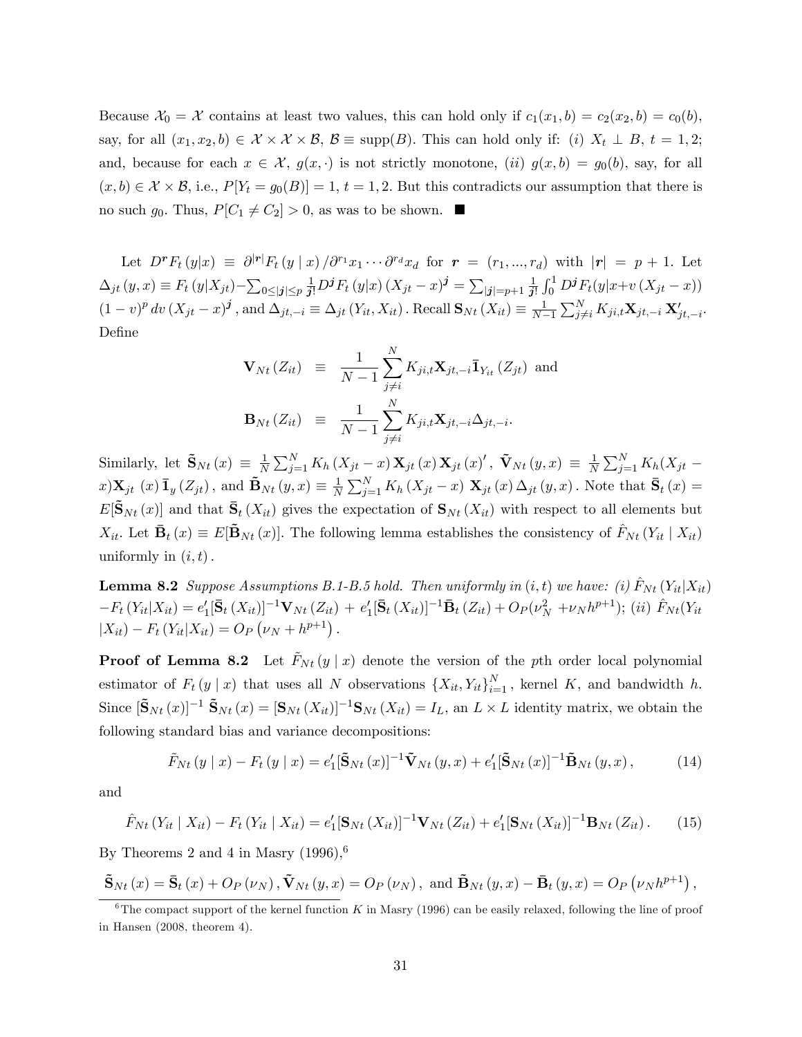Because $\mathcal{X}_0 = \mathcal{X}$ contains at least two values, this can hold only if $c_1(x_1, b) = c_2(x_2, b) = c_0(b)$, say, for all $(x_1, x_2, b) \in \mathcal{X} \times \mathcal{X} \times \mathcal{B}$, $\mathcal{B} \equiv \text{supp}(B)$. This can hold only if: $(i)$ $X_t \perp B$, $t = 1, 2$; and, because for each $x \in \mathcal{X}$, $g(x, \cdot)$ is not strictly monotone, $(ii)$ $g(x, b) = g_0(b)$, say, for all $(x, b) \in \mathcal{X} \times \mathcal{B}$, i.e., $P[Y_t = g_0(B)] = 1$, $t = 1, 2$. But this contradicts our assumption that there is no such $g_0$. Thus, $P[C_1 \neq C_2] > 0$, as was to be shown. ■

Let $D^{\boldsymbol{r}} F_t(y|x) \equiv \partial^{|\boldsymbol{r}|} F_t(y \mid x) / \partial^{r_1} x_1 \cdots \partial^{r_d} x_d$ for $\boldsymbol{r} = (r_1, ..., r_d)$ with $|\boldsymbol{r}| = p + 1$. Let $\Delta_{jt}(y, x) \equiv F_t(y|X_{jt}) - \sum_{0 \leq |\boldsymbol{j}| \leq p} \frac{1}{\boldsymbol{j}!} D^{\boldsymbol{j}} F_t(y|x) (X_{jt} - x)^{\boldsymbol{j}} = \sum_{|\boldsymbol{j}| = p+1} \frac{1}{\boldsymbol{j}!} \int_0^1 D^{\boldsymbol{j}} F_t(y|x + v(X_{jt} - x)) (1 - v)^p dv (X_{jt} - x)^{\boldsymbol{j}}$, and $\Delta_{jt,-i} \equiv \Delta_{jt}(Y_{it}, X_{it})$. Recall $\mathbf{S}_{Nt}(X_{it}) \equiv \frac{1}{N-1} \sum_{j \neq i}^N K_{ji,t} \mathbf{X}_{jt,-i} \mathbf{X}'_{jt,-i}$. Define

$$
\begin{aligned}
\mathbf{V}_{Nt}(Z_{it}) &\equiv \frac{1}{N-1} \sum_{j \neq i}^N K_{ji,t} \mathbf{X}_{jt,-i} \bar{\mathbf{1}}_{Y_{it}}(Z_{jt}) \text{ and} \\
\mathbf{B}_{Nt}(Z_{it}) &\equiv \frac{1}{N-1} \sum_{j \neq i}^N K_{ji,t} \mathbf{X}_{jt,-i} \Delta_{jt,-i}.
\end{aligned}
$$

Similarly, let $\tilde{\mathbf{S}}_{Nt}(x) \equiv \frac{1}{N} \sum_{j=1}^N K_h(X_{jt} - x) \mathbf{X}_{jt}(x) \mathbf{X}_{jt}(x)'$, $\tilde{\mathbf{V}}_{Nt}(y, x) \equiv \frac{1}{N} \sum_{j=1}^N K_h(X_{jt} - x) \mathbf{X}_{jt}(x) \bar{\mathbf{1}}_y(Z_{jt})$, and $\tilde{\mathbf{B}}_{Nt}(y, x) \equiv \frac{1}{N} \sum_{j=1}^N K_h(X_{jt} - x) \mathbf{X}_{jt}(x) \Delta_{jt}(y, x)$. Note that $\bar{\mathbf{S}}_t(x) = E[\tilde{\mathbf{S}}_{Nt}(x)]$ and that $\bar{\mathbf{S}}_t(X_{it})$ gives the expectation of $\mathbf{S}_{Nt}(X_{it})$ with respect to all elements but $X_{it}$. Let $\bar{\mathbf{B}}_t(x) \equiv E[\tilde{\mathbf{B}}_{Nt}(x)]$. The following lemma establishes the consistency of $\hat{F}_{Nt}(Y_{it} \mid X_{it})$ uniformly in $(i, t)$.

**Lemma 8.2** *Suppose Assumptions B.1-B.5 hold. Then uniformly in $(i, t)$ we have: (i) $\hat{F}_{Nt}(Y_{it}|X_{it}) - F_t(Y_{it}|X_{it}) = e_1'[\bar{\mathbf{S}}_t(X_{it})]^{-1} \mathbf{V}_{Nt}(Z_{it}) + e_1'[\bar{\mathbf{S}}_t(X_{it})]^{-1} \bar{\mathbf{B}}_t(Z_{it}) + O_P(\nu_N^2 + \nu_N h^{p+1})$; (ii) $\hat{F}_{Nt}(Y_{it}|X_{it}) - F_t(Y_{it}|X_{it}) = O_P(\nu_N + h^{p+1})$.*

**Proof of Lemma 8.2** Let $\tilde{F}_{Nt}(y \mid x)$ denote the version of the $p$th order local polynomial estimator of $F_t(y \mid x)$ that uses all $N$ observations $\{X_{it}, Y_{it}\}_{i=1}^N$, kernel $K$, and bandwidth $h$. Since $[\tilde{\mathbf{S}}_{Nt}(x)]^{-1} \tilde{\mathbf{S}}_{Nt}(x) = [\mathbf{S}_{Nt}(X_{it})]^{-1} \mathbf{S}_{Nt}(X_{it}) = I_L$, an $L \times L$ identity matrix, we obtain the following standard bias and variance decompositions:

$$
\tilde{F}_{Nt}(y \mid x) - F_t(y \mid x) = e_1'[\tilde{\mathbf{S}}_{Nt}(x)]^{-1} \tilde{\mathbf{V}}_{Nt}(y, x) + e_1'[\tilde{\mathbf{S}}_{Nt}(x)]^{-1} \tilde{\mathbf{B}}_{Nt}(y, x), \tag{14}
$$

and

$$
\hat{F}_{Nt}(Y_{it} \mid X_{it}) - F_t(Y_{it} \mid X_{it}) = e_1'[\mathbf{S}_{Nt}(X_{it})]^{-1} \mathbf{V}_{Nt}(Z_{it}) + e_1'[\mathbf{S}_{Nt}(X_{it})]^{-1} \mathbf{B}_{Nt}(Z_{it}). \tag{15}
$$

By Theorems 2 and 4 in Masry (1996),[6]

$$
\tilde{\mathbf{S}}_{Nt}(x) = \bar{\mathbf{S}}_t(x) + O_P(\nu_N), \tilde{\mathbf{V}}_{Nt}(y, x) = O_P(\nu_N), \text{ and } \tilde{\mathbf{B}}_{Nt}(y, x) - \bar{\mathbf{B}}_t(y, x) = O_P(\nu_N h^{p+1}),
$$

[6] The compact support of the kernel function $K$ in Masry (1996) can be easily relaxed, following the line of proof in Hansen (2008, theorem 4).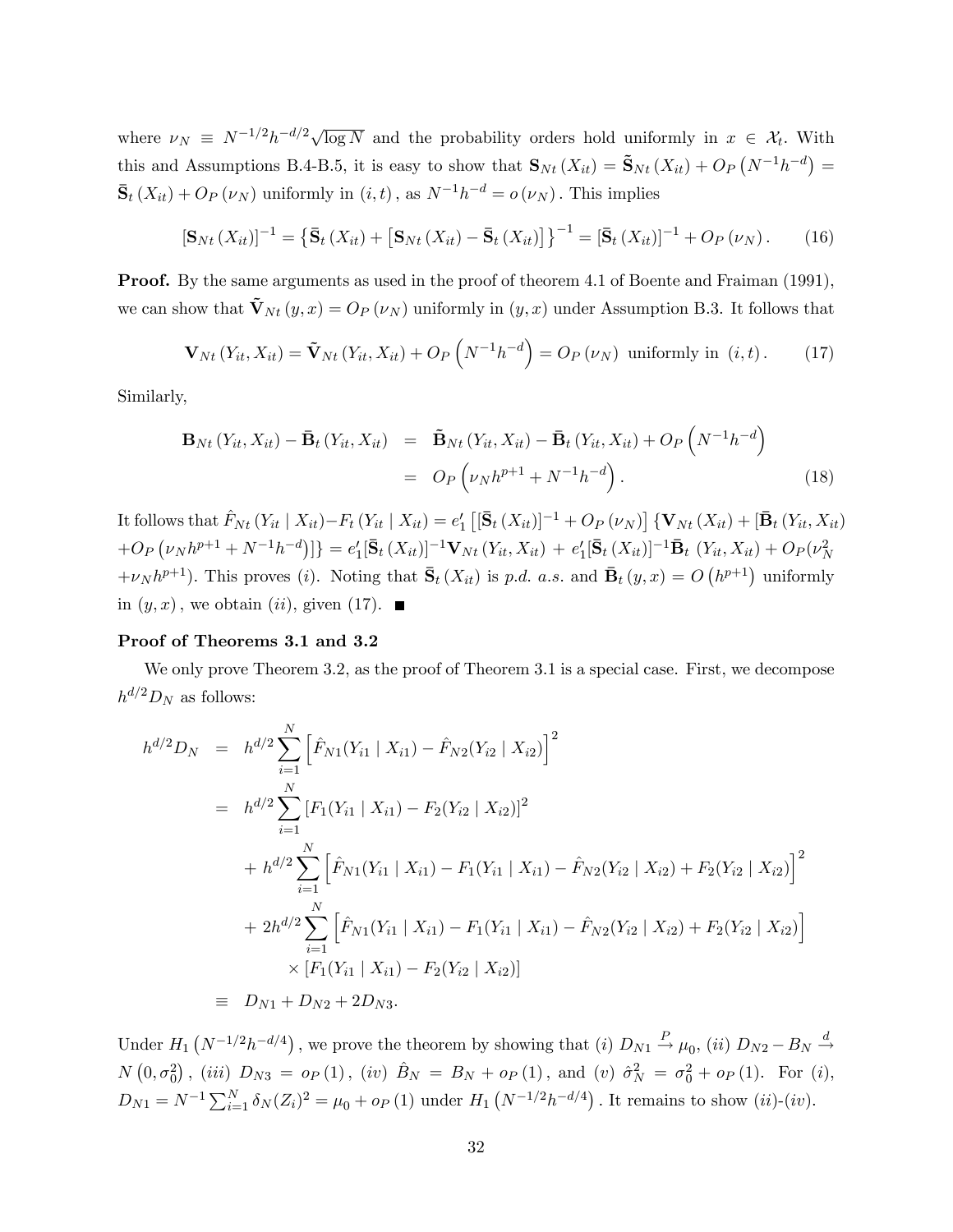where $\nu_N \equiv N^{-1/2}h^{-d/2}\sqrt{\log N}$ and the probability orders hold uniformly in $x \in \mathcal{X}_t$. With this and Assumptions B.4-B.5, it is easy to show that $\mathbf{S}_{Nt}(X_{it}) = \tilde{\mathbf{S}}_{Nt}(X_{it}) + O_P(N^{-1}h^{-d}) = \bar{\mathbf{S}}_t(X_{it}) + O_P(\nu_N)$ uniformly in $(i,t)$, as $N^{-1}h^{-d} = o(\nu_N)$. This implies

$$[\mathbf{S}_{Nt}(X_{it})]^{-1} = \left\{\bar{\mathbf{S}}_t(X_{it}) + \left[\mathbf{S}_{Nt}(X_{it}) - \bar{\mathbf{S}}_t(X_{it})\right]\right\}^{-1} = [\bar{\mathbf{S}}_t(X_{it})]^{-1} + O_P(\nu_N). \tag{16}$$

**Proof.** By the same arguments as used in the proof of theorem 4.1 of Boente and Fraiman (1991), we can show that $\tilde{\mathbf{V}}_{Nt}(y,x) = O_P(\nu_N)$ uniformly in $(y,x)$ under Assumption B.3. It follows that

$$\mathbf{V}_{Nt}(Y_{it}, X_{it}) = \tilde{\mathbf{V}}_{Nt}(Y_{it}, X_{it}) + O_P\left(N^{-1}h^{-d}\right) = O_P(\nu_N) \text{ uniformly in } (i,t). \tag{17}$$

Similarly,

$$\begin{aligned}
\mathbf{B}_{Nt}(Y_{it}, X_{it}) - \bar{\mathbf{B}}_t(Y_{it}, X_{it}) &= \tilde{\mathbf{B}}_{Nt}(Y_{it}, X_{it}) - \bar{\mathbf{B}}_t(Y_{it}, X_{it}) + O_P\left(N^{-1}h^{-d}\right) \\
&= O_P\left(\nu_N h^{p+1} + N^{-1}h^{-d}\right).
\end{aligned} \tag{18}$$

It follows that $\hat{F}_{Nt}(Y_{it} \mid X_{it}) - F_t(Y_{it} \mid X_{it}) = e_1'\left[[\bar{\mathbf{S}}_t(X_{it})]^{-1} + O_P(\nu_N)\right]\{\mathbf{V}_{Nt}(X_{it}) + [\bar{\mathbf{B}}_t(Y_{it}, X_{it}) + O_P(\nu_N h^{p+1} + N^{-1}h^{-d})]\} = e_1'[\bar{\mathbf{S}}_t(X_{it})]^{-1}\mathbf{V}_{Nt}(Y_{it}, X_{it}) + e_1'[\bar{\mathbf{S}}_t(X_{it})]^{-1}\bar{\mathbf{B}}_t(Y_{it}, X_{it}) + O_P(\nu_N^2 + \nu_N h^{p+1})$. This proves $(i)$. Noting that $\bar{\mathbf{S}}_t(X_{it})$ is *p.d. a.s.* and $\bar{\mathbf{B}}_t(y,x) = O(h^{p+1})$ uniformly in $(y,x)$, we obtain $(ii)$, given (17). ■

### Proof of Theorems 3.1 and 3.2

We only prove Theorem 3.2, as the proof of Theorem 3.1 is a special case. First, we decompose $h^{d/2}D_N$ as follows:

$$\begin{aligned}
h^{d/2}D_N &= h^{d/2}\sum_{i=1}^{N}\left[\hat{F}_{N1}(Y_{i1} \mid X_{i1}) - \hat{F}_{N2}(Y_{i2} \mid X_{i2})\right]^2 \\
&= h^{d/2}\sum_{i=1}^{N}\left[F_1(Y_{i1} \mid X_{i1}) - F_2(Y_{i2} \mid X_{i2})\right]^2 \\
&\quad + h^{d/2}\sum_{i=1}^{N}\left[\hat{F}_{N1}(Y_{i1} \mid X_{i1}) - F_1(Y_{i1} \mid X_{i1}) - \hat{F}_{N2}(Y_{i2} \mid X_{i2}) + F_2(Y_{i2} \mid X_{i2})\right]^2 \\
&\quad + 2h^{d/2}\sum_{i=1}^{N}\left[\hat{F}_{N1}(Y_{i1} \mid X_{i1}) - F_1(Y_{i1} \mid X_{i1}) - \hat{F}_{N2}(Y_{i2} \mid X_{i2}) + F_2(Y_{i2} \mid X_{i2})\right] \\
&\qquad \times \left[F_1(Y_{i1} \mid X_{i1}) - F_2(Y_{i2} \mid X_{i2})\right] \\
&\equiv D_{N1} + D_{N2} + 2D_{N3}.
\end{aligned}$$

Under $H_1\left(N^{-1/2}h^{-d/4}\right)$, we prove the theorem by showing that $(i)$ $D_{N1} \xrightarrow{P} \mu_0$, $(ii)$ $D_{N2} - B_N \xrightarrow{d} N\left(0, \sigma_0^2\right)$, $(iii)$ $D_{N3} = o_P(1)$, $(iv)$ $\hat{B}_N = B_N + o_P(1)$, and $(v)$ $\hat{\sigma}_N^2 = \sigma_0^2 + o_P(1)$. For $(i)$, $D_{N1} = N^{-1}\sum_{i=1}^{N}\delta_N(Z_i)^2 = \mu_0 + o_P(1)$ under $H_1\left(N^{-1/2}h^{-d/4}\right)$. It remains to show $(ii)$-$(iv)$.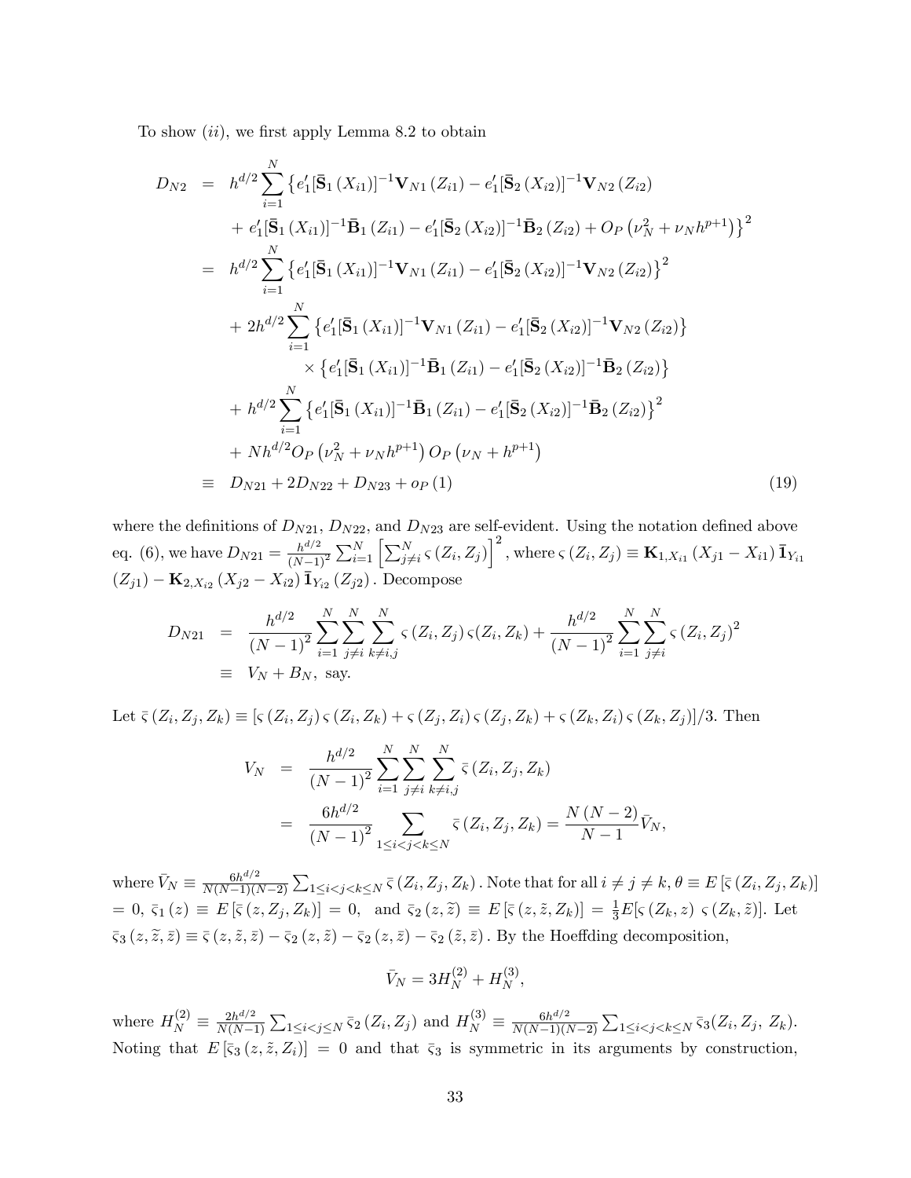To show $(ii)$, we first apply Lemma 8.2 to obtain

$$
\begin{aligned}
D_{N2} &= h^{d/2}\sum_{i=1}^{N}\big\{e_1'[\bar{\mathbf{S}}_1(X_{i1})]^{-1}\mathbf{V}_{N1}(Z_{i1}) - e_1'[\bar{\mathbf{S}}_2(X_{i2})]^{-1}\mathbf{V}_{N2}(Z_{i2}) \\
&\quad + e_1'[\bar{\mathbf{S}}_1(X_{i1})]^{-1}\bar{\mathbf{B}}_1(Z_{i1}) - e_1'[\bar{\mathbf{S}}_2(X_{i2})]^{-1}\bar{\mathbf{B}}_2(Z_{i2}) + O_P\left(\nu_N^2+\nu_N h^{p+1}\right)\big\}^2 \\
&= h^{d/2}\sum_{i=1}^{N}\big\{e_1'[\bar{\mathbf{S}}_1(X_{i1})]^{-1}\mathbf{V}_{N1}(Z_{i1}) - e_1'[\bar{\mathbf{S}}_2(X_{i2})]^{-1}\mathbf{V}_{N2}(Z_{i2})\big\}^2 \\
&\quad + 2h^{d/2}\sum_{i=1}^{N}\big\{e_1'[\bar{\mathbf{S}}_1(X_{i1})]^{-1}\mathbf{V}_{N1}(Z_{i1}) - e_1'[\bar{\mathbf{S}}_2(X_{i2})]^{-1}\mathbf{V}_{N2}(Z_{i2})\big\} \\
&\qquad\qquad \times \big\{e_1'[\bar{\mathbf{S}}_1(X_{i1})]^{-1}\bar{\mathbf{B}}_1(Z_{i1}) - e_1'[\bar{\mathbf{S}}_2(X_{i2})]^{-1}\bar{\mathbf{B}}_2(Z_{i2})\big\} \\
&\quad + h^{d/2}\sum_{i=1}^{N}\big\{e_1'[\bar{\mathbf{S}}_1(X_{i1})]^{-1}\bar{\mathbf{B}}_1(Z_{i1}) - e_1'[\bar{\mathbf{S}}_2(X_{i2})]^{-1}\bar{\mathbf{B}}_2(Z_{i2})\big\}^2 \\
&\quad + Nh^{d/2}O_P\left(\nu_N^2+\nu_N h^{p+1}\right)O_P\left(\nu_N+h^{p+1}\right) \\
&\equiv D_{N21} + 2D_{N22} + D_{N23} + o_P(1) \qquad (19)
\end{aligned}
$$

where the definitions of $D_{N21}$, $D_{N22}$, and $D_{N23}$ are self-evident. Using the notation defined above eq. (6), we have $D_{N21} = \frac{h^{d/2}}{(N-1)^2}\sum_{i=1}^{N}\left[\sum_{j\neq i}^{N}\varsigma(Z_i,Z_j)\right]^2$, where $\varsigma(Z_i,Z_j) \equiv \mathbf{K}_{1,X_{i1}}(X_{j1}-X_{i1})\,\bar{\mathbf{I}}_{Y_{i1}}(Z_{j1}) - \mathbf{K}_{2,X_{i2}}(X_{j2}-X_{i2})\,\bar{\mathbf{I}}_{Y_{i2}}(Z_{j2})$. Decompose

$$
\begin{aligned}
D_{N21} &= \frac{h^{d/2}}{(N-1)^2}\sum_{i=1}^{N}\sum_{j\neq i}^{N}\sum_{k\neq i,j}^{N}\varsigma(Z_i,Z_j)\varsigma(Z_i,Z_k) + \frac{h^{d/2}}{(N-1)^2}\sum_{i=1}^{N}\sum_{j\neq i}^{N}\varsigma(Z_i,Z_j)^2 \\
&\equiv V_N + B_N, \text{ say.}
\end{aligned}
$$

Let $\bar{\varsigma}(Z_i,Z_j,Z_k) \equiv [\varsigma(Z_i,Z_j)\varsigma(Z_i,Z_k) + \varsigma(Z_j,Z_i)\varsigma(Z_j,Z_k) + \varsigma(Z_k,Z_i)\varsigma(Z_k,Z_j)]/3$. Then

$$
\begin{aligned}
V_N &= \frac{h^{d/2}}{(N-1)^2}\sum_{i=1}^{N}\sum_{j\neq i}^{N}\sum_{k\neq i,j}^{N}\bar{\varsigma}(Z_i,Z_j,Z_k) \\
&= \frac{6h^{d/2}}{(N-1)^2}\sum_{1\leq i<j<k\leq N}\bar{\varsigma}(Z_i,Z_j,Z_k) = \frac{N(N-2)}{N-1}\bar{V}_N,
\end{aligned}
$$

where $\bar{V}_N \equiv \frac{6h^{d/2}}{N(N-1)(N-2)}\sum_{1\leq i<j<k\leq N}\bar{\varsigma}(Z_i,Z_j,Z_k)$. Note that for all $i\neq j\neq k$, $\theta \equiv E[\bar{\varsigma}(Z_i,Z_j,Z_k)] = 0$, $\bar{\varsigma}_1(z) \equiv E[\bar{\varsigma}(z,Z_j,Z_k)] = 0$, and $\bar{\varsigma}_2(z,\tilde{z}) \equiv E[\bar{\varsigma}(z,\tilde{z},Z_k)] = \frac{1}{3}E[\varsigma(Z_k,z)\ \varsigma(Z_k,\tilde{z})]$. Let $\bar{\varsigma}_3(z,\tilde{z},\bar{z}) \equiv \bar{\varsigma}(z,\tilde{z},\bar{z}) - \bar{\varsigma}_2(z,\tilde{z}) - \bar{\varsigma}_2(z,\bar{z}) - \bar{\varsigma}_2(\tilde{z},\bar{z})$. By the Hoeffding decomposition,

$$
\bar{V}_N = 3H_N^{(2)} + H_N^{(3)},
$$

where $H_N^{(2)} \equiv \frac{2h^{d/2}}{N(N-1)}\sum_{1\leq i<j\leq N}\bar{\varsigma}_2(Z_i,Z_j)$ and $H_N^{(3)} \equiv \frac{6h^{d/2}}{N(N-1)(N-2)}\sum_{1\leq i<j<k\leq N}\bar{\varsigma}_3(Z_i,Z_j,\ Z_k)$. Noting that $E[\bar{\varsigma}_3(z,\tilde{z},Z_i)] = 0$ and that $\bar{\varsigma}_3$ is symmetric in its arguments by construction,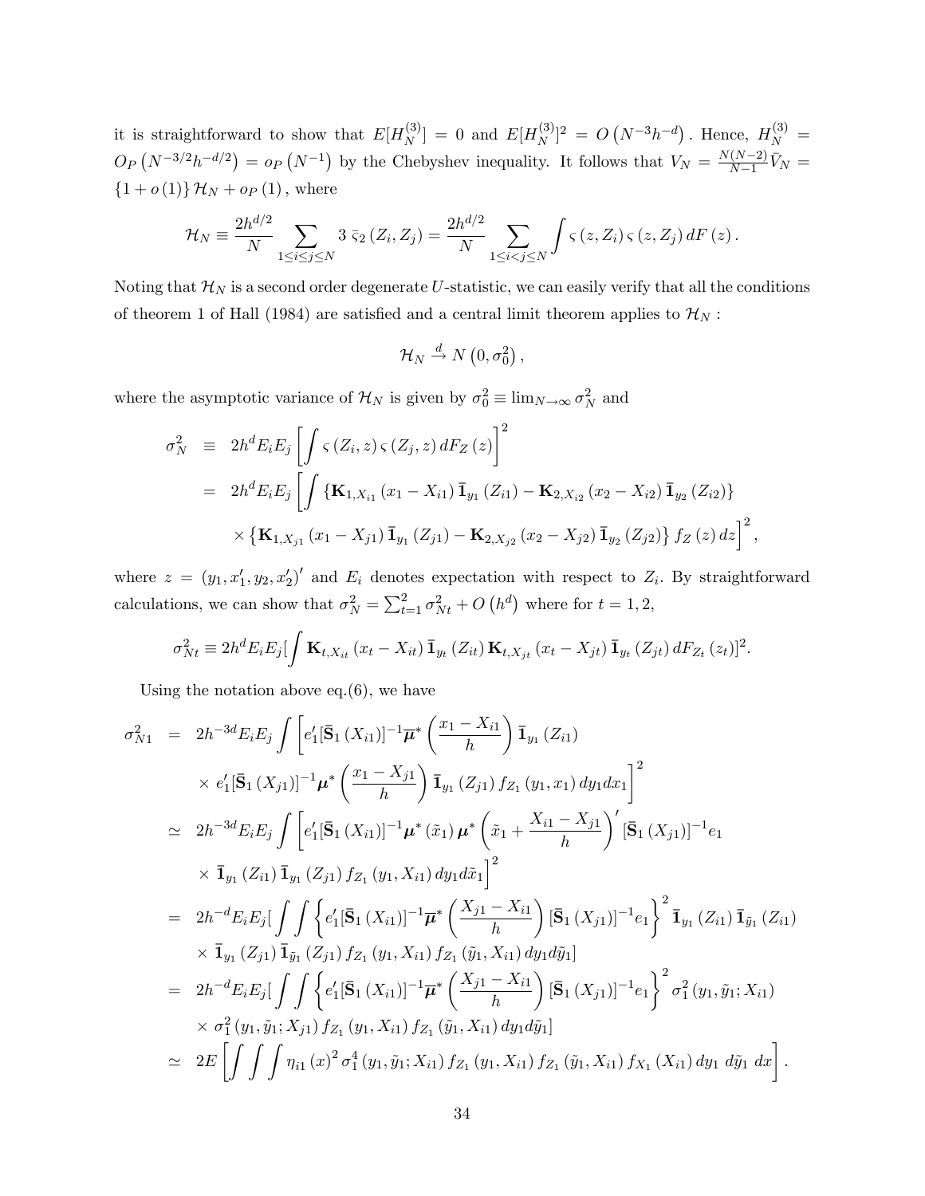it is straightforward to show that $E[H_N^{(3)}] = 0$ and $E[H_N^{(3)}]^2 = O\left(N^{-3}h^{-d}\right)$. Hence, $H_N^{(3)} = O_P\left(N^{-3/2}h^{-d/2}\right) = o_P\left(N^{-1}\right)$ by the Chebyshev inequality. It follows that $V_N = \frac{N(N-2)}{N-1}\bar{V}_N = \{1+o(1)\}\mathcal{H}_N + o_P(1)$, where

$$\mathcal{H}_N \equiv \frac{2h^{d/2}}{N}\sum_{1\leq i\leq j\leq N} 3\ \bar{\varsigma}_2(Z_i, Z_j) = \frac{2h^{d/2}}{N}\sum_{1\leq i<j\leq N}\int \varsigma(z, Z_i)\varsigma(z, Z_j)\,dF(z).$$

Noting that $\mathcal{H}_N$ is a second order degenerate $U$-statistic, we can easily verify that all the conditions of theorem 1 of Hall (1984) are satisfied and a central limit theorem applies to $\mathcal{H}_N$ :

$$\mathcal{H}_N \xrightarrow{d} N\left(0, \sigma_0^2\right),$$

where the asymptotic variance of $\mathcal{H}_N$ is given by $\sigma_0^2 \equiv \lim_{N\to\infty}\sigma_N^2$ and

$$\begin{aligned}
\sigma_N^2 &\equiv 2h^d E_i E_j\left[\int \varsigma(Z_i, z)\varsigma(Z_j, z)\,dF_Z(z)\right]^2 \\
&= 2h^d E_i E_j\left[\int \left\{\mathbf{K}_{1,X_{i1}}(x_1 - X_{i1})\,\bar{\mathbf{1}}_{y_1}(Z_{i1}) - \mathbf{K}_{2,X_{i2}}(x_2 - X_{i2})\,\bar{\mathbf{1}}_{y_2}(Z_{i2})\right\}\right. \\
&\quad \left.\times\left\{\mathbf{K}_{1,X_{j1}}(x_1 - X_{j1})\,\bar{\mathbf{1}}_{y_1}(Z_{j1}) - \mathbf{K}_{2,X_{j2}}(x_2 - X_{j2})\,\bar{\mathbf{1}}_{y_2}(Z_{j2})\right\} f_Z(z)\,dz\right]^2,
\end{aligned}$$

where $z = (y_1, x_1', y_2, x_2')'$ and $E_i$ denotes expectation with respect to $Z_i$. By straightforward calculations, we can show that $\sigma_N^2 = \sum_{t=1}^2 \sigma_{Nt}^2 + O\left(h^d\right)$ where for $t = 1, 2,$

$$\sigma_{Nt}^2 \equiv 2h^d E_i E_j[\int \mathbf{K}_{t,X_{it}}(x_t - X_{it})\,\bar{\mathbf{1}}_{y_t}(Z_{it})\,\mathbf{K}_{t,X_{jt}}(x_t - X_{jt})\,\bar{\mathbf{1}}_{y_t}(Z_{jt})\,dF_{Z_t}(z_t)]^2.$$

Using the notation above eq.(6), we have

$$\begin{aligned}
\sigma_{N1}^2 &= 2h^{-3d}E_iE_j\int\left[e_1'[\bar{\mathbf{S}}_1(X_{i1})]^{-1}\bar{\boldsymbol{\mu}}^*\left(\frac{x_1 - X_{i1}}{h}\right)\bar{\mathbf{1}}_{y_1}(Z_{i1})\right. \\
&\quad \left.\times\, e_1'[\bar{\mathbf{S}}_1(X_{j1})]^{-1}\boldsymbol{\mu}^*\left(\frac{x_1 - X_{j1}}{h}\right)\bar{\mathbf{1}}_{y_1}(Z_{j1})\,f_{Z_1}(y_1, x_1)\,dy_1dx_1\right]^2 \\
&\simeq 2h^{-3d}E_iE_j\int\left[e_1'[\bar{\mathbf{S}}_1(X_{i1})]^{-1}\boldsymbol{\mu}^*(\tilde{x}_1)\,\boldsymbol{\mu}^*\left(\tilde{x}_1 + \frac{X_{i1} - X_{j1}}{h}\right)'[\bar{\mathbf{S}}_1(X_{j1})]^{-1}e_1\right. \\
&\quad \left.\times\,\bar{\mathbf{1}}_{y_1}(Z_{i1})\,\bar{\mathbf{1}}_{y_1}(Z_{j1})\,f_{Z_1}(y_1, X_{i1})\,dy_1d\tilde{x}_1\right]^2 \\
&= 2h^{-d}E_iE_j[\int\int\left\{e_1'[\bar{\mathbf{S}}_1(X_{i1})]^{-1}\bar{\boldsymbol{\mu}}^*\left(\frac{X_{j1} - X_{i1}}{h}\right)[\bar{\mathbf{S}}_1(X_{j1})]^{-1}e_1\right\}^2\bar{\mathbf{1}}_{y_1}(Z_{i1})\,\bar{\mathbf{1}}_{\tilde{y}_1}(Z_{i1}) \\
&\quad \times\,\bar{\mathbf{1}}_{y_1}(Z_{j1})\,\bar{\mathbf{1}}_{\tilde{y}_1}(Z_{j1})\,f_{Z_1}(y_1, X_{i1})\,f_{Z_1}(\tilde{y}_1, X_{i1})\,dy_1d\tilde{y}_1] \\
&= 2h^{-d}E_iE_j[\int\int\left\{e_1'[\bar{\mathbf{S}}_1(X_{i1})]^{-1}\bar{\boldsymbol{\mu}}^*\left(\frac{X_{j1} - X_{i1}}{h}\right)[\bar{\mathbf{S}}_1(X_{j1})]^{-1}e_1\right\}^2\sigma_1^2(y_1, \tilde{y}_1; X_{i1}) \\
&\quad \times\,\sigma_1^2(y_1, \tilde{y}_1; X_{j1})\,f_{Z_1}(y_1, X_{i1})\,f_{Z_1}(\tilde{y}_1, X_{i1})\,dy_1d\tilde{y}_1] \\
&\simeq 2E\left[\int\int\int \eta_{i1}(x)^2\,\sigma_1^4(y_1, \tilde{y}_1; X_{i1})\,f_{Z_1}(y_1, X_{i1})\,f_{Z_1}(\tilde{y}_1, X_{i1})\,f_{X_1}(X_{i1})\,dy_1\ d\tilde{y}_1\ dx\right].
\end{aligned}$$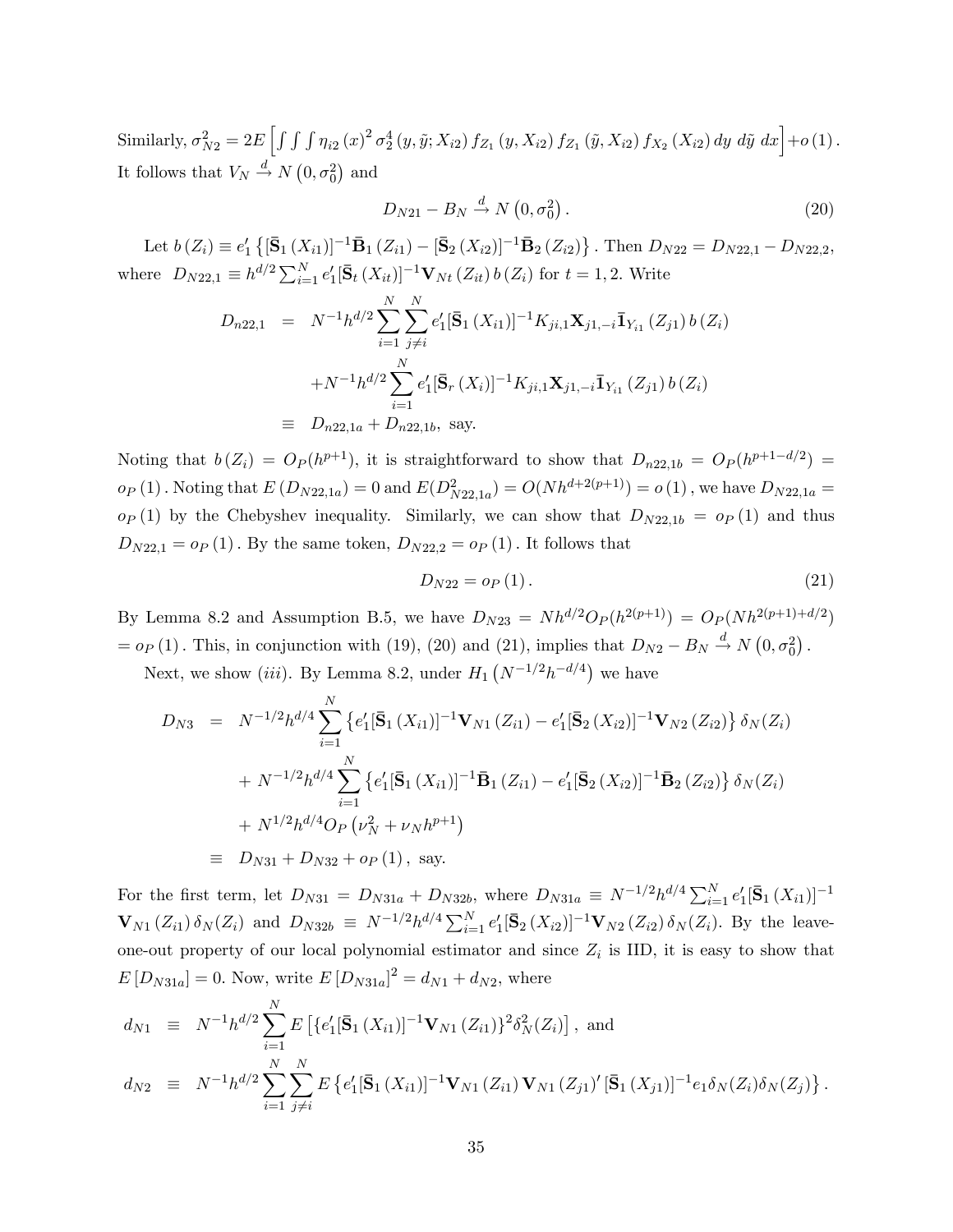Similarly, $\sigma_{N2}^2 = 2E\left[\int\int\int \eta_{i2}(x)^2 \sigma_2^4(y,\tilde{y};X_{i2}) f_{Z_1}(y,X_{i2}) f_{Z_1}(\tilde{y},X_{i2}) f_{X_2}(X_{i2})\, dy\, d\tilde{y}\, dx\right] + o(1)$. It follows that $V_N \xrightarrow{d} N(0,\sigma_0^2)$ and

$$D_{N21} - B_N \xrightarrow{d} N\left(0,\sigma_0^2\right). \tag{20}$$

Let $b(Z_i) \equiv e_1'\left\{[\bar{\mathbf{S}}_1(X_{i1})]^{-1}\bar{\mathbf{B}}_1(Z_{i1}) - [\bar{\mathbf{S}}_2(X_{i2})]^{-1}\bar{\mathbf{B}}_2(Z_{i2})\right\}$. Then $D_{N22} = D_{N22,1} - D_{N22,2}$, where $D_{N22,1} \equiv h^{d/2}\sum_{i=1}^N e_1'[\bar{\mathbf{S}}_t(X_{it})]^{-1}\mathbf{V}_{Nt}(Z_{it})\, b(Z_i)$ for $t=1,2$. Write

$$\begin{aligned}
D_{n22,1} &= N^{-1}h^{d/2}\sum_{i=1}^N\sum_{j\neq i}^N e_1'[\bar{\mathbf{S}}_1(X_{i1})]^{-1}K_{ji,1}\mathbf{X}_{j1,-i}\bar{\mathbf{1}}_{Y_{i1}}(Z_{j1})\, b(Z_i) \\
&\quad + N^{-1}h^{d/2}\sum_{i=1}^N e_1'[\bar{\mathbf{S}}_r(X_i)]^{-1}K_{ji,1}\mathbf{X}_{j1,-i}\bar{\mathbf{1}}_{Y_{i1}}(Z_{j1})\, b(Z_i) \\
&\equiv D_{n22,1a} + D_{n22,1b}, \text{ say.}
\end{aligned}$$

Noting that $b(Z_i) = O_P(h^{p+1})$, it is straightforward to show that $D_{n22,1b} = O_P(h^{p+1-d/2}) = o_P(1)$. Noting that $E(D_{N22,1a}) = 0$ and $E(D_{N22,1a}^2) = O(Nh^{d+2(p+1)}) = o(1)$, we have $D_{N22,1a} = o_P(1)$ by the Chebyshev inequality. Similarly, we can show that $D_{N22,1b} = o_P(1)$ and thus $D_{N22,1} = o_P(1)$. By the same token, $D_{N22,2} = o_P(1)$. It follows that

$$D_{N22} = o_P(1). \tag{21}$$

By Lemma 8.2 and Assumption B.5, we have $D_{N23} = Nh^{d/2}O_P(h^{2(p+1)}) = O_P(Nh^{2(p+1)+d/2}) = o_P(1)$. This, in conjunction with (19), (20) and (21), implies that $D_{N2} - B_N \xrightarrow{d} N(0,\sigma_0^2)$.

Next, we show $(iii)$. By Lemma 8.2, under $H_1\left(N^{-1/2}h^{-d/4}\right)$ we have

$$\begin{aligned}
D_{N3} &= N^{-1/2}h^{d/4}\sum_{i=1}^N\left\{e_1'[\bar{\mathbf{S}}_1(X_{i1})]^{-1}\mathbf{V}_{N1}(Z_{i1}) - e_1'[\bar{\mathbf{S}}_2(X_{i2})]^{-1}\mathbf{V}_{N2}(Z_{i2})\right\}\delta_N(Z_i) \\
&\quad + N^{-1/2}h^{d/4}\sum_{i=1}^N\left\{e_1'[\bar{\mathbf{S}}_1(X_{i1})]^{-1}\bar{\mathbf{B}}_1(Z_{i1}) - e_1'[\bar{\mathbf{S}}_2(X_{i2})]^{-1}\bar{\mathbf{B}}_2(Z_{i2})\right\}\delta_N(Z_i) \\
&\quad + N^{1/2}h^{d/4}O_P\left(\nu_N^2 + \nu_N h^{p+1}\right) \\
&\equiv D_{N31} + D_{N32} + o_P(1), \text{ say.}
\end{aligned}$$

For the first term, let $D_{N31} = D_{N31a} + D_{N32b}$, where $D_{N31a} \equiv N^{-1/2}h^{d/4}\sum_{i=1}^N e_1'[\bar{\mathbf{S}}_1(X_{i1})]^{-1}\mathbf{V}_{N1}(Z_{i1})\,\delta_N(Z_i)$ and $D_{N32b} \equiv N^{-1/2}h^{d/4}\sum_{i=1}^N e_1'[\bar{\mathbf{S}}_2(X_{i2})]^{-1}\mathbf{V}_{N2}(Z_{i2})\,\delta_N(Z_i)$. By the leave-one-out property of our local polynomial estimator and since $Z_i$ is IID, it is easy to show that $E[D_{N31a}] = 0$. Now, write $E[D_{N31a}]^2 = d_{N1} + d_{N2}$, where

$$\begin{aligned}
d_{N1} &\equiv N^{-1}h^{d/2}\sum_{i=1}^N E\left[\{e_1'[\bar{\mathbf{S}}_1(X_{i1})]^{-1}\mathbf{V}_{N1}(Z_{i1})\}^2\delta_N^2(Z_i)\right], \text{ and} \\
d_{N2} &\equiv N^{-1}h^{d/2}\sum_{i=1}^N\sum_{j\neq i}^N E\left\{e_1'[\bar{\mathbf{S}}_1(X_{i1})]^{-1}\mathbf{V}_{N1}(Z_{i1})\,\mathbf{V}_{N1}(Z_{j1})'[\bar{\mathbf{S}}_1(X_{j1})]^{-1}e_1\delta_N(Z_i)\delta_N(Z_j)\right\}.
\end{aligned}$$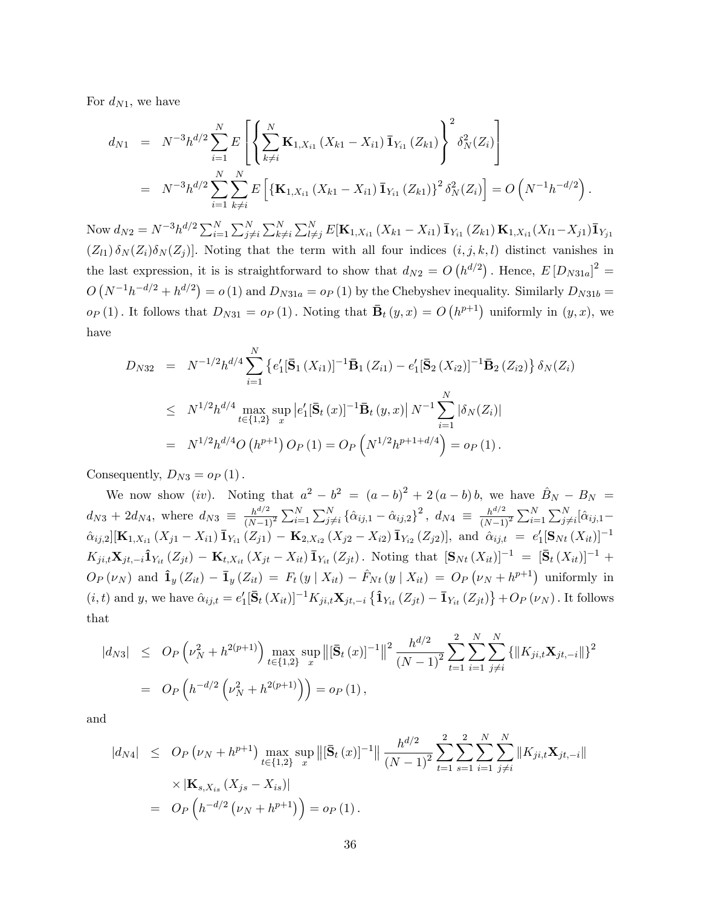For $d_{N1}$, we have

$$
\begin{aligned}
d_{N1} &= N^{-3}h^{d/2}\sum_{i=1}^{N} E\left[\left\{\sum_{k\neq i}^{N}\mathbf{K}_{1,X_{i1}}\left(X_{k1}-X_{i1}\right)\bar{\mathbf{I}}_{Y_{i1}}\left(Z_{k1}\right)\right\}^{2}\delta_N^2(Z_i)\right] \\
&= N^{-3}h^{d/2}\sum_{i=1}^{N}\sum_{k\neq i}^{N} E\left[\left\{\mathbf{K}_{1,X_{i1}}\left(X_{k1}-X_{i1}\right)\bar{\mathbf{I}}_{Y_{i1}}\left(Z_{k1}\right)\right\}^{2}\delta_N^2(Z_i)\right] = O\left(N^{-1}h^{-d/2}\right).
\end{aligned}
$$

Now $d_{N2} = N^{-3}h^{d/2}\sum_{i=1}^{N}\sum_{j\neq i}^{N}\sum_{k\neq i}^{N}\sum_{l\neq j}^{N} E[\mathbf{K}_{1,X_{i1}}\left(X_{k1}-X_{i1}\right)\bar{\mathbf{I}}_{Y_{i1}}\left(Z_{k1}\right)\mathbf{K}_{1,X_{i1}}(X_{l1}-X_{j1})\bar{\mathbf{I}}_{Y_{j1}}$ $(Z_{l1})\,\delta_N(Z_i)\delta_N(Z_j)]$. Noting that the term with all four indices $(i,j,k,l)$ distinct vanishes in the last expression, it is is straightforward to show that $d_{N2} = O\left(h^{d/2}\right)$. Hence, $E\left[D_{N31a}\right]^2 = O\left(N^{-1}h^{-d/2}+h^{d/2}\right) = o\left(1\right)$ and $D_{N31a} = o_P\left(1\right)$ by the Chebyshev inequality. Similarly $D_{N31b} = o_P\left(1\right)$. It follows that $D_{N31} = o_P\left(1\right)$. Noting that $\bar{\mathbf{B}}_t\left(y,x\right) = O\left(h^{p+1}\right)$ uniformly in $(y,x)$, we have

$$
\begin{aligned}
D_{N32} &= N^{-1/2}h^{d/4}\sum_{i=1}^{N}\left\{e_1'[\bar{\mathbf{S}}_1\left(X_{i1}\right)]^{-1}\bar{\mathbf{B}}_1\left(Z_{i1}\right) - e_1'[\bar{\mathbf{S}}_2\left(X_{i2}\right)]^{-1}\bar{\mathbf{B}}_2\left(Z_{i2}\right)\right\}\delta_N(Z_i) \\
&\leq N^{1/2}h^{d/4}\max_{t\in\{1,2\}}\sup_{x}\left|e_1'[\bar{\mathbf{S}}_t\left(x\right)]^{-1}\bar{\mathbf{B}}_t\left(y,x\right)\right| N^{-1}\sum_{i=1}^{N}\left|\delta_N(Z_i)\right| \\
&= N^{1/2}h^{d/4}O\left(h^{p+1}\right)O_P\left(1\right) = O_P\left(N^{1/2}h^{p+1+d/4}\right) = o_P\left(1\right).
\end{aligned}
$$

Consequently, $D_{N3} = o_P\left(1\right)$.

We now show $(iv)$. Noting that $a^2-b^2 = \left(a-b\right)^2 + 2\left(a-b\right)b$, we have $\hat{B}_N - B_N = d_{N3} + 2d_{N4}$, where $d_{N3} \equiv \frac{h^{d/2}}{(N-1)^2}\sum_{i=1}^{N}\sum_{j\neq i}^{N}\left\{\hat{\alpha}_{ij,1}-\hat{\alpha}_{ij,2}\right\}^2$, $d_{N4} \equiv \frac{h^{d/2}}{(N-1)^2}\sum_{i=1}^{N}\sum_{j\neq i}^{N}[\hat{\alpha}_{ij,1}-\hat{\alpha}_{ij,2}][\mathbf{K}_{1,X_{i1}}\left(X_{j1}-X_{i1}\right)\bar{\mathbf{I}}_{Y_{i1}}\left(Z_{j1}\right) - \mathbf{K}_{2,X_{i2}}\left(X_{j2}-X_{i2}\right)\bar{\mathbf{I}}_{Y_{i2}}\left(Z_{j2}\right)]$, and $\hat{\alpha}_{ij,t} = e_1'[\mathbf{S}_{Nt}\left(X_{it}\right)]^{-1}$ $K_{ji,t}\mathbf{X}_{jt,-i}\hat{\mathbf{I}}_{Y_{it}}\left(Z_{jt}\right) - \mathbf{K}_{t,X_{it}}\left(X_{jt}-X_{it}\right)\bar{\mathbf{I}}_{Y_{it}}\left(Z_{jt}\right)$. Noting that $[\mathbf{S}_{Nt}\left(X_{it}\right)]^{-1} = [\bar{\mathbf{S}}_t\left(X_{it}\right)]^{-1} + O_P\left(\nu_N\right)$ and $\hat{\mathbf{I}}_y\left(Z_{it}\right) - \bar{\mathbf{I}}_y\left(Z_{it}\right) = F_t\left(y\mid X_{it}\right) - \hat{F}_{Nt}\left(y\mid X_{it}\right) = O_P\left(\nu_N + h^{p+1}\right)$ uniformly in $(i,t)$ and $y$, we have $\hat{\alpha}_{ij,t} = e_1'[\bar{\mathbf{S}}_t\left(X_{it}\right)]^{-1}K_{ji,t}\mathbf{X}_{jt,-i}\left\{\hat{\mathbf{I}}_{Y_{it}}\left(Z_{jt}\right) - \bar{\mathbf{I}}_{Y_{it}}\left(Z_{jt}\right)\right\} + O_P\left(\nu_N\right)$. It follows that

$$
\begin{aligned}
\left|d_{N3}\right| &\leq O_P\left(\nu_N^2 + h^{2(p+1)}\right)\max_{t\in\{1,2\}}\sup_{x}\left\|[\bar{\mathbf{S}}_t\left(x\right)]^{-1}\right\|^2\frac{h^{d/2}}{\left(N-1\right)^2}\sum_{t=1}^{2}\sum_{i=1}^{N}\sum_{j\neq i}^{N}\left\{\left\|K_{ji,t}\mathbf{X}_{jt,-i}\right\|\right\}^2 \\
&= O_P\left(h^{-d/2}\left(\nu_N^2 + h^{2(p+1)}\right)\right) = o_P\left(1\right),
\end{aligned}
$$

and

$$
\begin{aligned}
\left|d_{N4}\right| &\leq O_P\left(\nu_N + h^{p+1}\right)\max_{t\in\{1,2\}}\sup_{x}\left\|[\bar{\mathbf{S}}_t\left(x\right)]^{-1}\right\|\frac{h^{d/2}}{\left(N-1\right)^2}\sum_{t=1}^{2}\sum_{s=1}^{2}\sum_{i=1}^{N}\sum_{j\neq i}^{N}\left\|K_{ji,t}\mathbf{X}_{jt,-i}\right\| \\
&\quad\times\left|\mathbf{K}_{s,X_{is}}\left(X_{js}-X_{is}\right)\right| \\
&= O_P\left(h^{-d/2}\left(\nu_N + h^{p+1}\right)\right) = o_P\left(1\right).
\end{aligned}
$$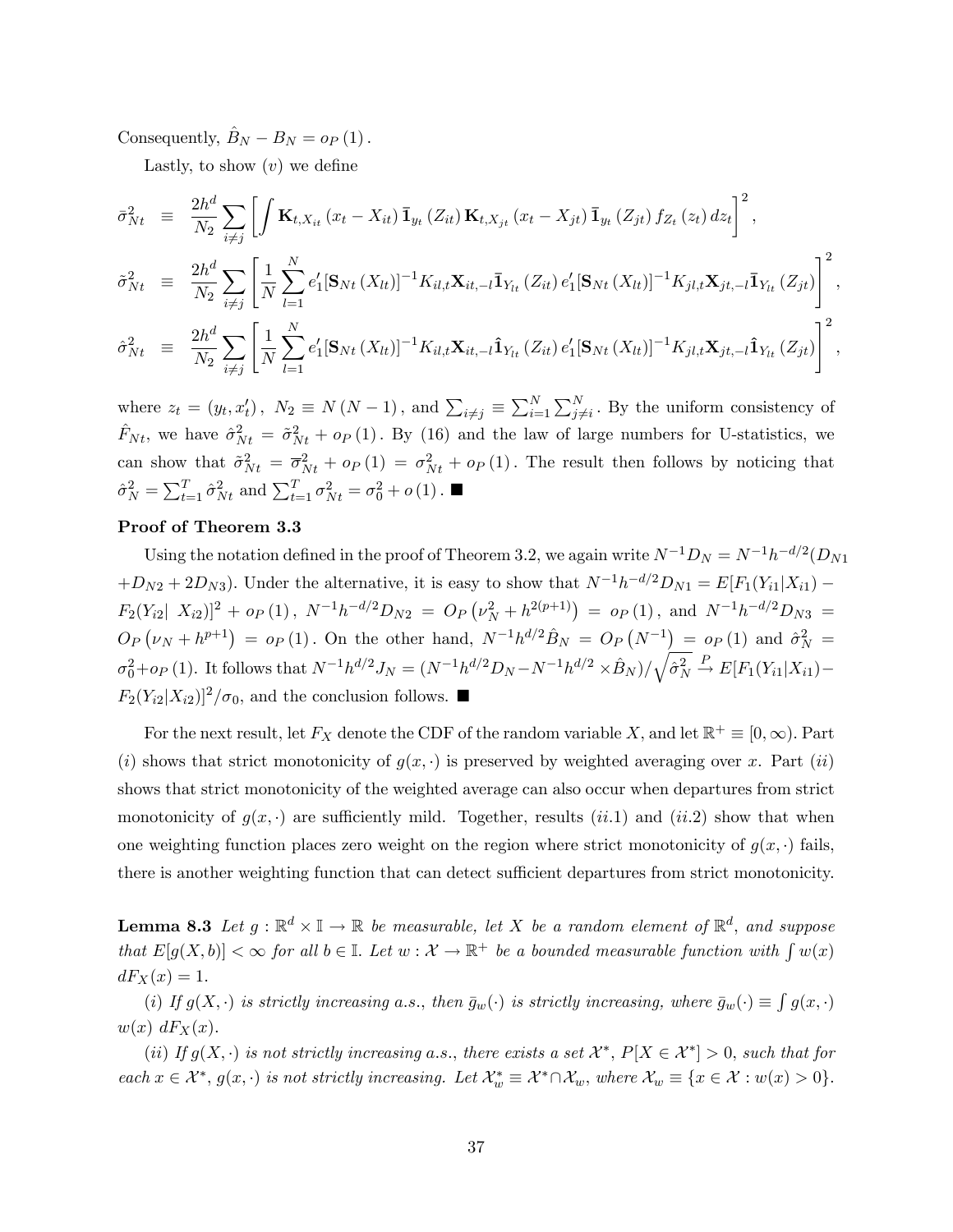Consequently, $\hat{B}_N - B_N = o_P(1)$.

Lastly, to show $(v)$ we define

$$
\begin{aligned}
\bar{\sigma}^2_{Nt} &\equiv \frac{2h^d}{N_2} \sum_{i \neq j} \left[ \int \mathbf{K}_{t,X_{it}}(x_t - X_{it}) \, \bar{\mathbf{1}}_{y_t}(Z_{it}) \, \mathbf{K}_{t,X_{jt}}(x_t - X_{jt}) \, \bar{\mathbf{1}}_{y_t}(Z_{jt}) \, f_{Z_t}(z_t) \, dz_t \right]^2, \\
\tilde{\sigma}^2_{Nt} &\equiv \frac{2h^d}{N_2} \sum_{i \neq j} \left[ \frac{1}{N} \sum_{l=1}^{N} e_1' [\mathbf{S}_{Nt}(X_{lt})]^{-1} K_{il,t} \mathbf{X}_{it,-l} \bar{\mathbf{1}}_{Y_{lt}}(Z_{it}) \, e_1' [\mathbf{S}_{Nt}(X_{lt})]^{-1} K_{jl,t} \mathbf{X}_{jt,-l} \bar{\mathbf{1}}_{Y_{lt}}(Z_{jt}) \right]^2, \\
\hat{\sigma}^2_{Nt} &\equiv \frac{2h^d}{N_2} \sum_{i \neq j} \left[ \frac{1}{N} \sum_{l=1}^{N} e_1' [\mathbf{S}_{Nt}(X_{lt})]^{-1} K_{il,t} \mathbf{X}_{it,-l} \hat{\mathbf{1}}_{Y_{lt}}(Z_{it}) \, e_1' [\mathbf{S}_{Nt}(X_{lt})]^{-1} K_{jl,t} \mathbf{X}_{jt,-l} \hat{\mathbf{1}}_{Y_{lt}}(Z_{jt}) \right]^2,
\end{aligned}
$$

where $z_t = (y_t, x_t')$, $N_2 \equiv N(N-1)$, and $\sum_{i \neq j} \equiv \sum_{i=1}^{N} \sum_{j \neq i}^{N}$. By the uniform consistency of $\hat{F}_{Nt}$, we have $\hat{\sigma}^2_{Nt} = \tilde{\sigma}^2_{Nt} + o_P(1)$. By (16) and the law of large numbers for U-statistics, we can show that $\tilde{\sigma}^2_{Nt} = \overline{\sigma}^2_{Nt} + o_P(1) = \sigma^2_{Nt} + o_P(1)$. The result then follows by noticing that $\hat{\sigma}^2_N = \sum_{t=1}^{T} \hat{\sigma}^2_{Nt}$ and $\sum_{t=1}^{T} \sigma^2_{Nt} = \sigma^2_0 + o(1)$. ■

**Proof of Theorem 3.3**

Using the notation defined in the proof of Theorem 3.2, we again write $N^{-1} D_N = N^{-1} h^{-d/2} (D_{N1} + D_{N2} + 2D_{N3})$. Under the alternative, it is easy to show that $N^{-1} h^{-d/2} D_{N1} = E[F_1(Y_{i1}|X_{i1}) - F_2(Y_{i2}|\ X_{i2})]^2 + o_P(1)$, $N^{-1} h^{-d/2} D_{N2} = O_P\left(\nu_N^2 + h^{2(p+1)}\right) = o_P(1)$, and $N^{-1} h^{-d/2} D_{N3} = O_P\left(\nu_N + h^{p+1}\right) = o_P(1)$. On the other hand, $N^{-1} h^{d/2} \hat{B}_N = O_P\left(N^{-1}\right) = o_P(1)$ and $\hat{\sigma}^2_N = \sigma^2_0 + o_P(1)$. It follows that $N^{-1} h^{d/2} J_N = (N^{-1} h^{d/2} D_N - N^{-1} h^{d/2} \times \hat{B}_N) / \sqrt{\hat{\sigma}^2_N} \xrightarrow{P} E[F_1(Y_{i1}|X_{i1}) - F_2(Y_{i2}|X_{i2})]^2 / \sigma_0$, and the conclusion follows. ■

For the next result, let $F_X$ denote the CDF of the random variable $X$, and let $\mathbb{R}^+ \equiv [0, \infty)$. Part $(i)$ shows that strict monotonicity of $g(x, \cdot)$ is preserved by weighted averaging over $x$. Part $(ii)$ shows that strict monotonicity of the weighted average can also occur when departures from strict monotonicity of $g(x, \cdot)$ are sufficiently mild. Together, results $(ii.1)$ and $(ii.2)$ show that when one weighting function places zero weight on the region where strict monotonicity of $g(x, \cdot)$ fails, there is another weighting function that can detect sufficient departures from strict monotonicity.

**Lemma 8.3** *Let $g : \mathbb{R}^d \times \mathbb{I} \to \mathbb{R}$ be measurable, let $X$ be a random element of $\mathbb{R}^d$, and suppose that $E[g(X, b)] < \infty$ for all $b \in \mathbb{I}$. Let $w : \mathcal{X} \to \mathbb{R}^+$ be a bounded measurable function with $\int w(x) \, dF_X(x) = 1$.*

*$(i)$ If $g(X, \cdot)$ is strictly increasing a.s., then $\bar{g}_w(\cdot)$ is strictly increasing, where $\bar{g}_w(\cdot) \equiv \int g(x, \cdot) \, w(x) \, dF_X(x)$.*

*$(ii)$ If $g(X, \cdot)$ is not strictly increasing a.s., there exists a set $\mathcal{X}^*$, $P[X \in \mathcal{X}^*] > 0$, such that for each $x \in \mathcal{X}^*$, $g(x, \cdot)$ is not strictly increasing. Let $\mathcal{X}^*_w \equiv \mathcal{X}^* \cap \mathcal{X}_w$, where $\mathcal{X}_w \equiv \{x \in \mathcal{X} : w(x) > 0\}$.*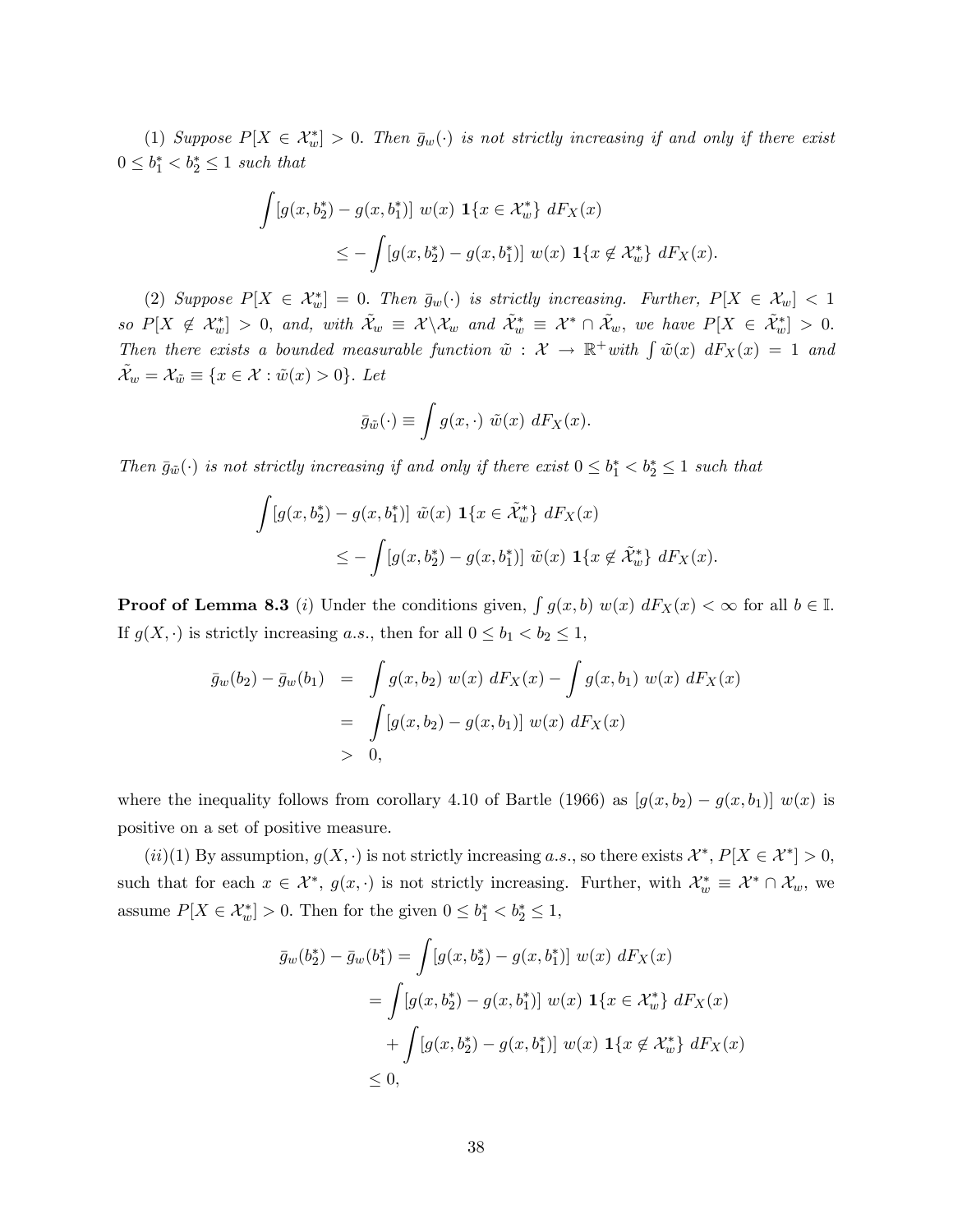(1) *Suppose* $P[X \in \mathcal{X}_w^*] > 0$. *Then* $\bar{g}_w(\cdot)$ *is not strictly increasing if and only if there exist* $0 \leq b_1^* < b_2^* \leq 1$ *such that*

$$
\begin{aligned}
&\int [g(x, b_2^*) - g(x, b_1^*)] \; w(x) \; \mathbf{1}\{x \in \mathcal{X}_w^*\} \; dF_X(x) \\
&\qquad \leq - \int [g(x, b_2^*) - g(x, b_1^*)] \; w(x) \; \mathbf{1}\{x \notin \mathcal{X}_w^*\} \; dF_X(x).
\end{aligned}
$$

(2) *Suppose* $P[X \in \mathcal{X}_w^*] = 0$. *Then* $\bar{g}_w(\cdot)$ *is strictly increasing. Further,* $P[X \in \mathcal{X}_w] < 1$ *so* $P[X \notin \mathcal{X}_w^*] > 0$, *and, with* $\tilde{\mathcal{X}}_w \equiv \mathcal{X} \backslash \mathcal{X}_w$ *and* $\tilde{\mathcal{X}}_w^* \equiv \mathcal{X}^* \cap \tilde{\mathcal{X}}_w$, *we have* $P[X \in \tilde{\mathcal{X}}_w^*] > 0$. *Then there exists a bounded measurable function* $\tilde{w} : \mathcal{X} \to \mathbb{R}^+$*with* $\int \tilde{w}(x) \; dF_X(x) = 1$ *and* $\tilde{\mathcal{X}}_w = \mathcal{X}_{\tilde{w}} \equiv \{x \in \mathcal{X} : \tilde{w}(x) > 0\}$. *Let*

$$
\bar{g}_{\tilde{w}}(\cdot) \equiv \int g(x, \cdot) \; \tilde{w}(x) \; dF_X(x).
$$

*Then* $\bar{g}_{\tilde{w}}(\cdot)$ *is not strictly increasing if and only if there exist* $0 \leq b_1^* < b_2^* \leq 1$ *such that*

$$
\begin{aligned}
&\int [g(x, b_2^*) - g(x, b_1^*)] \; \tilde{w}(x) \; \mathbf{1}\{x \in \tilde{\mathcal{X}}_w^*\} \; dF_X(x) \\
&\qquad \leq - \int [g(x, b_2^*) - g(x, b_1^*)] \; \tilde{w}(x) \; \mathbf{1}\{x \notin \tilde{\mathcal{X}}_w^*\} \; dF_X(x).
\end{aligned}
$$

**Proof of Lemma 8.3** $(i)$ Under the conditions given, $\int g(x, b) \; w(x) \; dF_X(x) < \infty$ for all $b \in \mathbb{I}$. If $g(X, \cdot)$ is strictly increasing *a.s.*, then for all $0 \leq b_1 < b_2 \leq 1$,

$$
\begin{aligned}
\bar{g}_w(b_2) - \bar{g}_w(b_1) &= \int g(x, b_2) \; w(x) \; dF_X(x) - \int g(x, b_1) \; w(x) \; dF_X(x) \\
&= \int [g(x, b_2) - g(x, b_1)] \; w(x) \; dF_X(x) \\
&> 0,
\end{aligned}
$$

where the inequality follows from corollary 4.10 of Bartle (1966) as $[g(x, b_2) - g(x, b_1)] \; w(x)$ is positive on a set of positive measure.

$(ii)(1)$ By assumption, $g(X, \cdot)$ is not strictly increasing *a.s.*, so there exists $\mathcal{X}^*$, $P[X \in \mathcal{X}^*] > 0$, such that for each $x \in \mathcal{X}^*$, $g(x, \cdot)$ is not strictly increasing. Further, with $\mathcal{X}_w^* \equiv \mathcal{X}^* \cap \mathcal{X}_w$, we assume $P[X \in \mathcal{X}_w^*] > 0$. Then for the given $0 \leq b_1^* < b_2^* \leq 1$,

$$
\begin{aligned}
\bar{g}_w(b_2^*) - \bar{g}_w(b_1^*) &= \int [g(x, b_2^*) - g(x, b_1^*)] \; w(x) \; dF_X(x) \\
&= \int [g(x, b_2^*) - g(x, b_1^*)] \; w(x) \; \mathbf{1}\{x \in \mathcal{X}_w^*\} \; dF_X(x) \\
&\quad + \int [g(x, b_2^*) - g(x, b_1^*)] \; w(x) \; \mathbf{1}\{x \notin \mathcal{X}_w^*\} \; dF_X(x) \\
&\leq 0,
\end{aligned}
$$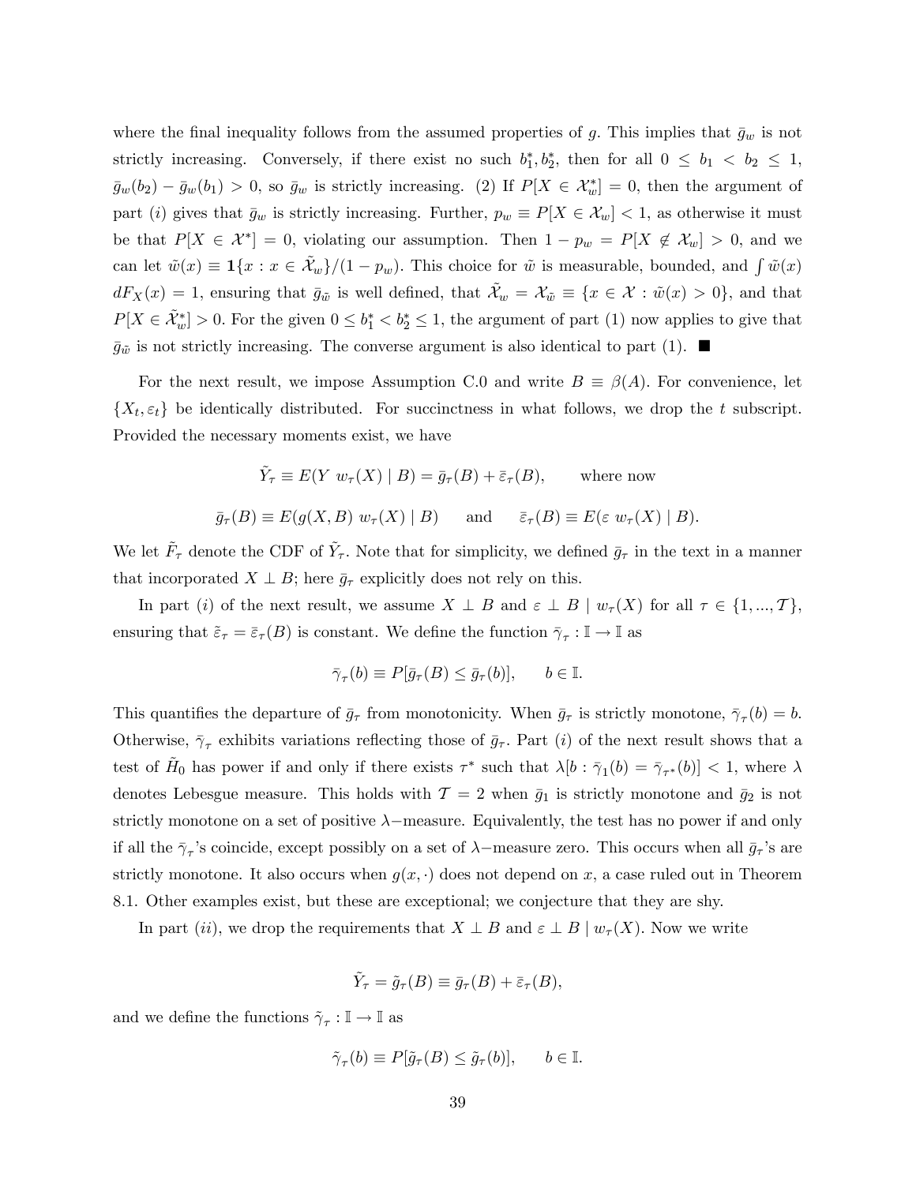where the final inequality follows from the assumed properties of $g$. This implies that $\bar{g}_w$ is not strictly increasing. Conversely, if there exist no such $b_1^*, b_2^*$, then for all $0 \leq b_1 < b_2 \leq 1$, $\bar{g}_w(b_2) - \bar{g}_w(b_1) > 0$, so $\bar{g}_w$ is strictly increasing. (2) If $P[X \in \mathcal{X}_w^*] = 0$, then the argument of part $(i)$ gives that $\bar{g}_w$ is strictly increasing. Further, $p_w \equiv P[X \in \mathcal{X}_w] < 1$, as otherwise it must be that $P[X \in \mathcal{X}^*] = 0$, violating our assumption. Then $1 - p_w = P[X \notin \mathcal{X}_w] > 0$, and we can let $\tilde{w}(x) \equiv \mathbf{1}\{x : x \in \tilde{\mathcal{X}}_w\}/(1 - p_w)$. This choice for $\tilde{w}$ is measurable, bounded, and $\int \tilde{w}(x) \, dF_X(x) = 1$, ensuring that $\bar{g}_{\tilde{w}}$ is well defined, that $\tilde{\mathcal{X}}_w = \mathcal{X}_{\tilde{w}} \equiv \{x \in \mathcal{X} : \tilde{w}(x) > 0\}$, and that $P[X \in \tilde{\mathcal{X}}_w^*] > 0$. For the given $0 \leq b_1^* < b_2^* \leq 1$, the argument of part (1) now applies to give that $\bar{g}_{\tilde{w}}$ is not strictly increasing. The converse argument is also identical to part (1). ∎

For the next result, we impose Assumption C.0 and write $B \equiv \beta(A)$. For convenience, let $\{X_t, \varepsilon_t\}$ be identically distributed. For succinctness in what follows, we drop the $t$ subscript. Provided the necessary moments exist, we have

$$\tilde{Y}_\tau \equiv E(Y \; w_\tau(X) \mid B) = \bar{g}_\tau(B) + \bar{\varepsilon}_\tau(B), \qquad \text{where now}$$

$$\bar{g}_\tau(B) \equiv E(g(X, B) \; w_\tau(X) \mid B) \qquad \text{and} \qquad \bar{\varepsilon}_\tau(B) \equiv E(\varepsilon \; w_\tau(X) \mid B).$$

We let $\tilde{F}_\tau$ denote the CDF of $\tilde{Y}_\tau$. Note that for simplicity, we defined $\bar{g}_\tau$ in the text in a manner that incorporated $X \perp B$; here $\bar{g}_\tau$ explicitly does not rely on this.

In part $(i)$ of the next result, we assume $X \perp B$ and $\varepsilon \perp B \mid w_\tau(X)$ for all $\tau \in \{1, ..., \mathcal{T}\}$, ensuring that $\bar{\varepsilon}_\tau = \bar{\varepsilon}_\tau(B)$ is constant. We define the function $\bar{\gamma}_\tau : \mathbb{I} \to \mathbb{I}$ as

$$\bar{\gamma}_\tau(b) \equiv P[\bar{g}_\tau(B) \leq \bar{g}_\tau(b)], \qquad b \in \mathbb{I}.$$

This quantifies the departure of $\bar{g}_\tau$ from monotonicity. When $\bar{g}_\tau$ is strictly monotone, $\bar{\gamma}_\tau(b) = b$. Otherwise, $\bar{\gamma}_\tau$ exhibits variations reflecting those of $\bar{g}_\tau$. Part $(i)$ of the next result shows that a test of $\tilde{H}_0$ has power if and only if there exists $\tau^*$ such that $\lambda[b : \bar{\gamma}_1(b) = \bar{\gamma}_{\tau^*}(b)] < 1$, where $\lambda$ denotes Lebesgue measure. This holds with $\mathcal{T} = 2$ when $\bar{g}_1$ is strictly monotone and $\bar{g}_2$ is not strictly monotone on a set of positive $\lambda-$measure. Equivalently, the test has no power if and only if all the $\bar{\gamma}_\tau$'s coincide, except possibly on a set of $\lambda-$measure zero. This occurs when all $\bar{g}_\tau$'s are strictly monotone. It also occurs when $g(x, \cdot)$ does not depend on $x$, a case ruled out in Theorem 8.1. Other examples exist, but these are exceptional; we conjecture that they are shy.

In part $(ii)$, we drop the requirements that $X \perp B$ and $\varepsilon \perp B \mid w_\tau(X)$. Now we write

$$\tilde{Y}_\tau = \tilde{g}_\tau(B) \equiv \bar{g}_\tau(B) + \bar{\varepsilon}_\tau(B),$$

and we define the functions $\tilde{\gamma}_\tau : \mathbb{I} \to \mathbb{I}$ as

$$\tilde{\gamma}_\tau(b) \equiv P[\tilde{g}_\tau(B) \leq \tilde{g}_\tau(b)], \qquad b \in \mathbb{I}.$$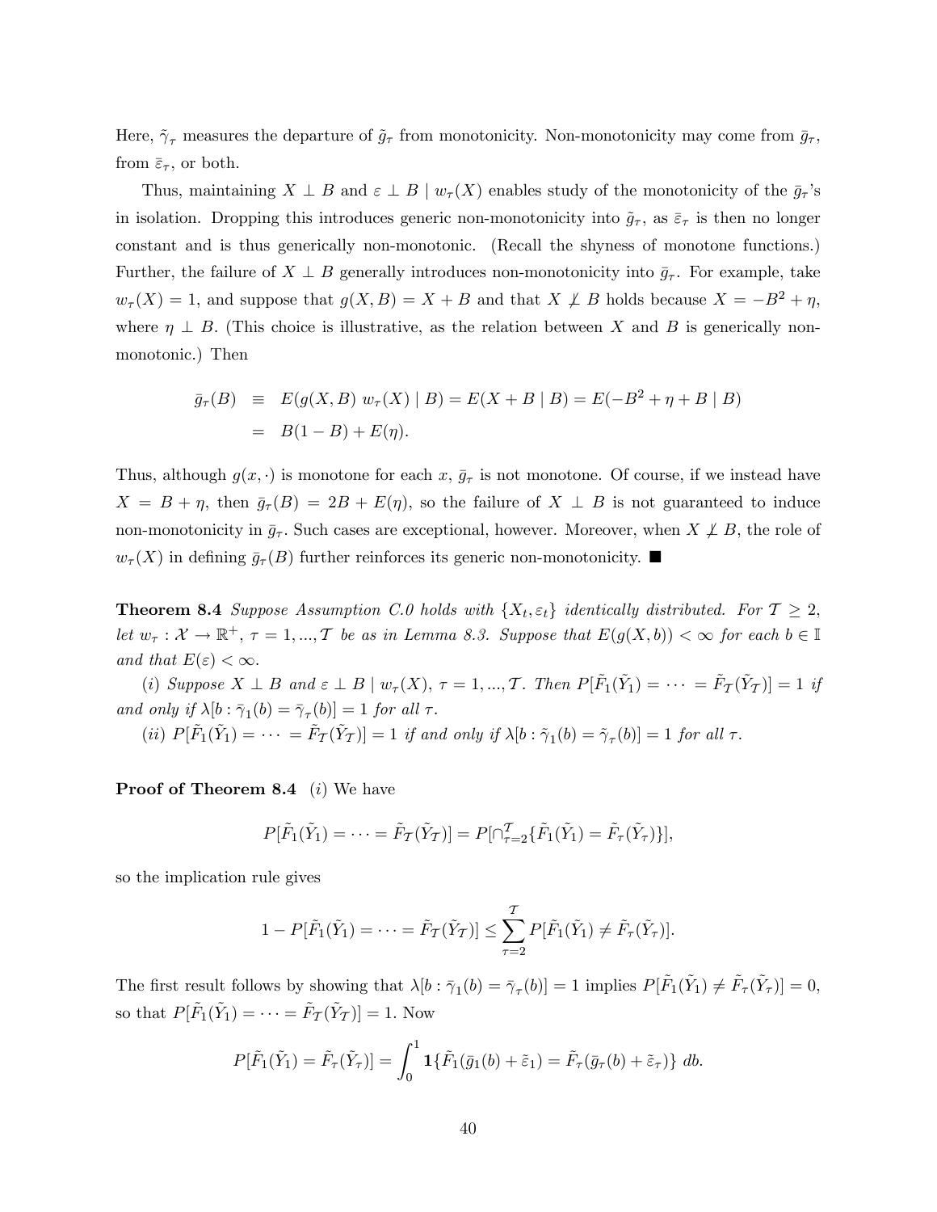Here, $\tilde{\gamma}_\tau$ measures the departure of $\tilde{g}_\tau$ from monotonicity. Non-monotonicity may come from $\bar{g}_\tau$, from $\bar{\varepsilon}_\tau$, or both.

Thus, maintaining $X \perp B$ and $\varepsilon \perp B \mid w_\tau(X)$ enables study of the monotonicity of the $\bar{g}_\tau$'s in isolation. Dropping this introduces generic non-monotonicity into $\tilde{g}_\tau$, as $\bar{\varepsilon}_\tau$ is then no longer constant and is thus generically non-monotonic. (Recall the shyness of monotone functions.) Further, the failure of $X \perp B$ generally introduces non-monotonicity into $\bar{g}_\tau$. For example, take $w_\tau(X) = 1$, and suppose that $g(X, B) = X + B$ and that $X \not\perp B$ holds because $X = -B^2 + \eta$, where $\eta \perp B$. (This choice is illustrative, as the relation between $X$ and $B$ is generically non-monotonic.) Then

$$
\begin{aligned}
\bar{g}_\tau(B) &\equiv E(g(X,B)\; w_\tau(X) \mid B) = E(X + B \mid B) = E(-B^2 + \eta + B \mid B) \\
&= B(1 - B) + E(\eta).
\end{aligned}
$$

Thus, although $g(x, \cdot)$ is monotone for each $x$, $\bar{g}_\tau$ is not monotone. Of course, if we instead have $X = B + \eta$, then $\bar{g}_\tau(B) = 2B + E(\eta)$, so the failure of $X \perp B$ is not guaranteed to induce non-monotonicity in $\bar{g}_\tau$. Such cases are exceptional, however. Moreover, when $X \not\perp B$, the role of $w_\tau(X)$ in defining $\bar{g}_\tau(B)$ further reinforces its generic non-monotonicity. ■

**Theorem 8.4** *Suppose Assumption C.0 holds with $\{X_t, \varepsilon_t\}$ identically distributed. For $\mathcal{T} \geq 2$, let $w_\tau : \mathcal{X} \to \mathbb{R}^+$, $\tau = 1, ..., \mathcal{T}$ be as in Lemma 8.3. Suppose that $E(g(X, b)) < \infty$ for each $b \in \mathbb{I}$ and that $E(\varepsilon) < \infty$.*

*(i) Suppose $X \perp B$ and $\varepsilon \perp B \mid w_\tau(X)$, $\tau = 1, ..., \mathcal{T}$. Then $P[\tilde{F}_1(\tilde{Y}_1) = \cdots = \tilde{F}_\mathcal{T}(\tilde{Y}_\mathcal{T})] = 1$ if and only if $\lambda[b : \bar{\gamma}_1(b) = \bar{\gamma}_\tau(b)] = 1$ for all $\tau$.*

*(ii) $P[\tilde{F}_1(\tilde{Y}_1) = \cdots = \tilde{F}_\mathcal{T}(\tilde{Y}_\mathcal{T})] = 1$ if and only if $\lambda[b : \tilde{\gamma}_1(b) = \tilde{\gamma}_\tau(b)] = 1$ for all $\tau$.*

**Proof of Theorem 8.4** $(i)$ We have

$$
P[\tilde{F}_1(\tilde{Y}_1) = \cdots = \tilde{F}_\mathcal{T}(\tilde{Y}_\mathcal{T})] = P[\cap_{\tau=2}^{\mathcal{T}} \{\tilde{F}_1(\tilde{Y}_1) = \tilde{F}_\tau(\tilde{Y}_\tau)\}],
$$

so the implication rule gives

$$
1 - P[\tilde{F}_1(\tilde{Y}_1) = \cdots = \tilde{F}_\mathcal{T}(\tilde{Y}_\mathcal{T})] \leq \sum_{\tau=2}^{\mathcal{T}} P[\tilde{F}_1(\tilde{Y}_1) \neq \tilde{F}_\tau(\tilde{Y}_\tau)].
$$

The first result follows by showing that $\lambda[b : \bar{\gamma}_1(b) = \bar{\gamma}_\tau(b)] = 1$ implies $P[\tilde{F}_1(\tilde{Y}_1) \neq \tilde{F}_\tau(\tilde{Y}_\tau)] = 0$, so that $P[\tilde{F}_1(\tilde{Y}_1) = \cdots = \tilde{F}_\mathcal{T}(\tilde{Y}_\mathcal{T})] = 1$. Now

$$
P[\tilde{F}_1(\tilde{Y}_1) = \tilde{F}_\tau(\tilde{Y}_\tau)] = \int_0^1 \mathbf{1}\{\tilde{F}_1(\bar{g}_1(b) + \tilde{\varepsilon}_1) = \tilde{F}_\tau(\bar{g}_\tau(b) + \tilde{\varepsilon}_\tau)\}\; db.
$$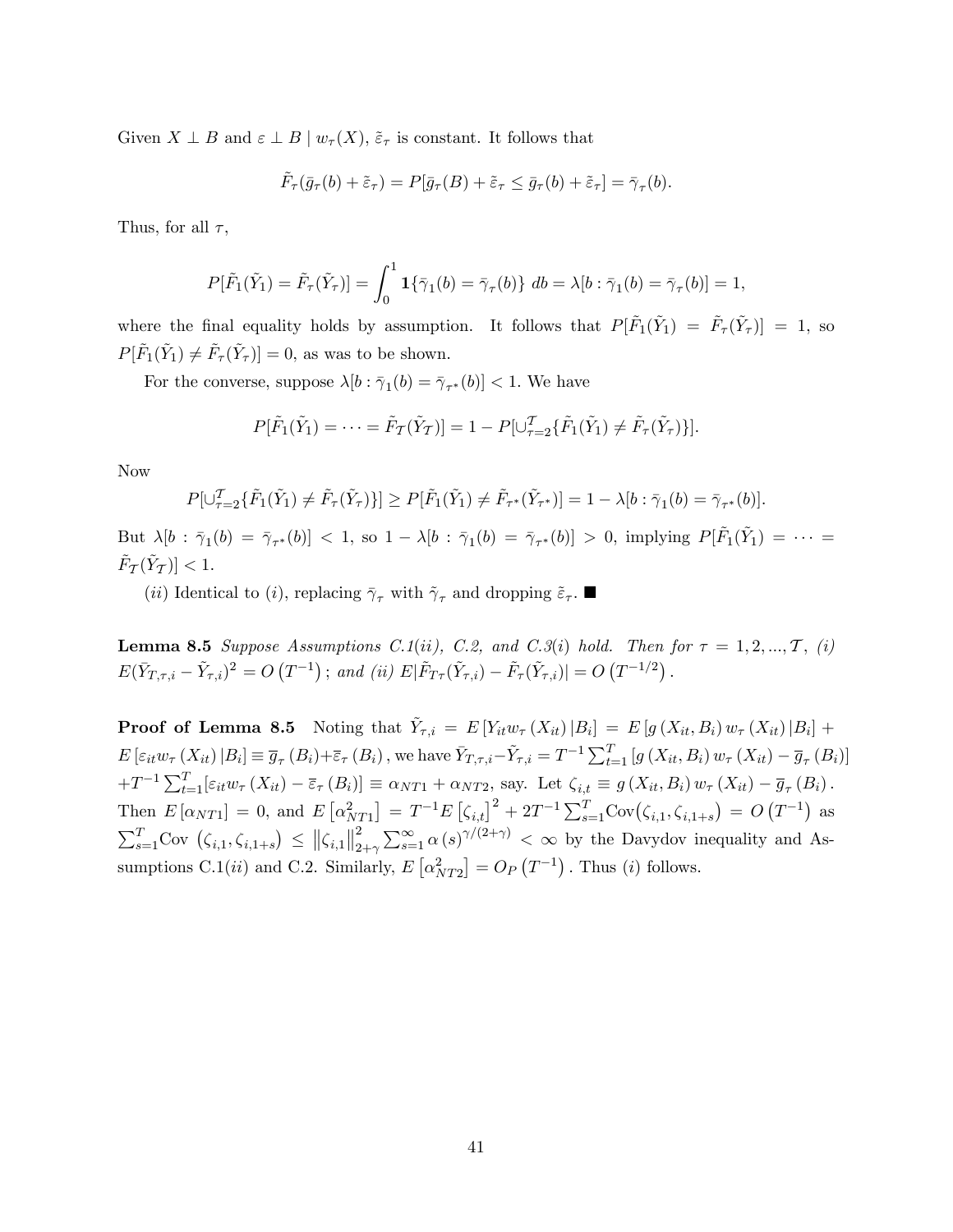Given $X \perp B$ and $\varepsilon \perp B \mid w_\tau(X)$, $\tilde{\varepsilon}_\tau$ is constant. It follows that

$$\tilde{F}_\tau(\bar{g}_\tau(b) + \tilde{\varepsilon}_\tau) = P[\bar{g}_\tau(B) + \tilde{\varepsilon}_\tau \leq \bar{g}_\tau(b) + \tilde{\varepsilon}_\tau] = \bar{\gamma}_\tau(b).$$

Thus, for all $\tau$,

$$P[\tilde{F}_1(\tilde{Y}_1) = \tilde{F}_\tau(\tilde{Y}_\tau)] = \int_0^1 \mathbf{1}\{\bar{\gamma}_1(b) = \bar{\gamma}_\tau(b)\}\ db = \lambda[b : \bar{\gamma}_1(b) = \bar{\gamma}_\tau(b)] = 1,$$

where the final equality holds by assumption. It follows that $P[\tilde{F}_1(\tilde{Y}_1) = \tilde{F}_\tau(\tilde{Y}_\tau)] = 1$, so $P[\tilde{F}_1(\tilde{Y}_1) \neq \tilde{F}_\tau(\tilde{Y}_\tau)] = 0$, as was to be shown.

For the converse, suppose $\lambda[b : \bar{\gamma}_1(b) = \bar{\gamma}_{\tau^*}(b)] < 1$. We have

$$P[\tilde{F}_1(\tilde{Y}_1) = \cdots = \tilde{F}_{\mathcal{T}}(\tilde{Y}_{\mathcal{T}})] = 1 - P[\cup_{\tau=2}^{\mathcal{T}}\{\tilde{F}_1(\tilde{Y}_1) \neq \tilde{F}_\tau(\tilde{Y}_\tau)\}].$$

Now

$$P[\cup_{\tau=2}^{\mathcal{T}}\{\tilde{F}_1(\tilde{Y}_1) \neq \tilde{F}_\tau(\tilde{Y}_\tau)\}] \geq P[\tilde{F}_1(\tilde{Y}_1) \neq \tilde{F}_{\tau^*}(\tilde{Y}_{\tau^*})] = 1 - \lambda[b : \bar{\gamma}_1(b) = \bar{\gamma}_{\tau^*}(b)].$$

But $\lambda[b : \bar{\gamma}_1(b) = \bar{\gamma}_{\tau^*}(b)] < 1$, so $1 - \lambda[b : \bar{\gamma}_1(b) = \bar{\gamma}_{\tau^*}(b)] > 0$, implying $P[\tilde{F}_1(\tilde{Y}_1) = \cdots = \tilde{F}_{\mathcal{T}}(\tilde{Y}_{\mathcal{T}})] < 1$.

(*ii*) Identical to (*i*), replacing $\bar{\gamma}_\tau$ with $\tilde{\gamma}_\tau$ and dropping $\tilde{\varepsilon}_\tau$. ■

**Lemma 8.5** *Suppose Assumptions C.1(ii), C.2, and C.3(i) hold. Then for* $\tau = 1, 2, ..., \mathcal{T}$, *(i)* $E(\bar{Y}_{T,\tau,i} - \tilde{Y}_{\tau,i})^2 = O\left(T^{-1}\right)$; *and (ii)* $E|\tilde{F}_{T\tau}(\tilde{Y}_{\tau,i}) - \tilde{F}_\tau(\tilde{Y}_{\tau,i})| = O\left(T^{-1/2}\right)$.

**Proof of Lemma 8.5** Noting that $\tilde{Y}_{\tau,i} = E\left[Y_{it} w_\tau\left(X_{it}\right)|B_i\right] = E\left[g\left(X_{it}, B_i\right) w_\tau\left(X_{it}\right)|B_i\right] + E\left[\varepsilon_{it} w_\tau\left(X_{it}\right)|B_i\right] \equiv \overline{g}_\tau\left(B_i\right) + \overline{\varepsilon}_\tau\left(B_i\right)$, we have $\bar{Y}_{T,\tau,i} - \tilde{Y}_{\tau,i} = T^{-1}\sum_{t=1}^T\left[g\left(X_{it}, B_i\right) w_\tau\left(X_{it}\right) - \overline{g}_\tau\left(B_i\right)\right]$ $+ T^{-1}\sum_{t=1}^T[\varepsilon_{it} w_\tau\left(X_{it}\right) - \overline{\varepsilon}_\tau\left(B_i\right)] \equiv \alpha_{NT1} + \alpha_{NT2}$, say. Let $\zeta_{i,t} \equiv g\left(X_{it}, B_i\right) w_\tau\left(X_{it}\right) - \overline{g}_\tau\left(B_i\right)$. Then $E\left[\alpha_{NT1}\right] = 0$, and $E\left[\alpha_{NT1}^2\right] = T^{-1}E\left[\zeta_{i,t}\right]^2 + 2T^{-1}\sum_{s=1}^T \text{Cov}\big(\zeta_{i,1}, \zeta_{i,1+s}\big) = O\left(T^{-1}\right)$ as $\sum_{s=1}^T \text{Cov}\ \left(\zeta_{i,1}, \zeta_{i,1+s}\right) \leq \left\|\zeta_{i,1}\right\|_{2+\gamma}^2 \sum_{s=1}^\infty \alpha\left(s\right)^{\gamma/(2+\gamma)} < \infty$ by the Davydov inequality and Assumptions C.1(*ii*) and C.2. Similarly, $E\left[\alpha_{NT2}^2\right] = O_P\left(T^{-1}\right)$. Thus (*i*) follows.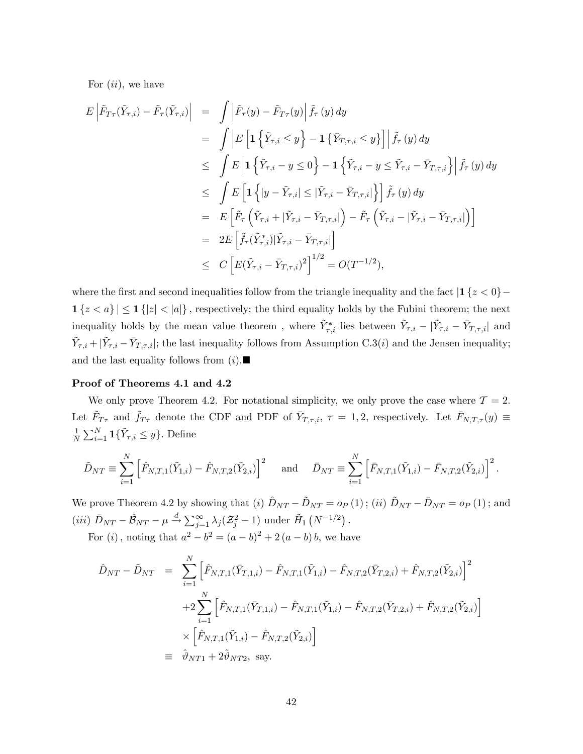For $(ii)$, we have

$$
\begin{aligned}
E\left|\tilde{F}_{T\tau}(\tilde{Y}_{\tau,i})-\tilde{F}_{\tau}(\tilde{Y}_{\tau,i})\right| &= \int\left|\tilde{F}_{\tau}(y)-\tilde{F}_{T\tau}(y)\right|\tilde{f}_{\tau}(y)\,dy \\
&= \int\left|E\left[\mathbf{1}\left\{\tilde{Y}_{\tau,i}\leq y\right\}-\mathbf{1}\left\{\bar{Y}_{T,\tau,i}\leq y\right\}\right]\right|\tilde{f}_{\tau}(y)\,dy \\
&\leq \int E\left|\mathbf{1}\left\{\tilde{Y}_{\tau,i}-y\leq 0\right\}-\mathbf{1}\left\{\tilde{Y}_{\tau,i}-y\leq \tilde{Y}_{\tau,i}-\bar{Y}_{T,\tau,i}\right\}\right|\tilde{f}_{\tau}(y)\,dy \\
&\leq \int E\left[\mathbf{1}\left\{|y-\tilde{Y}_{\tau,i}|\leq|\tilde{Y}_{\tau,i}-\bar{Y}_{T,\tau,i}|\right\}\right]\tilde{f}_{\tau}(y)\,dy \\
&= E\left[\tilde{F}_{\tau}\left(\tilde{Y}_{\tau,i}+|\tilde{Y}_{\tau,i}-\bar{Y}_{T,\tau,i}|\right)-\tilde{F}_{\tau}\left(\tilde{Y}_{\tau,i}-|\tilde{Y}_{\tau,i}-\bar{Y}_{T,\tau,i}|\right)\right] \\
&= 2E\left[\tilde{f}_{\tau}(\tilde{Y}^{*}_{\tau,i})|\tilde{Y}_{\tau,i}-\bar{Y}_{T,\tau,i}|\right] \\
&\leq C\left[E(\tilde{Y}_{\tau,i}-\bar{Y}_{T,\tau,i})^{2}\right]^{1/2}=O(T^{-1/2}),
\end{aligned}
$$

where the first and second inequalities follow from the triangle inequality and the fact $|\mathbf{1}\{z<0\}-\mathbf{1}\{z<a\}|\leq\mathbf{1}\{|z|<|a|\}$, respectively; the third equality holds by the Fubini theorem; the next inequality holds by the mean value theorem , where $\tilde{Y}^{*}_{\tau,i}$ lies between $\tilde{Y}_{\tau,i}-|\tilde{Y}_{\tau,i}-\bar{Y}_{T,\tau,i}|$ and $\tilde{Y}_{\tau,i}+|\tilde{Y}_{\tau,i}-\bar{Y}_{T,\tau,i}|$; the last inequality follows from Assumption C.3$(i)$ and the Jensen inequality; and the last equality follows from $(i)$.■

**Proof of Theorems 4.1 and 4.2**

We only prove Theorem 4.2. For notational simplicity, we only prove the case where $\mathcal{T}=2$. Let $\tilde{F}_{T\tau}$ and $\tilde{f}_{T\tau}$ denote the CDF and PDF of $\bar{Y}_{T,\tau,i}$, $\tau=1,2$, respectively. Let $\bar{F}_{N,T,\tau}(y)\equiv\frac{1}{N}\sum_{i=1}^{N}\mathbf{1}\{\tilde{Y}_{\tau,i}\leq y\}$. Define

$$
\tilde{D}_{NT}\equiv\sum_{i=1}^{N}\left[\hat{F}_{N,T,1}(\tilde{Y}_{1,i})-\hat{F}_{N,T,2}(\tilde{Y}_{2,i})\right]^{2}\quad\text{ and }\quad\bar{D}_{NT}\equiv\sum_{i=1}^{N}\left[\bar{F}_{N,T,1}(\tilde{Y}_{1,i})-\bar{F}_{N,T,2}(\tilde{Y}_{2,i})\right]^{2}.
$$

We prove Theorem 4.2 by showing that $(i)$ $\hat{D}_{NT}-\tilde{D}_{NT}=o_{P}(1)$; $(ii)$ $\tilde{D}_{NT}-\bar{D}_{NT}=o_{P}(1)$; and $(iii)$ $\bar{D}_{NT}-\hat{\mathcal{B}}_{NT}-\mu\overset{d}{\to}\sum_{j=1}^{\infty}\lambda_{j}(\mathcal{Z}_{j}^{2}-1)$ under $\tilde{H}_{1}\left(N^{-1/2}\right)$.

For $(i)$, noting that $a^{2}-b^{2}=(a-b)^{2}+2(a-b)b$, we have

$$
\begin{aligned}
\hat{D}_{NT}-\tilde{D}_{NT} &= \sum_{i=1}^{N}\left[\hat{F}_{N,T,1}(\bar{Y}_{T,1,i})-\hat{F}_{N,T,1}(\tilde{Y}_{1,i})-\hat{F}_{N,T,2}(\bar{Y}_{T,2,i})+\hat{F}_{N,T,2}(\tilde{Y}_{2,i})\right]^{2} \\
&\quad+2\sum_{i=1}^{N}\left[\hat{F}_{N,T,1}(\bar{Y}_{T,1,i})-\hat{F}_{N,T,1}(\tilde{Y}_{1,i})-\hat{F}_{N,T,2}(\bar{Y}_{T,2,i})+\hat{F}_{N,T,2}(\tilde{Y}_{2,i})\right] \\
&\quad\times\left[\hat{F}_{N,T,1}(\tilde{Y}_{1,i})-\hat{F}_{N,T,2}(\tilde{Y}_{2,i})\right] \\
&\equiv \hat{\vartheta}_{NT1}+2\hat{\vartheta}_{NT2},\text{ say.}
\end{aligned}
$$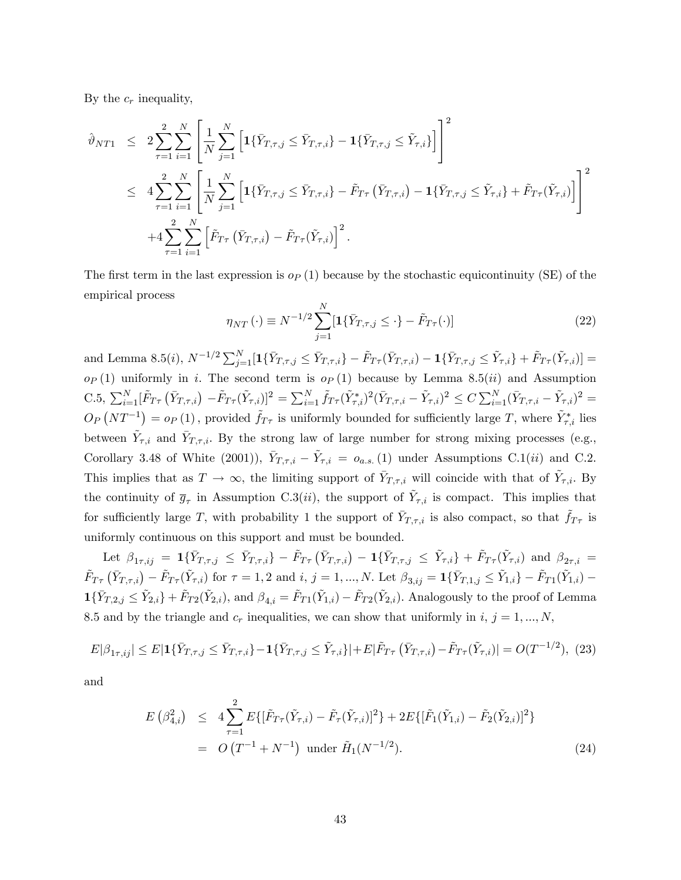By the $c_r$ inequality,

$$
\begin{aligned}
\hat{\vartheta}_{NT1} &\leq 2\sum_{\tau=1}^{2}\sum_{i=1}^{N}\left[\frac{1}{N}\sum_{j=1}^{N}\left[\mathbf{1}\{\bar{Y}_{T,\tau,j}\leq \bar{Y}_{T,\tau,i}\}-\mathbf{1}\{\bar{Y}_{T,\tau,j}\leq \tilde{Y}_{\tau,i}\}\right]\right]^2 \\
&\leq 4\sum_{\tau=1}^{2}\sum_{i=1}^{N}\left[\frac{1}{N}\sum_{j=1}^{N}\left[\mathbf{1}\{\bar{Y}_{T,\tau,j}\leq \bar{Y}_{T,\tau,i}\}-\tilde{F}_{T\tau}\left(\bar{Y}_{T,\tau,i}\right)-\mathbf{1}\{\bar{Y}_{T,\tau,j}\leq \tilde{Y}_{\tau,i}\}+\tilde{F}_{T\tau}(\tilde{Y}_{\tau,i})\right]\right]^2 \\
&\quad +4\sum_{\tau=1}^{2}\sum_{i=1}^{N}\left[\tilde{F}_{T\tau}\left(\bar{Y}_{T,\tau,i}\right)-\tilde{F}_{T\tau}(\tilde{Y}_{\tau,i})\right]^2.
\end{aligned}
$$

The first term in the last expression is $o_P(1)$ because by the stochastic equicontinuity (SE) of the empirical process

$$
\eta_{NT}(\cdot)\equiv N^{-1/2}\sum_{j=1}^{N}[\mathbf{1}\{\bar{Y}_{T,\tau,j}\leq \cdot\}-\tilde{F}_{T\tau}(\cdot)] \tag{22}
$$

and Lemma 8.5$(i)$, $N^{-1/2}\sum_{j=1}^{N}[\mathbf{1}\{\bar{Y}_{T,\tau,j}\leq \bar{Y}_{T,\tau,i}\}-\tilde{F}_{T\tau}(\bar{Y}_{T,\tau,i})-\mathbf{1}\{\bar{Y}_{T,\tau,j}\leq \tilde{Y}_{\tau,i}\}+\tilde{F}_{T\tau}(\tilde{Y}_{\tau,i})]=o_P(1)$ uniformly in $i$. The second term is $o_P(1)$ because by Lemma 8.5$(ii)$ and Assumption C.5, $\sum_{i=1}^{N}[\tilde{F}_{T\tau}\left(\bar{Y}_{T,\tau,i}\right)-\tilde{F}_{T\tau}(\tilde{Y}_{\tau,i})]^2=\sum_{i=1}^{N}\tilde{f}_{T\tau}(\tilde{Y}^*_{\tau,i})^2(\bar{Y}_{T,\tau,i}-\tilde{Y}_{\tau,i})^2\leq C\sum_{i=1}^{N}(\bar{Y}_{T,\tau,i}-\tilde{Y}_{\tau,i})^2=O_P\left(NT^{-1}\right)=o_P(1)$, provided $\tilde{f}_{T\tau}$ is uniformly bounded for sufficiently large $T$, where $\tilde{Y}^*_{\tau,i}$ lies between $\tilde{Y}_{\tau,i}$ and $\bar{Y}_{T,\tau,i}$. By the strong law of large number for strong mixing processes (e.g., Corollary 3.48 of White (2001)), $\bar{Y}_{T,\tau,i}-\tilde{Y}_{\tau,i}=o_{a.s.}(1)$ under Assumptions C.1$(ii)$ and C.2. This implies that as $T\rightarrow\infty$, the limiting support of $\bar{Y}_{T,\tau,i}$ will coincide with that of $\tilde{Y}_{\tau,i}$. By the continuity of $\overline{g}_\tau$ in Assumption C.3$(ii)$, the support of $\tilde{Y}_{\tau,i}$ is compact. This implies that for sufficiently large $T$, with probability 1 the support of $\bar{Y}_{T,\tau,i}$ is also compact, so that $\tilde{f}_{T\tau}$ is uniformly continuous on this support and must be bounded.

Let $\beta_{1\tau,ij}=\mathbf{1}\{\bar{Y}_{T,\tau,j}\leq \bar{Y}_{T,\tau,i}\}-\tilde{F}_{T\tau}\left(\bar{Y}_{T,\tau,i}\right)-\mathbf{1}\{\bar{Y}_{T,\tau,j}\leq \tilde{Y}_{\tau,i}\}+\tilde{F}_{T\tau}(\tilde{Y}_{\tau,i})$ and $\beta_{2\tau,i}=\tilde{F}_{T\tau}\left(\bar{Y}_{T,\tau,i}\right)-\tilde{F}_{T\tau}(\tilde{Y}_{\tau,i})$ for $\tau=1,2$ and $i,\, j=1,...,N$. Let $\beta_{3,ij}=\mathbf{1}\{\bar{Y}_{T,1,j}\leq \tilde{Y}_{1,i}\}-\tilde{F}_{T1}(\tilde{Y}_{1,i})-\mathbf{1}\{\bar{Y}_{T,2,j}\leq \tilde{Y}_{2,i}\}+\tilde{F}_{T2}(\tilde{Y}_{2,i})$, and $\beta_{4,i}=\tilde{F}_{T1}(\tilde{Y}_{1,i})-\tilde{F}_{T2}(\tilde{Y}_{2,i})$. Analogously to the proof of Lemma 8.5 and by the triangle and $c_r$ inequalities, we can show that uniformly in $i,\, j=1,...,N$,

$$
E|\beta_{1\tau,ij}|\leq E|\mathbf{1}\{\bar{Y}_{T,\tau,j}\leq \bar{Y}_{T,\tau,i}\}-\mathbf{1}\{\bar{Y}_{T,\tau,j}\leq \tilde{Y}_{\tau,i}\}|+E|\tilde{F}_{T\tau}\left(\bar{Y}_{T,\tau,i}\right)-\tilde{F}_{T\tau}(\tilde{Y}_{\tau,i})|=O(T^{-1/2}), \tag{23}
$$

and

$$
\begin{aligned}
E\left(\beta^2_{4,i}\right) &\leq 4\sum_{\tau=1}^{2}E\{[\tilde{F}_{T\tau}(\tilde{Y}_{\tau,i})-\tilde{F}_{\tau}(\tilde{Y}_{\tau,i})]^2\}+2E\{[\tilde{F}_{1}(\tilde{Y}_{1,i})-\tilde{F}_{2}(\tilde{Y}_{2,i})]^2\} \\
&= O\left(T^{-1}+N^{-1}\right)\ \text{ under } \tilde{H}_1(N^{-1/2}).
\end{aligned} \tag{24}
$$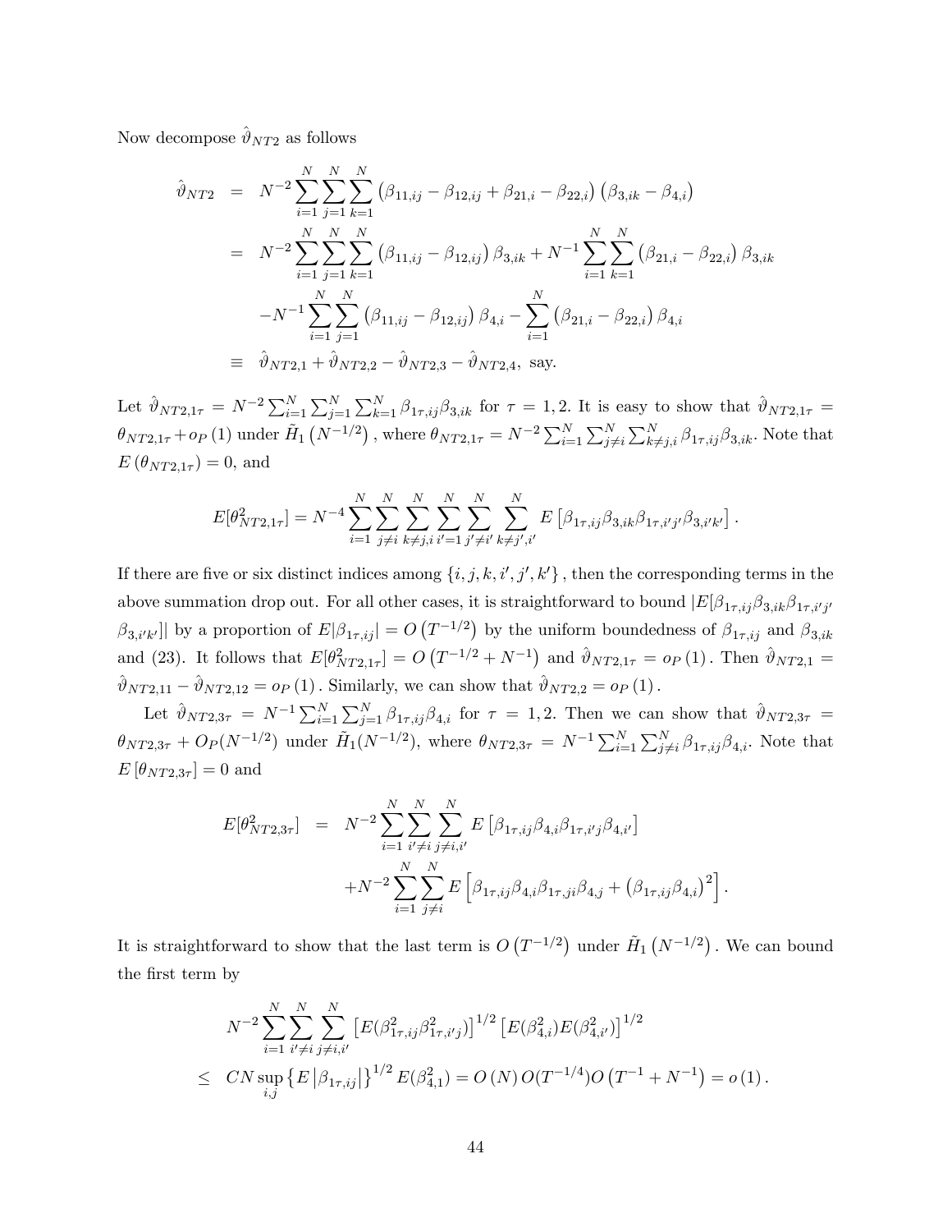Now decompose $\hat{\vartheta}_{NT2}$ as follows

$$
\begin{aligned}
\hat{\vartheta}_{NT2} &= N^{-2}\sum_{i=1}^{N}\sum_{j=1}^{N}\sum_{k=1}^{N}\left(\beta_{11,ij}-\beta_{12,ij}+\beta_{21,i}-\beta_{22,i}\right)\left(\beta_{3,ik}-\beta_{4,i}\right) \\
&= N^{-2}\sum_{i=1}^{N}\sum_{j=1}^{N}\sum_{k=1}^{N}\left(\beta_{11,ij}-\beta_{12,ij}\right)\beta_{3,ik}+N^{-1}\sum_{i=1}^{N}\sum_{k=1}^{N}\left(\beta_{21,i}-\beta_{22,i}\right)\beta_{3,ik} \\
&\quad -N^{-1}\sum_{i=1}^{N}\sum_{j=1}^{N}\left(\beta_{11,ij}-\beta_{12,ij}\right)\beta_{4,i}-\sum_{i=1}^{N}\left(\beta_{21,i}-\beta_{22,i}\right)\beta_{4,i} \\
&\equiv \hat{\vartheta}_{NT2,1}+\hat{\vartheta}_{NT2,2}-\hat{\vartheta}_{NT2,3}-\hat{\vartheta}_{NT2,4}, \text{ say.}
\end{aligned}
$$

Let $\hat{\vartheta}_{NT2,1\tau}=N^{-2}\sum_{i=1}^{N}\sum_{j=1}^{N}\sum_{k=1}^{N}\beta_{1\tau,ij}\beta_{3,ik}$ for $\tau=1,2$. It is easy to show that $\hat{\vartheta}_{NT2,1\tau}=\theta_{NT2,1\tau}+o_P(1)$ under $\tilde{H}_1\left(N^{-1/2}\right)$, where $\theta_{NT2,1\tau}=N^{-2}\sum_{i=1}^{N}\sum_{j\neq i}^{N}\sum_{k\neq j,i}^{N}\beta_{1\tau,ij}\beta_{3,ik}$. Note that $E\left(\theta_{NT2,1\tau}\right)=0$, and

$$
E[\theta_{NT2,1\tau}^2]=N^{-4}\sum_{i=1}^{N}\sum_{j\neq i}^{N}\sum_{k\neq j,i}^{N}\sum_{i'=1}^{N}\sum_{j'\neq i'}^{N}\sum_{k\neq j',i'}^{N}E\left[\beta_{1\tau,ij}\beta_{3,ik}\beta_{1\tau,i'j'}\beta_{3,i'k'}\right].
$$

If there are five or six distinct indices among $\{i,j,k,i',j',k'\}$, then the corresponding terms in the above summation drop out. For all other cases, it is straightforward to bound $|E[\beta_{1\tau,ij}\beta_{3,ik}\beta_{1\tau,i'j'}\beta_{3,i'k'}]|$ by a proportion of $E|\beta_{1\tau,ij}|=O\left(T^{-1/2}\right)$ by the uniform boundedness of $\beta_{1\tau,ij}$ and $\beta_{3,ik}$ and (23). It follows that $E[\theta_{NT2,1\tau}^2]=O\left(T^{-1/2}+N^{-1}\right)$ and $\hat{\vartheta}_{NT2,1\tau}=o_P(1)$. Then $\hat{\vartheta}_{NT2,1}=\hat{\vartheta}_{NT2,11}-\hat{\vartheta}_{NT2,12}=o_P(1)$. Similarly, we can show that $\hat{\vartheta}_{NT2,2}=o_P(1)$.

Let $\hat{\vartheta}_{NT2,3\tau}=N^{-1}\sum_{i=1}^{N}\sum_{j=1}^{N}\beta_{1\tau,ij}\beta_{4,i}$ for $\tau=1,2$. Then we can show that $\hat{\vartheta}_{NT2,3\tau}=\theta_{NT2,3\tau}+O_P(N^{-1/2})$ under $\tilde{H}_1(N^{-1/2})$, where $\theta_{NT2,3\tau}=N^{-1}\sum_{i=1}^{N}\sum_{j\neq i}^{N}\beta_{1\tau,ij}\beta_{4,i}$. Note that $E\left[\theta_{NT2,3\tau}\right]=0$ and

$$
\begin{aligned}
E[\theta_{NT2,3\tau}^2] &= N^{-2}\sum_{i=1}^{N}\sum_{i'\neq i}^{N}\sum_{j\neq i,i'}^{N}E\left[\beta_{1\tau,ij}\beta_{4,i}\beta_{1\tau,i'j}\beta_{4,i'}\right] \\
&\quad +N^{-2}\sum_{i=1}^{N}\sum_{j\neq i}^{N}E\left[\beta_{1\tau,ij}\beta_{4,i}\beta_{1\tau,ji}\beta_{4,j}+\left(\beta_{1\tau,ij}\beta_{4,i}\right)^2\right].
\end{aligned}
$$

It is straightforward to show that the last term is $O\left(T^{-1/2}\right)$ under $\tilde{H}_1\left(N^{-1/2}\right)$. We can bound the first term by

$$
\begin{aligned}
& N^{-2}\sum_{i=1}^{N}\sum_{i'\neq i}^{N}\sum_{j\neq i,i'}^{N}\left[E(\beta_{1\tau,ij}^2\beta_{1\tau,i'j}^2)\right]^{1/2}\left[E(\beta_{4,i}^2)E(\beta_{4,i'}^2)\right]^{1/2} \\
\leq\ & CN\sup_{i,j}\left\{E\left|\beta_{1\tau,ij}\right|\right\}^{1/2}E(\beta_{4,1}^2)=O(N)\,O(T^{-1/4})O\left(T^{-1}+N^{-1}\right)=o(1).
\end{aligned}
$$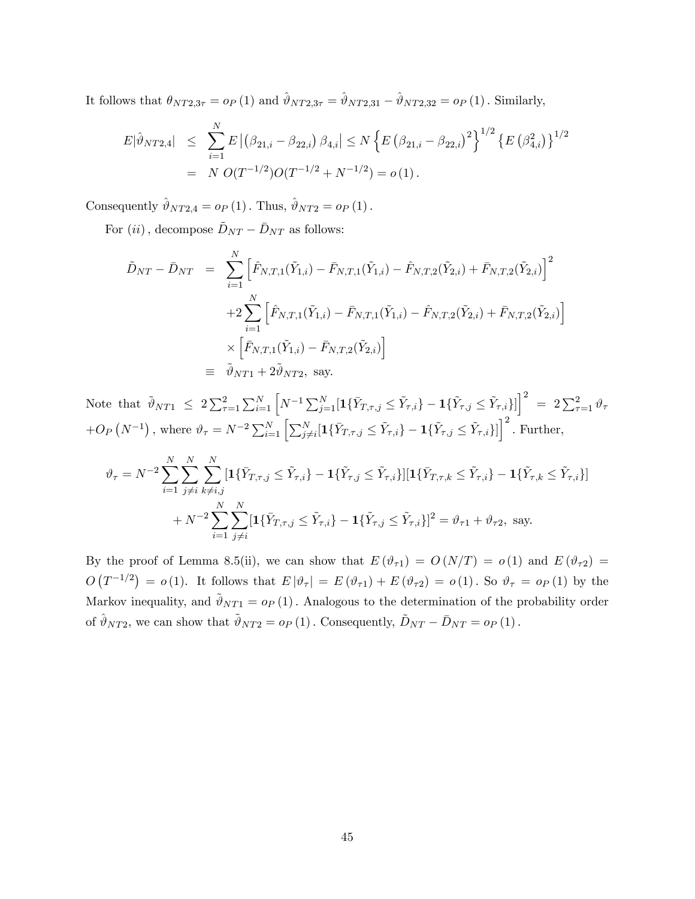It follows that $\theta_{NT2,3\tau} = o_P(1)$ and $\hat{\vartheta}_{NT2,3\tau} = \hat{\vartheta}_{NT2,31} - \hat{\vartheta}_{NT2,32} = o_P(1)$. Similarly,

$$
\begin{aligned}
E|\hat{\vartheta}_{NT2,4}| &\leq \sum_{i=1}^{N} E\left|\left(\beta_{21,i} - \beta_{22,i}\right)\beta_{4,i}\right| \leq N\left\{E\left(\beta_{21,i} - \beta_{22,i}\right)^2\right\}^{1/2}\left\{E\left(\beta_{4,i}^2\right)\right\}^{1/2} \\
&= N\, O(T^{-1/2})O(T^{-1/2} + N^{-1/2}) = o(1).
\end{aligned}
$$

Consequently $\hat{\vartheta}_{NT2,4} = o_P(1)$. Thus, $\hat{\vartheta}_{NT2} = o_P(1)$.

For $(ii)$, decompose $\tilde{D}_{NT} - \bar{D}_{NT}$ as follows:

$$
\begin{aligned}
\tilde{D}_{NT} - \bar{D}_{NT} &= \sum_{i=1}^{N}\left[\hat{F}_{N,T,1}(\tilde{Y}_{1,i}) - \bar{F}_{N,T,1}(\tilde{Y}_{1,i}) - \hat{F}_{N,T,2}(\tilde{Y}_{2,i}) + \bar{F}_{N,T,2}(\tilde{Y}_{2,i})\right]^2 \\
&\quad + 2\sum_{i=1}^{N}\left[\hat{F}_{N,T,1}(\tilde{Y}_{1,i}) - \bar{F}_{N,T,1}(\tilde{Y}_{1,i}) - \hat{F}_{N,T,2}(\tilde{Y}_{2,i}) + \bar{F}_{N,T,2}(\tilde{Y}_{2,i})\right] \\
&\quad \times \left[\bar{F}_{N,T,1}(\tilde{Y}_{1,i}) - \bar{F}_{N,T,2}(\tilde{Y}_{2,i})\right] \\
&\equiv \tilde{\vartheta}_{NT1} + 2\tilde{\vartheta}_{NT2}, \text{ say.}
\end{aligned}
$$

Note that $\tilde{\vartheta}_{NT1} \leq 2\sum_{\tau=1}^{2}\sum_{i=1}^{N}\left[N^{-1}\sum_{j=1}^{N}[\mathbf{1}\{\bar{Y}_{T,\tau,j} \leq \tilde{Y}_{\tau,i}\} - \mathbf{1}\{\tilde{Y}_{\tau,j} \leq \tilde{Y}_{\tau,i}\}]\right]^2 = 2\sum_{\tau=1}^{2}\vartheta_\tau + O_P\left(N^{-1}\right)$, where $\vartheta_\tau = N^{-2}\sum_{i=1}^{N}\left[\sum_{j\neq i}^{N}[\mathbf{1}\{\bar{Y}_{T,\tau,j} \leq \tilde{Y}_{\tau,i}\} - \mathbf{1}\{\tilde{Y}_{\tau,j} \leq \tilde{Y}_{\tau,i}\}]\right]^2$. Further,

$$
\begin{aligned}
\vartheta_\tau = N^{-2}\sum_{i=1}^{N}\sum_{j\neq i}^{N}\sum_{k\neq i,j}^{N}&[\mathbf{1}\{\bar{Y}_{T,\tau,j} \leq \tilde{Y}_{\tau,i}\} - \mathbf{1}\{\tilde{Y}_{\tau,j} \leq \tilde{Y}_{\tau,i}\}][\mathbf{1}\{\bar{Y}_{T,\tau,k} \leq \tilde{Y}_{\tau,i}\} - \mathbf{1}\{\tilde{Y}_{\tau,k} \leq \tilde{Y}_{\tau,i}\}] \\
&+ N^{-2}\sum_{i=1}^{N}\sum_{j\neq i}^{N}[\mathbf{1}\{\bar{Y}_{T,\tau,j} \leq \tilde{Y}_{\tau,i}\} - \mathbf{1}\{\tilde{Y}_{\tau,j} \leq \tilde{Y}_{\tau,i}\}]^2 = \vartheta_{\tau 1} + \vartheta_{\tau 2}, \text{ say.}
\end{aligned}
$$

By the proof of Lemma 8.5(ii), we can show that $E(\vartheta_{\tau 1}) = O(N/T) = o(1)$ and $E(\vartheta_{\tau 2}) = O\left(T^{-1/2}\right) = o(1)$. It follows that $E|\vartheta_\tau| = E(\vartheta_{\tau 1}) + E(\vartheta_{\tau 2}) = o(1)$. So $\vartheta_\tau = o_P(1)$ by the Markov inequality, and $\tilde{\vartheta}_{NT1} = o_P(1)$. Analogous to the determination of the probability order of $\hat{\vartheta}_{NT2}$, we can show that $\tilde{\vartheta}_{NT2} = o_P(1)$. Consequently, $\tilde{D}_{NT} - \bar{D}_{NT} = o_P(1)$.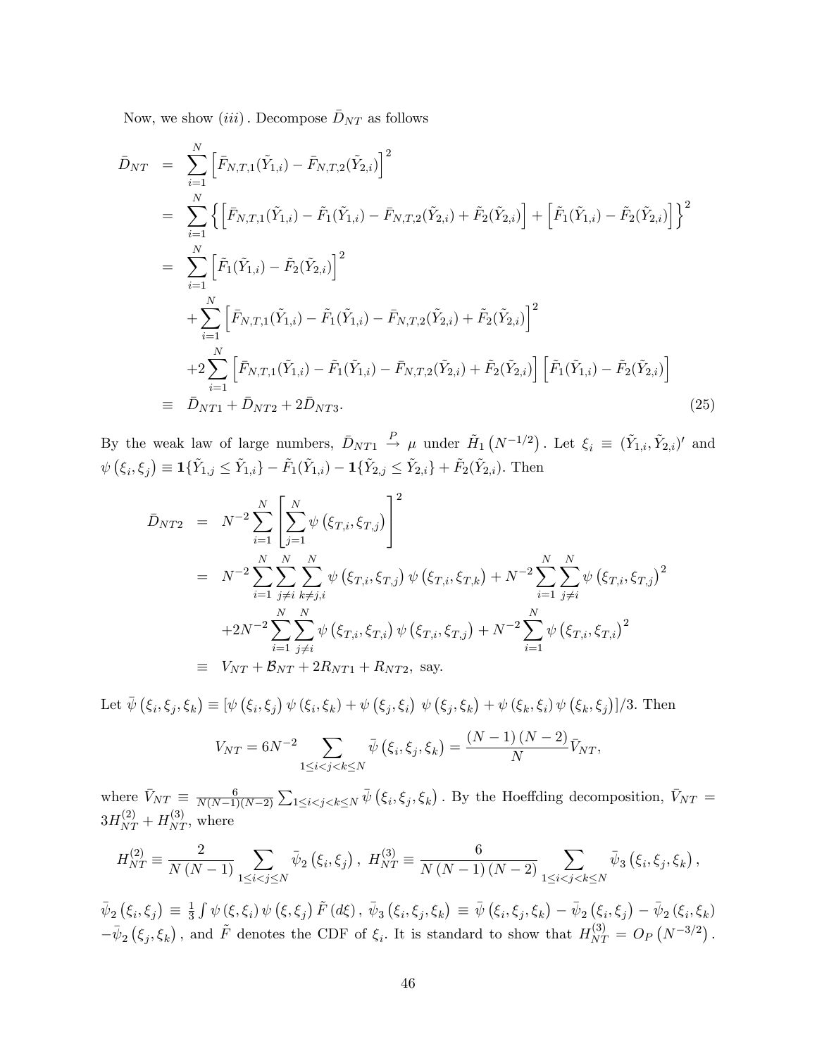Now, we show $(iii)$. Decompose $\bar{D}_{NT}$ as follows

$$
\begin{aligned}
\bar{D}_{NT} &= \sum_{i=1}^{N}\left[\bar{F}_{N,T,1}(\tilde{Y}_{1,i})-\bar{F}_{N,T,2}(\tilde{Y}_{2,i})\right]^2 \\
&= \sum_{i=1}^{N}\left\{\left[\bar{F}_{N,T,1}(\tilde{Y}_{1,i})-\tilde{F}_1(\tilde{Y}_{1,i})-\bar{F}_{N,T,2}(\tilde{Y}_{2,i})+\tilde{F}_2(\tilde{Y}_{2,i})\right]+\left[\tilde{F}_1(\tilde{Y}_{1,i})-\tilde{F}_2(\tilde{Y}_{2,i})\right]\right\}^2 \\
&= \sum_{i=1}^{N}\left[\tilde{F}_1(\tilde{Y}_{1,i})-\tilde{F}_2(\tilde{Y}_{2,i})\right]^2 \\
&\quad +\sum_{i=1}^{N}\left[\bar{F}_{N,T,1}(\tilde{Y}_{1,i})-\tilde{F}_1(\tilde{Y}_{1,i})-\bar{F}_{N,T,2}(\tilde{Y}_{2,i})+\tilde{F}_2(\tilde{Y}_{2,i})\right]^2 \\
&\quad +2\sum_{i=1}^{N}\left[\bar{F}_{N,T,1}(\tilde{Y}_{1,i})-\tilde{F}_1(\tilde{Y}_{1,i})-\bar{F}_{N,T,2}(\tilde{Y}_{2,i})+\tilde{F}_2(\tilde{Y}_{2,i})\right]\left[\tilde{F}_1(\tilde{Y}_{1,i})-\tilde{F}_2(\tilde{Y}_{2,i})\right] \\
&\equiv \bar{D}_{NT1}+\bar{D}_{NT2}+2\bar{D}_{NT3}. \qquad (25)
\end{aligned}
$$

By the weak law of large numbers, $\bar{D}_{NT1}\xrightarrow{P}\mu$ under $\tilde{H}_1\left(N^{-1/2}\right)$. Let $\xi_i\equiv(\tilde{Y}_{1,i},\tilde{Y}_{2,i})'$ and $\psi\left(\xi_i,\xi_j\right)\equiv\mathbf{1}\{\tilde{Y}_{1,j}\le\tilde{Y}_{1,i}\}-\tilde{F}_1(\tilde{Y}_{1,i})-\mathbf{1}\{\tilde{Y}_{2,j}\le\tilde{Y}_{2,i}\}+\tilde{F}_2(\tilde{Y}_{2,i})$. Then

$$
\begin{aligned}
\bar{D}_{NT2} &= N^{-2}\sum_{i=1}^{N}\left[\sum_{j=1}^{N}\psi\left(\xi_{T,i},\xi_{T,j}\right)\right]^2 \\
&= N^{-2}\sum_{i=1}^{N}\sum_{j\neq i}^{N}\sum_{k\neq j,i}^{N}\psi\left(\xi_{T,i},\xi_{T,j}\right)\psi\left(\xi_{T,i},\xi_{T,k}\right)+N^{-2}\sum_{i=1}^{N}\sum_{j\neq i}^{N}\psi\left(\xi_{T,i},\xi_{T,j}\right)^2 \\
&\quad +2N^{-2}\sum_{i=1}^{N}\sum_{j\neq i}^{N}\psi\left(\xi_{T,i},\xi_{T,i}\right)\psi\left(\xi_{T,i},\xi_{T,j}\right)+N^{-2}\sum_{i=1}^{N}\psi\left(\xi_{T,i},\xi_{T,i}\right)^2 \\
&\equiv V_{NT}+\mathcal{B}_{NT}+2R_{NT1}+R_{NT2},\ \text{say.}
\end{aligned}
$$

Let $\bar{\psi}\left(\xi_i,\xi_j,\xi_k\right)\equiv[\psi\left(\xi_i,\xi_j\right)\psi\left(\xi_i,\xi_k\right)+\psi\left(\xi_j,\xi_i\right)\ \psi\left(\xi_j,\xi_k\right)+\psi\left(\xi_k,\xi_i\right)\psi\left(\xi_k,\xi_j\right)]/3$. Then

$$
V_{NT}=6N^{-2}\sum_{1\le i<j<k\le N}\bar{\psi}\left(\xi_i,\xi_j,\xi_k\right)=\frac{(N-1)(N-2)}{N}\bar{V}_{NT},
$$

where $\bar{V}_{NT}\equiv\frac{6}{N(N-1)(N-2)}\sum_{1\le i<j<k\le N}\bar{\psi}\left(\xi_i,\xi_j,\xi_k\right)$. By the Hoeffding decomposition, $\bar{V}_{NT}=3H_{NT}^{(2)}+H_{NT}^{(3)}$, where

$$
H_{NT}^{(2)}\equiv\frac{2}{N(N-1)}\sum_{1\le i<j\le N}\bar{\psi}_2\left(\xi_i,\xi_j\right),\ H_{NT}^{(3)}\equiv\frac{6}{N(N-1)(N-2)}\sum_{1\le i<j<k\le N}\bar{\psi}_3\left(\xi_i,\xi_j,\xi_k\right),
$$

$\bar{\psi}_2\left(\xi_i,\xi_j\right)\equiv\frac{1}{3}\int\psi\left(\xi,\xi_i\right)\psi\left(\xi,\xi_j\right)\tilde{F}\left(d\xi\right),\ \bar{\psi}_3\left(\xi_i,\xi_j,\xi_k\right)\equiv\bar{\psi}\left(\xi_i,\xi_j,\xi_k\right)-\bar{\psi}_2\left(\xi_i,\xi_j\right)-\bar{\psi}_2\left(\xi_i,\xi_k\right)$ $-\bar{\psi}_2\left(\xi_j,\xi_k\right)$, and $\tilde{F}$ denotes the CDF of $\xi_i$. It is standard to show that $H_{NT}^{(3)}=O_P\left(N^{-3/2}\right)$.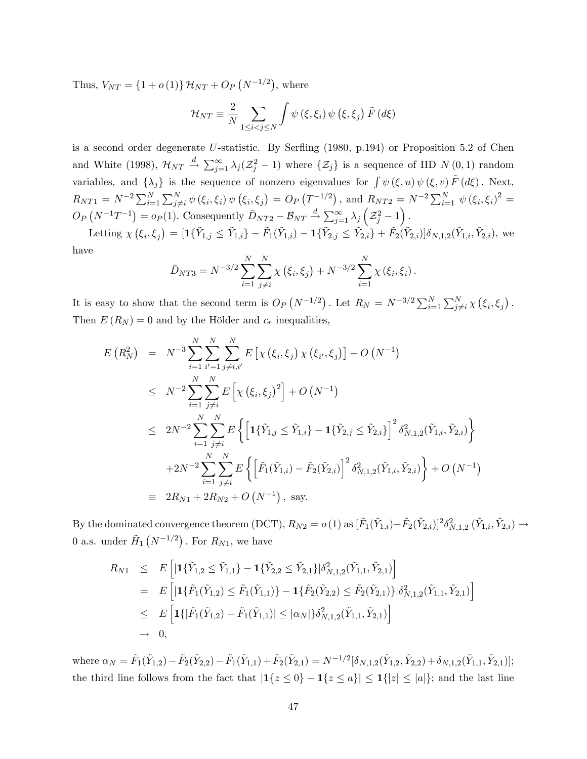Thus, $V_{NT} = \{1 + o(1)\} \mathcal{H}_{NT} + O_P(N^{-1/2})$, where

$$\mathcal{H}_{NT} \equiv \frac{2}{N} \sum_{1 \leq i < j \leq N} \int \psi(\xi, \xi_i) \psi(\xi, \xi_j) \tilde{F}(d\xi)$$

is a second order degenerate $U$-statistic. By Serfling (1980, p.194) or Proposition 5.2 of Chen and White (1998), $\mathcal{H}_{NT} \xrightarrow{d} \sum_{j=1}^{\infty} \lambda_j (\mathcal{Z}_j^2 - 1)$ where $\{\mathcal{Z}_j\}$ is a sequence of IID $N(0,1)$ random variables, and $\{\lambda_j\}$ is the sequence of nonzero eigenvalues for $\int \psi(\xi, u) \psi(\xi, v) \tilde{F}(d\xi)$. Next, $R_{NT1} = N^{-2} \sum_{i=1}^{N} \sum_{j \neq i}^{N} \psi(\xi_i, \xi_i) \psi(\xi_i, \xi_j) = O_P(T^{-1/2})$, and $R_{NT2} = N^{-2} \sum_{i=1}^{N} \psi(\xi_i, \xi_i)^2 = O_P(N^{-1}T^{-1}) = o_P(1)$. Consequently $\bar{D}_{NT2} - \mathcal{B}_{NT} \xrightarrow{d} \sum_{j=1}^{\infty} \lambda_j \left(\mathcal{Z}_j^2 - 1\right)$.

Letting $\chi(\xi_i, \xi_j) = [\mathbf{1}\{\tilde{Y}_{1,j} \leq \tilde{Y}_{1,i}\} - \tilde{F}_1(\tilde{Y}_{1,i}) - \mathbf{1}\{\tilde{Y}_{2,j} \leq \tilde{Y}_{2,i}\} + \tilde{F}_2(\tilde{Y}_{2,i})] \delta_{N,1,2}(\tilde{Y}_{1,i}, \tilde{Y}_{2,i})$, we have

$$\bar{D}_{NT3} = N^{-3/2} \sum_{i=1}^{N} \sum_{j \neq i}^{N} \chi(\xi_i, \xi_j) + N^{-3/2} \sum_{i=1}^{N} \chi(\xi_i, \xi_i).$$

It is easy to show that the second term is $O_P(N^{-1/2})$. Let $R_N = N^{-3/2} \sum_{i=1}^{N} \sum_{j \neq i}^{N} \chi(\xi_i, \xi_j)$. Then $E(R_N) = 0$ and by the Hölder and $c_r$ inequalities,

$$\begin{aligned}
E(R_N^2) &= N^{-3} \sum_{i=1}^{N} \sum_{i'=1}^{N} \sum_{j \neq i, i'}^{N} E\left[\chi(\xi_i, \xi_j) \chi(\xi_{i'}, \xi_j)\right] + O(N^{-1}) \\
&\leq N^{-2} \sum_{i=1}^{N} \sum_{j \neq i}^{N} E\left[\chi(\xi_i, \xi_j)^2\right] + O(N^{-1}) \\
&\leq 2N^{-2} \sum_{i=1}^{N} \sum_{j \neq i}^{N} E\left\{\left[\mathbf{1}\{\tilde{Y}_{1,j} \leq \tilde{Y}_{1,i}\} - \mathbf{1}\{\tilde{Y}_{2,j} \leq \tilde{Y}_{2,i}\}\right]^2 \delta_{N,1,2}^2(\tilde{Y}_{1,i}, \tilde{Y}_{2,i})\right\} \\
&\quad + 2N^{-2} \sum_{i=1}^{N} \sum_{j \neq i}^{N} E\left\{\left[\tilde{F}_1(\tilde{Y}_{1,i}) - \tilde{F}_2(\tilde{Y}_{2,i})\right]^2 \delta_{N,1,2}^2(\tilde{Y}_{1,i}, \tilde{Y}_{2,i})\right\} + O(N^{-1}) \\
&\equiv 2R_{N1} + 2R_{N2} + O(N^{-1}), \text{ say.}
\end{aligned}$$

By the dominated convergence theorem (DCT), $R_{N2} = o(1)$ as $[\tilde{F}_1(\tilde{Y}_{1,i}) - \tilde{F}_2(\tilde{Y}_{2,i})]^2 \delta_{N,1,2}^2(\tilde{Y}_{1,i}, \tilde{Y}_{2,i}) \to 0$ a.s. under $\tilde{H}_1(N^{-1/2})$. For $R_{N1}$, we have

$$\begin{aligned}
R_{N1} &\leq E\left[|\mathbf{1}\{\tilde{Y}_{1,2} \leq \tilde{Y}_{1,1}\} - \mathbf{1}\{\tilde{Y}_{2,2} \leq \tilde{Y}_{2,1}\}| \delta_{N,1,2}^2(\tilde{Y}_{1,1}, \tilde{Y}_{2,1})\right] \\
&= E\left[|\mathbf{1}\{\tilde{F}_1(\tilde{Y}_{1,2}) \leq \tilde{F}_1(\tilde{Y}_{1,1})\} - \mathbf{1}\{\tilde{F}_2(\tilde{Y}_{2,2}) \leq \tilde{F}_2(\tilde{Y}_{2,1})\}| \delta_{N,1,2}^2(\tilde{Y}_{1,1}, \tilde{Y}_{2,1})\right] \\
&\leq E\left[\mathbf{1}\{|\tilde{F}_1(\tilde{Y}_{1,2}) - \tilde{F}_1(\tilde{Y}_{1,1})| \leq |\alpha_N|\} \delta_{N,1,2}^2(\tilde{Y}_{1,1}, \tilde{Y}_{2,1})\right] \\
&\to 0,
\end{aligned}$$

where $\alpha_N = \tilde{F}_1(\tilde{Y}_{1,2}) - \tilde{F}_2(\tilde{Y}_{2,2}) - \tilde{F}_1(\tilde{Y}_{1,1}) + \tilde{F}_2(\tilde{Y}_{2,1}) = N^{-1/2}[\delta_{N,1,2}(\tilde{Y}_{1,2}, \tilde{Y}_{2,2}) + \delta_{N,1,2}(\tilde{Y}_{1,1}, \tilde{Y}_{2,1})]$; the third line follows from the fact that $|\mathbf{1}\{z \leq 0\} - \mathbf{1}\{z \leq a\}| \leq \mathbf{1}\{|z| \leq |a|\}$; and the last line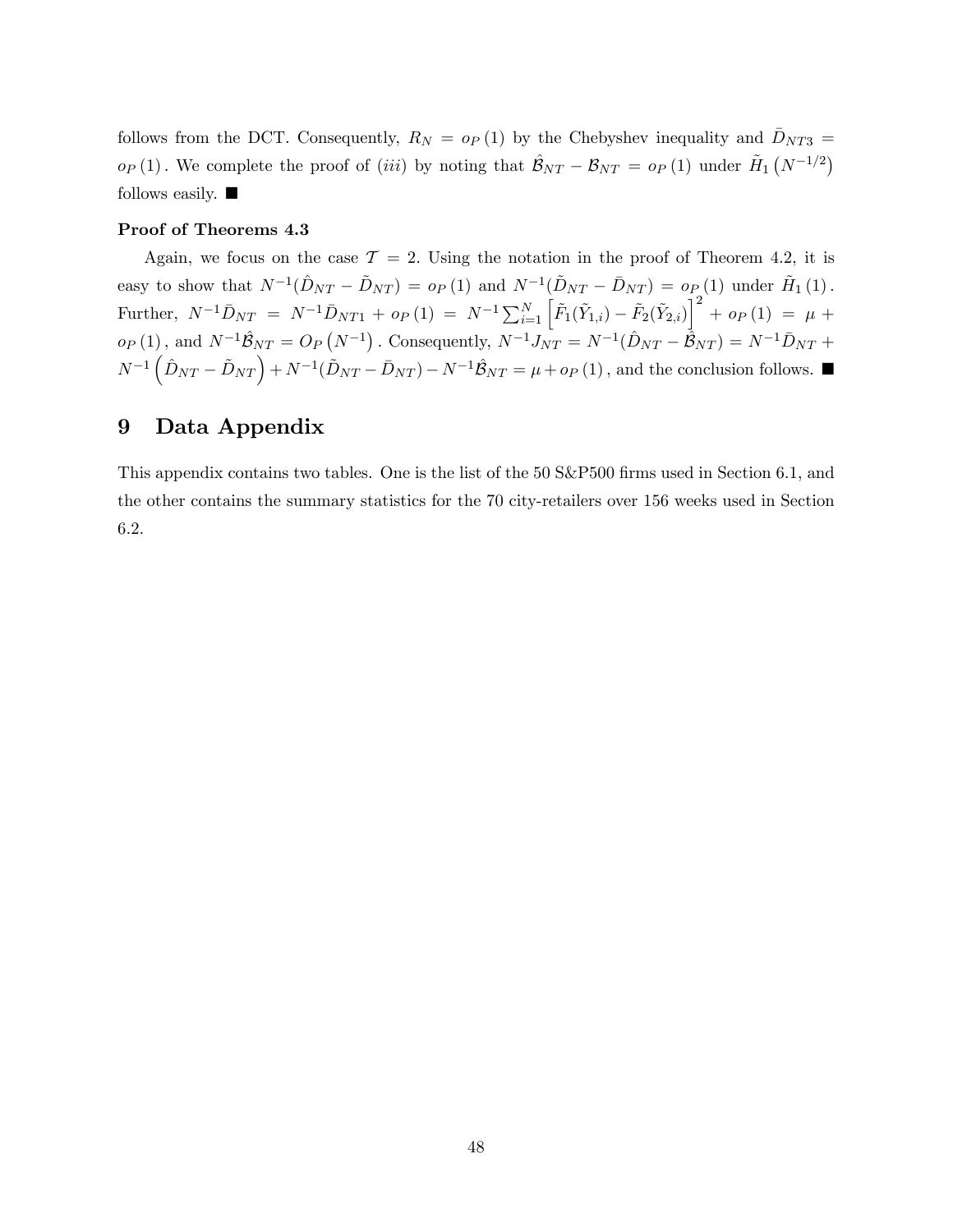follows from the DCT. Consequently, $R_N = o_P(1)$ by the Chebyshev inequality and $\bar{D}_{NT3} = o_P(1)$. We complete the proof of $(iii)$ by noting that $\hat{\mathcal{B}}_{NT} - \mathcal{B}_{NT} = o_P(1)$ under $\tilde{H}_1(N^{-1/2})$ follows easily. ■

**Proof of Theorems 4.3**

Again, we focus on the case $\mathcal{T} = 2$. Using the notation in the proof of Theorem 4.2, it is easy to show that $N^{-1}(\hat{D}_{NT} - \tilde{D}_{NT}) = o_P(1)$ and $N^{-1}(\tilde{D}_{NT} - \bar{D}_{NT}) = o_P(1)$ under $\tilde{H}_1(1)$. Further, $N^{-1}\bar{D}_{NT} = N^{-1}\bar{D}_{NT1} + o_P(1) = N^{-1}\sum_{i=1}^{N}\left[\tilde{F}_1(\tilde{Y}_{1,i}) - \tilde{F}_2(\tilde{Y}_{2,i})\right]^2 + o_P(1) = \mu + o_P(1)$, and $N^{-1}\hat{\mathcal{B}}_{NT} = O_P(N^{-1})$. Consequently, $N^{-1}J_{NT} = N^{-1}(\hat{D}_{NT} - \hat{\mathcal{B}}_{NT}) = N^{-1}\bar{D}_{NT} + N^{-1}\left(\hat{D}_{NT} - \tilde{D}_{NT}\right) + N^{-1}(\tilde{D}_{NT} - \bar{D}_{NT}) - N^{-1}\hat{\mathcal{B}}_{NT} = \mu + o_P(1)$, and the conclusion follows. ■

# 9 Data Appendix

This appendix contains two tables. One is the list of the 50 S&P500 firms used in Section 6.1, and the other contains the summary statistics for the 70 city-retailers over 156 weeks used in Section 6.2.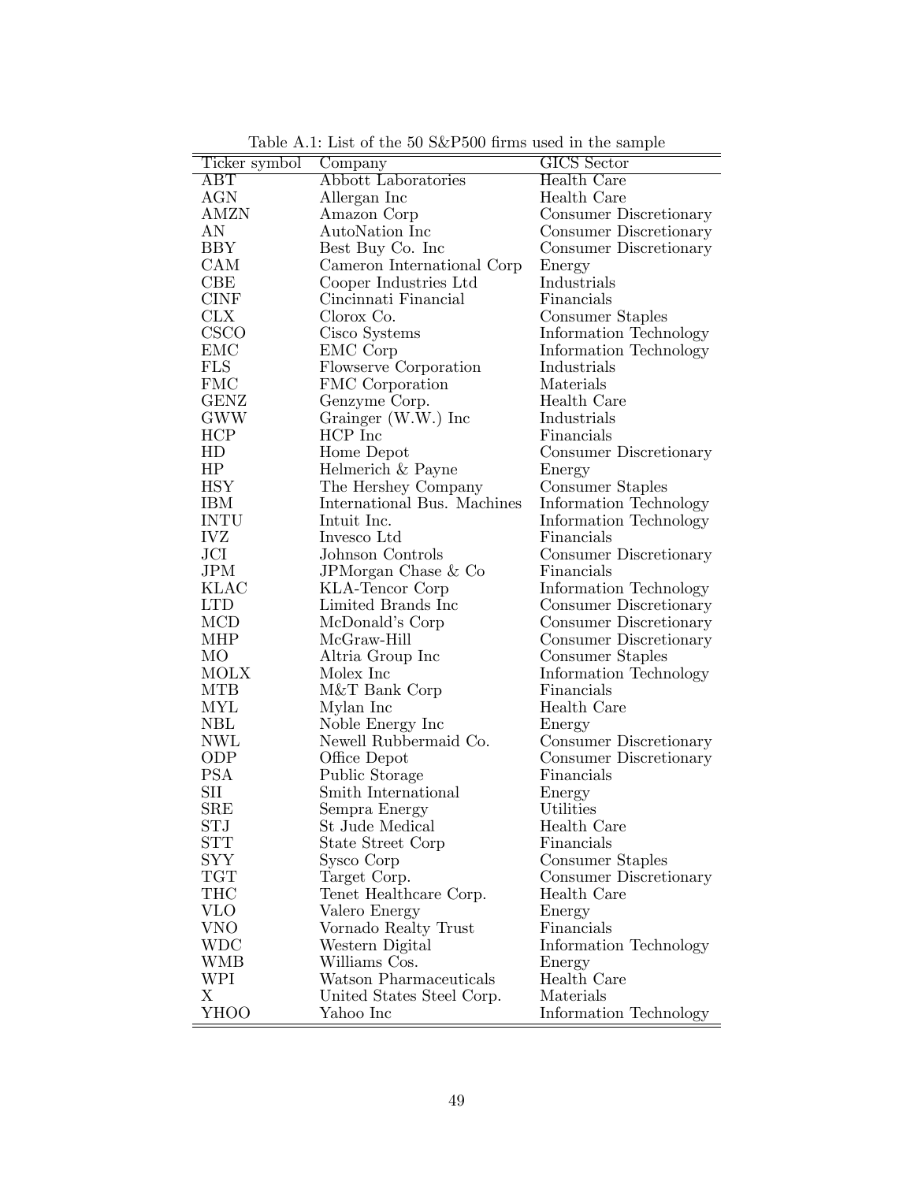Table A.1: List of the 50 S&P500 firms used in the sample

| Ticker symbol | Company | GICS Sector |
|---|---|---|
| ABT | Abbott Laboratories | Health Care |
| AGN | Allergan Inc | Health Care |
| AMZN | Amazon Corp | Consumer Discretionary |
| AN | AutoNation Inc | Consumer Discretionary |
| BBY | Best Buy Co. Inc | Consumer Discretionary |
| CAM | Cameron International Corp | Energy |
| CBE | Cooper Industries Ltd | Industrials |
| CINF | Cincinnati Financial | Financials |
| CLX | Clorox Co. | Consumer Staples |
| CSCO | Cisco Systems | Information Technology |
| EMC | EMC Corp | Information Technology |
| FLS | Flowserve Corporation | Industrials |
| FMC | FMC Corporation | Materials |
| GENZ | Genzyme Corp. | Health Care |
| GWW | Grainger (W.W.) Inc | Industrials |
| HCP | HCP Inc | Financials |
| HD | Home Depot | Consumer Discretionary |
| HP | Helmerich & Payne | Energy |
| HSY | The Hershey Company | Consumer Staples |
| IBM | International Bus. Machines | Information Technology |
| INTU | Intuit Inc. | Information Technology |
| IVZ | Invesco Ltd | Financials |
| JCI | Johnson Controls | Consumer Discretionary |
| JPM | JPMorgan Chase & Co | Financials |
| KLAC | KLA-Tencor Corp | Information Technology |
| LTD | Limited Brands Inc | Consumer Discretionary |
| MCD | McDonald's Corp | Consumer Discretionary |
| MHP | McGraw-Hill | Consumer Discretionary |
| MO | Altria Group Inc | Consumer Staples |
| MOLX | Molex Inc | Information Technology |
| MTB | M&T Bank Corp | Financials |
| MYL | Mylan Inc | Health Care |
| NBL | Noble Energy Inc | Energy |
| NWL | Newell Rubbermaid Co. | Consumer Discretionary |
| ODP | Office Depot | Consumer Discretionary |
| PSA | Public Storage | Financials |
| SII | Smith International | Energy |
| SRE | Sempra Energy | Utilities |
| STJ | St Jude Medical | Health Care |
| STT | State Street Corp | Financials |
| SYY | Sysco Corp | Consumer Staples |
| TGT | Target Corp. | Consumer Discretionary |
| THC | Tenet Healthcare Corp. | Health Care |
| VLO | Valero Energy | Energy |
| VNO | Vornado Realty Trust | Financials |
| WDC | Western Digital | Information Technology |
| WMB | Williams Cos. | Energy |
| WPI | Watson Pharmaceuticals | Health Care |
| X | United States Steel Corp. | Materials |
| YHOO | Yahoo Inc | Information Technology |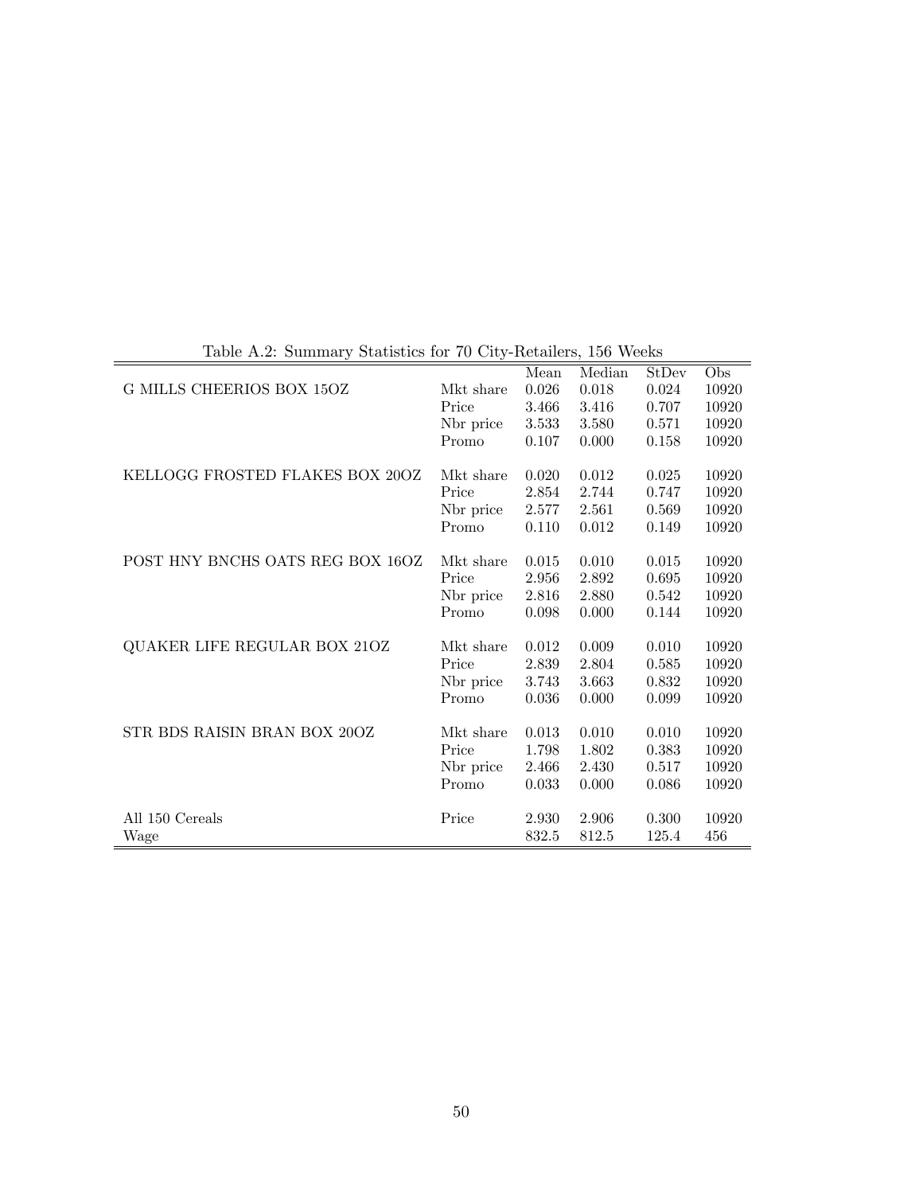Table A.2: Summary Statistics for 70 City-Retailers, 156 Weeks

| | | Mean | Median | StDev | Obs |
|---|---|---|---|---|---|
| G MILLS CHEERIOS BOX 15OZ | Mkt share | 0.026 | 0.018 | 0.024 | 10920 |
| | Price | 3.466 | 3.416 | 0.707 | 10920 |
| | Nbr price | 3.533 | 3.580 | 0.571 | 10920 |
| | Promo | 0.107 | 0.000 | 0.158 | 10920 |
| KELLOGG FROSTED FLAKES BOX 20OZ | Mkt share | 0.020 | 0.012 | 0.025 | 10920 |
| | Price | 2.854 | 2.744 | 0.747 | 10920 |
| | Nbr price | 2.577 | 2.561 | 0.569 | 10920 |
| | Promo | 0.110 | 0.012 | 0.149 | 10920 |
| POST HNY BNCHS OATS REG BOX 16OZ | Mkt share | 0.015 | 0.010 | 0.015 | 10920 |
| | Price | 2.956 | 2.892 | 0.695 | 10920 |
| | Nbr price | 2.816 | 2.880 | 0.542 | 10920 |
| | Promo | 0.098 | 0.000 | 0.144 | 10920 |
| QUAKER LIFE REGULAR BOX 21OZ | Mkt share | 0.012 | 0.009 | 0.010 | 10920 |
| | Price | 2.839 | 2.804 | 0.585 | 10920 |
| | Nbr price | 3.743 | 3.663 | 0.832 | 10920 |
| | Promo | 0.036 | 0.000 | 0.099 | 10920 |
| STR BDS RAISIN BRAN BOX 20OZ | Mkt share | 0.013 | 0.010 | 0.010 | 10920 |
| | Price | 1.798 | 1.802 | 0.383 | 10920 |
| | Nbr price | 2.466 | 2.430 | 0.517 | 10920 |
| | Promo | 0.033 | 0.000 | 0.086 | 10920 |
| All 150 Cereals | Price | 2.930 | 2.906 | 0.300 | 10920 |
| Wage | | 832.5 | 812.5 | 125.4 | 456 |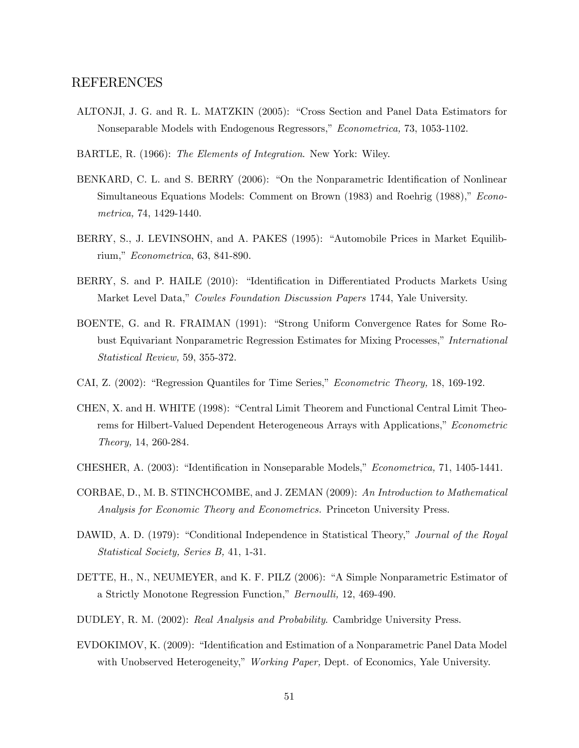## REFERENCES

ALTONJI, J. G. and R. L. MATZKIN (2005): "Cross Section and Panel Data Estimators for Nonseparable Models with Endogenous Regressors," *Econometrica,* 73, 1053-1102.

BARTLE, R. (1966): *The Elements of Integration*. New York: Wiley.

BENKARD, C. L. and S. BERRY (2006): "On the Nonparametric Identification of Nonlinear Simultaneous Equations Models: Comment on Brown (1983) and Roehrig (1988)," *Econometrica,* 74, 1429-1440.

BERRY, S., J. LEVINSOHN, and A. PAKES (1995): "Automobile Prices in Market Equilibrium," *Econometrica*, 63, 841-890.

BERRY, S. and P. HAILE (2010): "Identification in Differentiated Products Markets Using Market Level Data," *Cowles Foundation Discussion Papers* 1744, Yale University.

BOENTE, G. and R. FRAIMAN (1991): "Strong Uniform Convergence Rates for Some Robust Equivariant Nonparametric Regression Estimates for Mixing Processes," *International Statistical Review,* 59, 355-372.

CAI, Z. (2002): "Regression Quantiles for Time Series," *Econometric Theory,* 18, 169-192.

CHEN, X. and H. WHITE (1998): "Central Limit Theorem and Functional Central Limit Theorems for Hilbert-Valued Dependent Heterogeneous Arrays with Applications," *Econometric Theory,* 14, 260-284.

CHESHER, A. (2003): "Identification in Nonseparable Models," *Econometrica,* 71, 1405-1441.

CORBAE, D., M. B. STINCHCOMBE, and J. ZEMAN (2009): *An Introduction to Mathematical Analysis for Economic Theory and Econometrics.* Princeton University Press.

DAWID, A. D. (1979): "Conditional Independence in Statistical Theory," *Journal of the Royal Statistical Society, Series B,* 41, 1-31.

DETTE, H., N., NEUMEYER, and K. F. PILZ (2006): "A Simple Nonparametric Estimator of a Strictly Monotone Regression Function," *Bernoulli,* 12, 469-490.

DUDLEY, R. M. (2002): *Real Analysis and Probability*. Cambridge University Press.

EVDOKIMOV, K. (2009): "Identification and Estimation of a Nonparametric Panel Data Model with Unobserved Heterogeneity," *Working Paper,* Dept. of Economics, Yale University.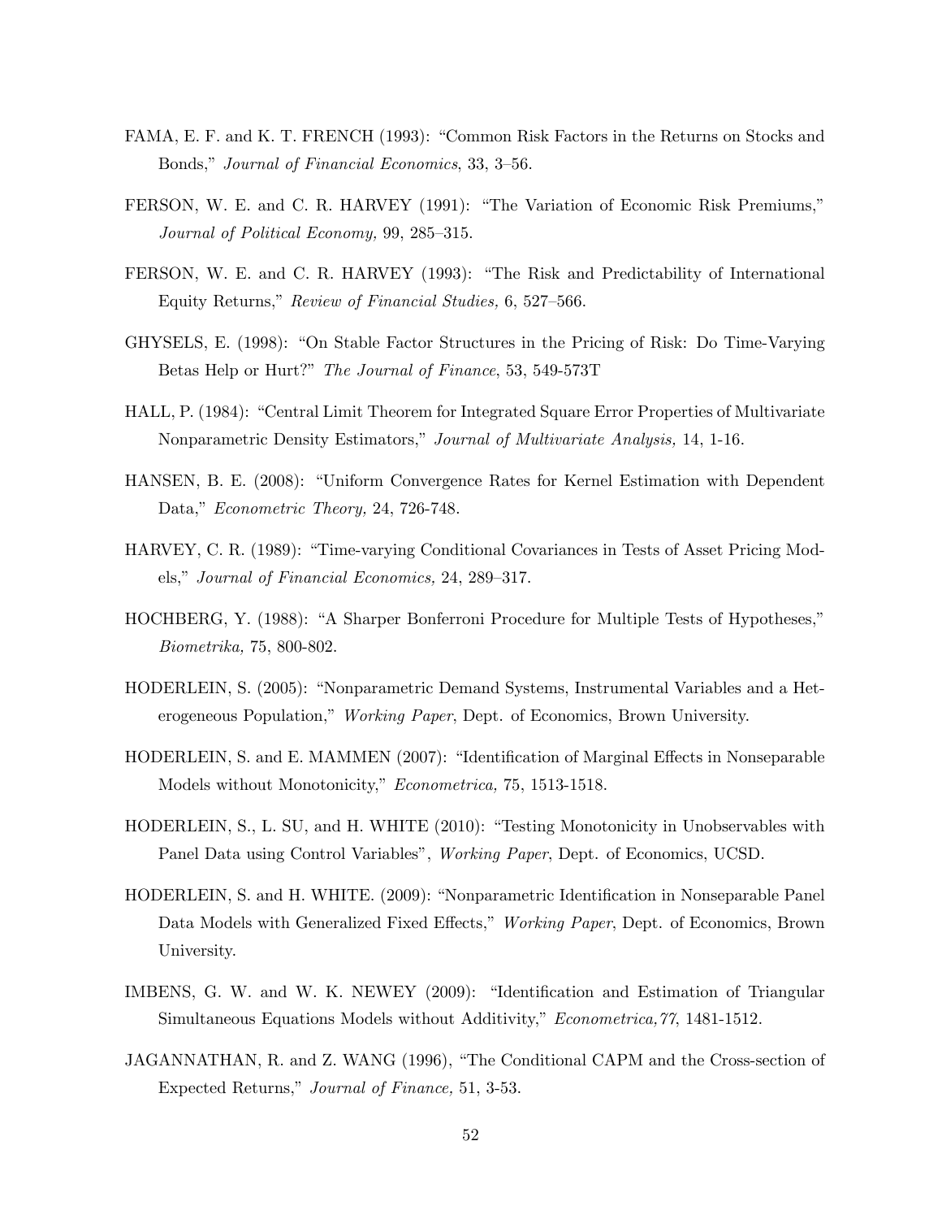FAMA, E. F. and K. T. FRENCH (1993): "Common Risk Factors in the Returns on Stocks and Bonds," *Journal of Financial Economics*, 33, 3–56.

FERSON, W. E. and C. R. HARVEY (1991): "The Variation of Economic Risk Premiums," *Journal of Political Economy,* 99, 285–315.

FERSON, W. E. and C. R. HARVEY (1993): "The Risk and Predictability of International Equity Returns," *Review of Financial Studies,* 6, 527–566.

GHYSELS, E. (1998): "On Stable Factor Structures in the Pricing of Risk: Do Time-Varying Betas Help or Hurt?" *The Journal of Finance*, 53, 549-573T

HALL, P. (1984): "Central Limit Theorem for Integrated Square Error Properties of Multivariate Nonparametric Density Estimators," *Journal of Multivariate Analysis,* 14, 1-16.

HANSEN, B. E. (2008): "Uniform Convergence Rates for Kernel Estimation with Dependent Data," *Econometric Theory,* 24, 726-748.

HARVEY, C. R. (1989): "Time-varying Conditional Covariances in Tests of Asset Pricing Models," *Journal of Financial Economics,* 24, 289–317.

HOCHBERG, Y. (1988): "A Sharper Bonferroni Procedure for Multiple Tests of Hypotheses," *Biometrika,* 75, 800-802.

HODERLEIN, S. (2005): "Nonparametric Demand Systems, Instrumental Variables and a Heterogeneous Population," *Working Paper*, Dept. of Economics, Brown University.

HODERLEIN, S. and E. MAMMEN (2007): "Identification of Marginal Effects in Nonseparable Models without Monotonicity," *Econometrica,* 75, 1513-1518.

HODERLEIN, S., L. SU, and H. WHITE (2010): "Testing Monotonicity in Unobservables with Panel Data using Control Variables", *Working Paper*, Dept. of Economics, UCSD.

HODERLEIN, S. and H. WHITE. (2009): "Nonparametric Identification in Nonseparable Panel Data Models with Generalized Fixed Effects," *Working Paper*, Dept. of Economics, Brown University.

IMBENS, G. W. and W. K. NEWEY (2009): "Identification and Estimation of Triangular Simultaneous Equations Models without Additivity," *Econometrica,77*, 1481-1512.

JAGANNATHAN, R. and Z. WANG (1996), "The Conditional CAPM and the Cross-section of Expected Returns," *Journal of Finance,* 51, 3-53.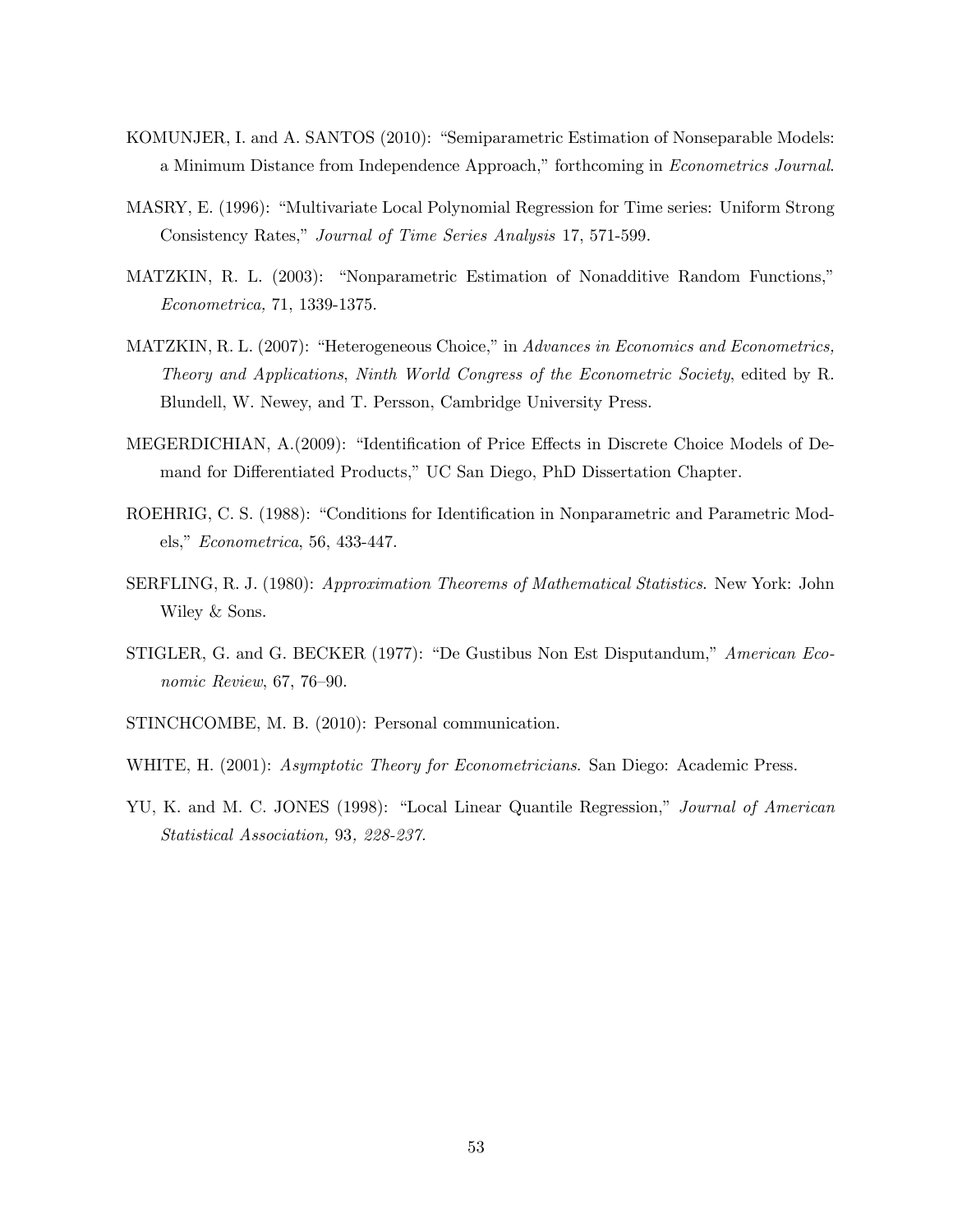KOMUNJER, I. and A. SANTOS (2010): "Semiparametric Estimation of Nonseparable Models: a Minimum Distance from Independence Approach," forthcoming in *Econometrics Journal*.

MASRY, E. (1996): "Multivariate Local Polynomial Regression for Time series: Uniform Strong Consistency Rates," *Journal of Time Series Analysis* 17, 571-599.

MATZKIN, R. L. (2003): "Nonparametric Estimation of Nonadditive Random Functions," *Econometrica,* 71, 1339-1375.

MATZKIN, R. L. (2007): "Heterogeneous Choice," in *Advances in Economics and Econometrics, Theory and Applications*, *Ninth World Congress of the Econometric Society*, edited by R. Blundell, W. Newey, and T. Persson, Cambridge University Press.

MEGERDICHIAN, A.(2009): "Identification of Price Effects in Discrete Choice Models of Demand for Differentiated Products," UC San Diego, PhD Dissertation Chapter.

ROEHRIG, C. S. (1988): "Conditions for Identification in Nonparametric and Parametric Models," *Econometrica*, 56, 433-447.

SERFLING, R. J. (1980): *Approximation Theorems of Mathematical Statistics*. New York: John Wiley & Sons.

STIGLER, G. and G. BECKER (1977): "De Gustibus Non Est Disputandum," *American Economic Review*, 67, 76–90.

STINCHCOMBE, M. B. (2010): Personal communication.

WHITE, H. (2001): *Asymptotic Theory for Econometricians*. San Diego: Academic Press.

YU, K. and M. C. JONES (1998): "Local Linear Quantile Regression," *Journal of American Statistical Association,* 93*, 228-237.*